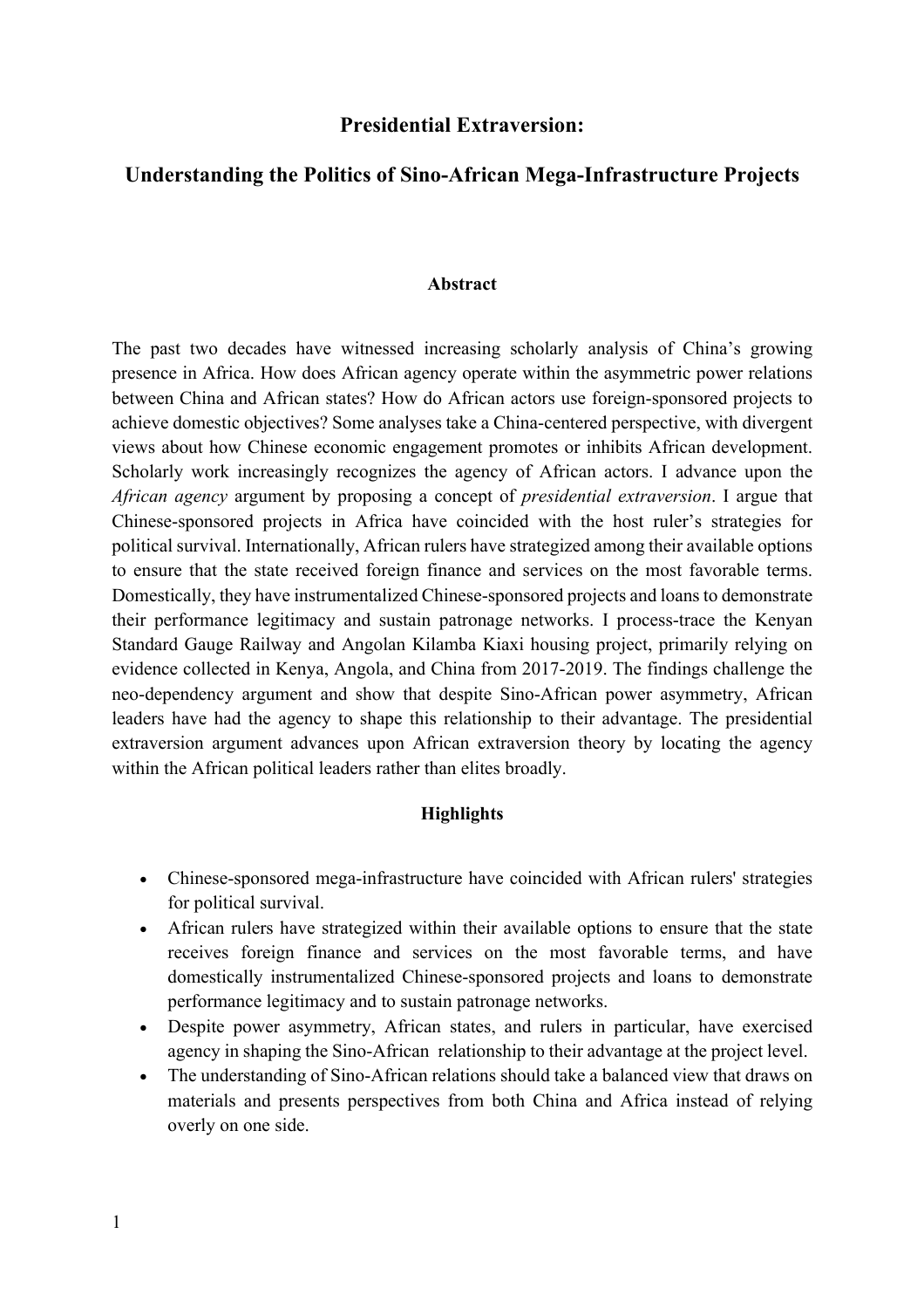# Presidential Extraversion:

# Understanding the Politics of Sino-African Mega-Infrastructure Projects

## Abstract

The past two decades have witnessed increasing scholarly analysis of China's growing presence in Africa. How does African agency operate within the asymmetric power relations between China and African states? How do African actors use foreign-sponsored projects to achieve domestic objectives? Some analyses take a China-centered perspective, with divergent views about how Chinese economic engagement promotes or inhibits African development. Scholarly work increasingly recognizes the agency of African actors. I advance upon the *African agency* argument by proposing a concept of *presidential extraversion*. I argue that Chinese-sponsored projects in Africa have coincided with the host ruler's strategies for political survival. Internationally, African rulers have strategized among their available options to ensure that the state received foreign finance and services on the most favorable terms. Domestically, they have instrumentalized Chinese-sponsored projects and loans to demonstrate their performance legitimacy and sustain patronage networks. I process-trace the Kenyan Standard Gauge Railway and Angolan Kilamba Kiaxi housing project, primarily relying on evidence collected in Kenya, Angola, and China from 2017-2019. The findings challenge the neo-dependency argument and show that despite Sino-African power asymmetry, African leaders have had the agency to shape this relationship to their advantage. The presidential extraversion argument advances upon African extraversion theory by locating the agency within the African political leaders rather than elites broadly.

## Highlights

- Chinese-sponsored mega-infrastructure have coincided with African rulers' strategies for political survival.
- African rulers have strategized within their available options to ensure that the state receives foreign finance and services on the most favorable terms, and have domestically instrumentalized Chinese-sponsored projects and loans to demonstrate performance legitimacy and to sustain patronage networks.
- Despite power asymmetry, African states, and rulers in particular, have exercised agency in shaping the Sino-African relationship to their advantage at the project level.
- The understanding of Sino-African relations should take a balanced view that draws on materials and presents perspectives from both China and Africa instead of relying overly on one side.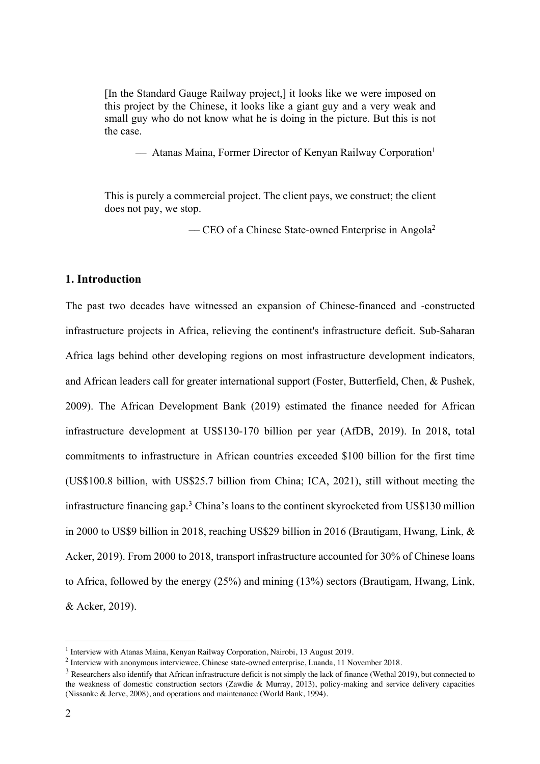> [In the Standard Gauge Railway project,] it looks like we were imposed on this project by the Chinese, it looks like a giant guy and a very weak and small guy who do not know what he is doing in the picture. But this is not the case.
>
> — Atanas Maina, Former Director of Kenyan Railway Corporation[1]

> This is purely a commercial project. The client pays, we construct; the client does not pay, we stop.
>
> — CEO of a Chinese State-owned Enterprise in Angola[2]

## 1. Introduction

The past two decades have witnessed an expansion of Chinese-financed and -constructed infrastructure projects in Africa, relieving the continent's infrastructure deficit. Sub-Saharan Africa lags behind other developing regions on most infrastructure development indicators, and African leaders call for greater international support (Foster, Butterfield, Chen, & Pushek, 2009). The African Development Bank (2019) estimated the finance needed for African infrastructure development at US$130-170 billion per year (AfDB, 2019). In 2018, total commitments to infrastructure in African countries exceeded $100 billion for the first time (US$100.8 billion, with US$25.7 billion from China; ICA, 2021), still without meeting the infrastructure financing gap.[3] China's loans to the continent skyrocketed from US$130 million in 2000 to US$9 billion in 2018, reaching US$29 billion in 2016 (Brautigam, Hwang, Link, & Acker, 2019). From 2000 to 2018, transport infrastructure accounted for 30% of Chinese loans to Africa, followed by the energy (25%) and mining (13%) sectors (Brautigam, Hwang, Link, & Acker, 2019).

---

[1] Interview with Atanas Maina, Kenyan Railway Corporation, Nairobi, 13 August 2019.

[2] Interview with anonymous interviewee, Chinese state-owned enterprise, Luanda, 11 November 2018.

[3] Researchers also identify that African infrastructure deficit is not simply the lack of finance (Wethal 2019), but connected to the weakness of domestic construction sectors (Zawdie & Murray, 2013), policy-making and service delivery capacities (Nissanke & Jerve, 2008), and operations and maintenance (World Bank, 1994).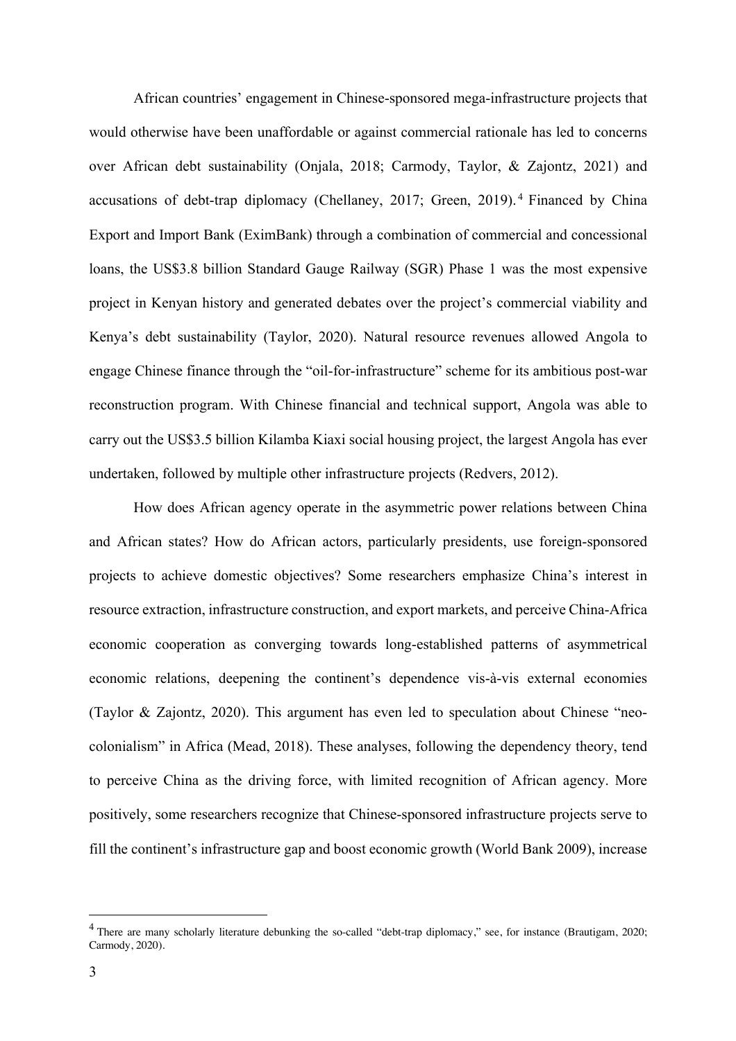African countries' engagement in Chinese-sponsored mega-infrastructure projects that would otherwise have been unaffordable or against commercial rationale has led to concerns over African debt sustainability (Onjala, 2018; Carmody, Taylor, & Zajontz, 2021) and accusations of debt-trap diplomacy (Chellaney, 2017; Green, 2019).[4] Financed by China Export and Import Bank (EximBank) through a combination of commercial and concessional loans, the US$3.8 billion Standard Gauge Railway (SGR) Phase 1 was the most expensive project in Kenyan history and generated debates over the project's commercial viability and Kenya's debt sustainability (Taylor, 2020). Natural resource revenues allowed Angola to engage Chinese finance through the "oil-for-infrastructure" scheme for its ambitious post-war reconstruction program. With Chinese financial and technical support, Angola was able to carry out the US$3.5 billion Kilamba Kiaxi social housing project, the largest Angola has ever undertaken, followed by multiple other infrastructure projects (Redvers, 2012).

How does African agency operate in the asymmetric power relations between China and African states? How do African actors, particularly presidents, use foreign-sponsored projects to achieve domestic objectives? Some researchers emphasize China's interest in resource extraction, infrastructure construction, and export markets, and perceive China-Africa economic cooperation as converging towards long-established patterns of asymmetrical economic relations, deepening the continent's dependence vis-à-vis external economies (Taylor & Zajontz, 2020). This argument has even led to speculation about Chinese "neo-colonialism" in Africa (Mead, 2018). These analyses, following the dependency theory, tend to perceive China as the driving force, with limited recognition of African agency. More positively, some researchers recognize that Chinese-sponsored infrastructure projects serve to fill the continent's infrastructure gap and boost economic growth (World Bank 2009), increase

[4] There are many scholarly literature debunking the so-called "debt-trap diplomacy," see, for instance (Brautigam, 2020; Carmody, 2020).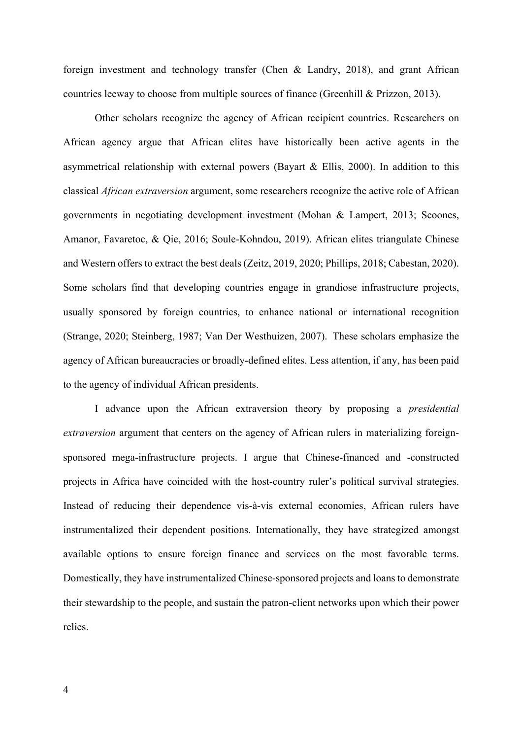foreign investment and technology transfer (Chen & Landry, 2018), and grant African countries leeway to choose from multiple sources of finance (Greenhill & Prizzon, 2013).

Other scholars recognize the agency of African recipient countries. Researchers on African agency argue that African elites have historically been active agents in the asymmetrical relationship with external powers (Bayart & Ellis, 2000). In addition to this classical *African extraversion* argument, some researchers recognize the active role of African governments in negotiating development investment (Mohan & Lampert, 2013; Scoones, Amanor, Favaretoc, & Qie, 2016; Soule-Kohndou, 2019). African elites triangulate Chinese and Western offers to extract the best deals (Zeitz, 2019, 2020; Phillips, 2018; Cabestan, 2020). Some scholars find that developing countries engage in grandiose infrastructure projects, usually sponsored by foreign countries, to enhance national or international recognition (Strange, 2020; Steinberg, 1987; Van Der Westhuizen, 2007). These scholars emphasize the agency of African bureaucracies or broadly-defined elites. Less attention, if any, has been paid to the agency of individual African presidents.

I advance upon the African extraversion theory by proposing a *presidential extraversion* argument that centers on the agency of African rulers in materializing foreign-sponsored mega-infrastructure projects. I argue that Chinese-financed and -constructed projects in Africa have coincided with the host-country ruler's political survival strategies. Instead of reducing their dependence vis-à-vis external economies, African rulers have instrumentalized their dependent positions. Internationally, they have strategized amongst available options to ensure foreign finance and services on the most favorable terms. Domestically, they have instrumentalized Chinese-sponsored projects and loans to demonstrate their stewardship to the people, and sustain the patron-client networks upon which their power relies.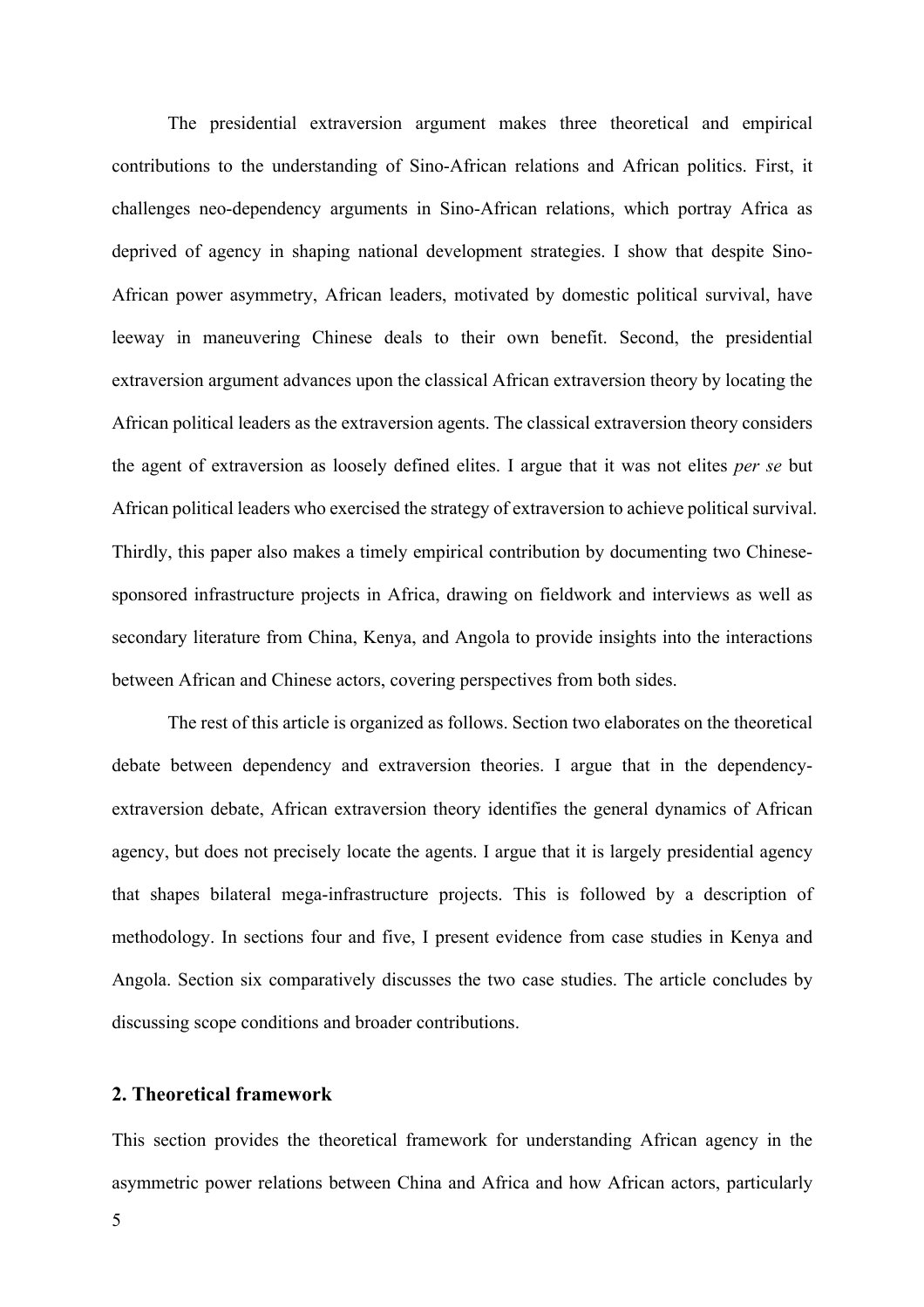The presidential extraversion argument makes three theoretical and empirical contributions to the understanding of Sino-African relations and African politics. First, it challenges neo-dependency arguments in Sino-African relations, which portray Africa as deprived of agency in shaping national development strategies. I show that despite Sino-African power asymmetry, African leaders, motivated by domestic political survival, have leeway in maneuvering Chinese deals to their own benefit. Second, the presidential extraversion argument advances upon the classical African extraversion theory by locating the African political leaders as the extraversion agents. The classical extraversion theory considers the agent of extraversion as loosely defined elites. I argue that it was not elites *per se* but African political leaders who exercised the strategy of extraversion to achieve political survival. Thirdly, this paper also makes a timely empirical contribution by documenting two Chinese-sponsored infrastructure projects in Africa, drawing on fieldwork and interviews as well as secondary literature from China, Kenya, and Angola to provide insights into the interactions between African and Chinese actors, covering perspectives from both sides.

The rest of this article is organized as follows. Section two elaborates on the theoretical debate between dependency and extraversion theories. I argue that in the dependency-extraversion debate, African extraversion theory identifies the general dynamics of African agency, but does not precisely locate the agents. I argue that it is largely presidential agency that shapes bilateral mega-infrastructure projects. This is followed by a description of methodology. In sections four and five, I present evidence from case studies in Kenya and Angola. Section six comparatively discusses the two case studies. The article concludes by discussing scope conditions and broader contributions.

## 2. Theoretical framework

This section provides the theoretical framework for understanding African agency in the asymmetric power relations between China and Africa and how African actors, particularly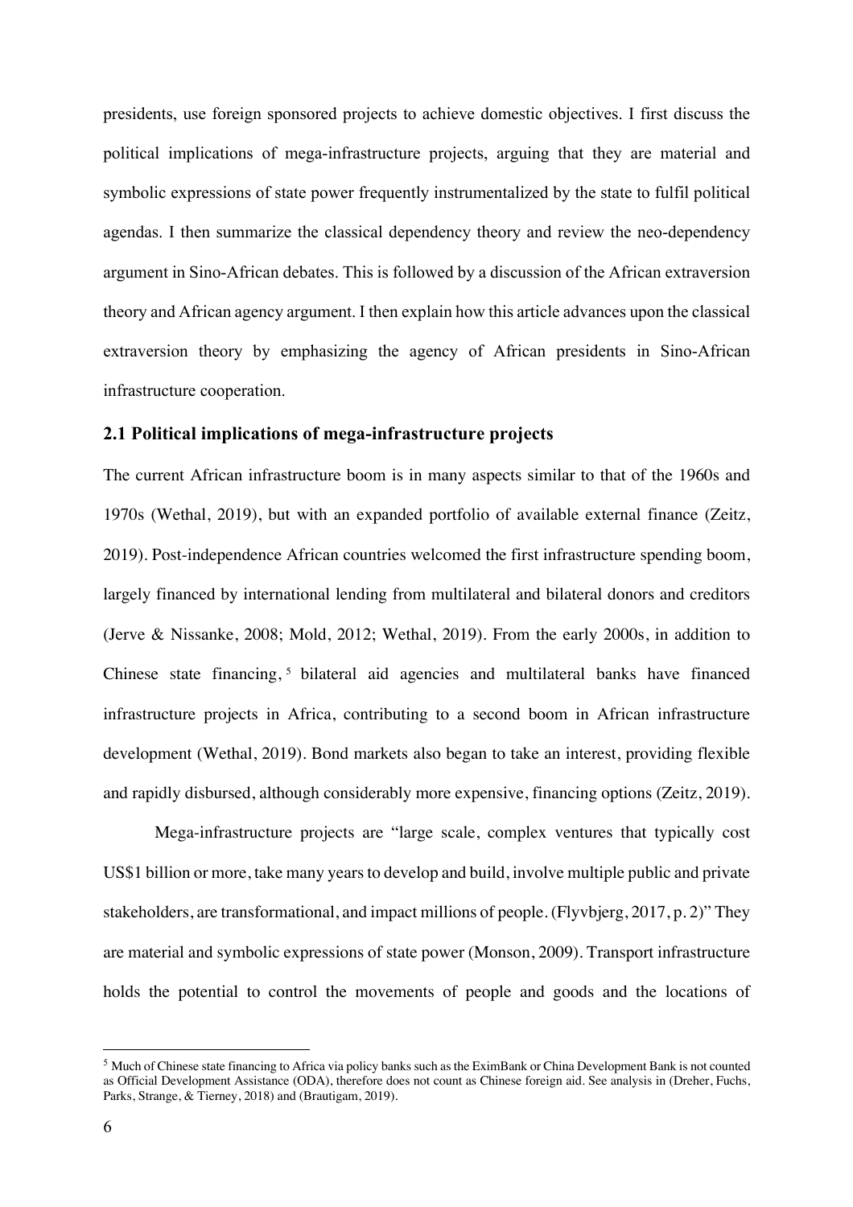presidents, use foreign sponsored projects to achieve domestic objectives. I first discuss the political implications of mega-infrastructure projects, arguing that they are material and symbolic expressions of state power frequently instrumentalized by the state to fulfil political agendas. I then summarize the classical dependency theory and review the neo-dependency argument in Sino-African debates. This is followed by a discussion of the African extraversion theory and African agency argument. I then explain how this article advances upon the classical extraversion theory by emphasizing the agency of African presidents in Sino-African infrastructure cooperation.

## 2.1 Political implications of mega-infrastructure projects

The current African infrastructure boom is in many aspects similar to that of the 1960s and 1970s (Wethal, 2019), but with an expanded portfolio of available external finance (Zeitz, 2019). Post-independence African countries welcomed the first infrastructure spending boom, largely financed by international lending from multilateral and bilateral donors and creditors (Jerve & Nissanke, 2008; Mold, 2012; Wethal, 2019). From the early 2000s, in addition to Chinese state financing,[5] bilateral aid agencies and multilateral banks have financed infrastructure projects in Africa, contributing to a second boom in African infrastructure development (Wethal, 2019). Bond markets also began to take an interest, providing flexible and rapidly disbursed, although considerably more expensive, financing options (Zeitz, 2019).

Mega-infrastructure projects are "large scale, complex ventures that typically cost US$1 billion or more, take many years to develop and build, involve multiple public and private stakeholders, are transformational, and impact millions of people. (Flyvbjerg, 2017, p. 2)" They are material and symbolic expressions of state power (Monson, 2009). Transport infrastructure holds the potential to control the movements of people and goods and the locations of

[5] Much of Chinese state financing to Africa via policy banks such as the EximBank or China Development Bank is not counted as Official Development Assistance (ODA), therefore does not count as Chinese foreign aid. See analysis in (Dreher, Fuchs, Parks, Strange, & Tierney, 2018) and (Brautigam, 2019).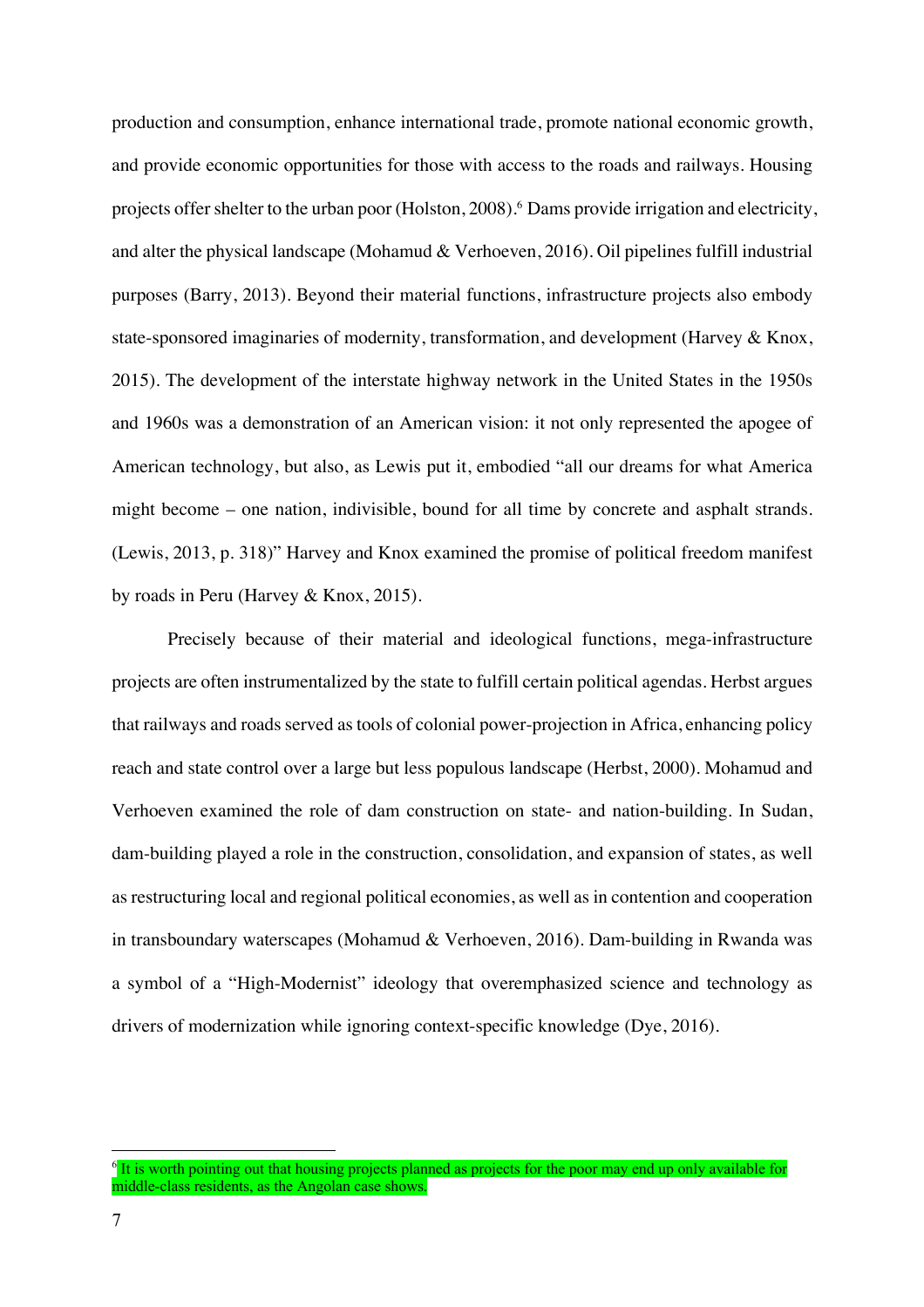production and consumption, enhance international trade, promote national economic growth, and provide economic opportunities for those with access to the roads and railways. Housing projects offer shelter to the urban poor (Holston, 2008).[6] Dams provide irrigation and electricity, and alter the physical landscape (Mohamud & Verhoeven, 2016). Oil pipelines fulfill industrial purposes (Barry, 2013). Beyond their material functions, infrastructure projects also embody state-sponsored imaginaries of modernity, transformation, and development (Harvey & Knox, 2015). The development of the interstate highway network in the United States in the 1950s and 1960s was a demonstration of an American vision: it not only represented the apogee of American technology, but also, as Lewis put it, embodied "all our dreams for what America might become – one nation, indivisible, bound for all time by concrete and asphalt strands. (Lewis, 2013, p. 318)" Harvey and Knox examined the promise of political freedom manifest by roads in Peru (Harvey & Knox, 2015).

Precisely because of their material and ideological functions, mega-infrastructure projects are often instrumentalized by the state to fulfill certain political agendas. Herbst argues that railways and roads served as tools of colonial power-projection in Africa, enhancing policy reach and state control over a large but less populous landscape (Herbst, 2000). Mohamud and Verhoeven examined the role of dam construction on state- and nation-building. In Sudan, dam-building played a role in the construction, consolidation, and expansion of states, as well as restructuring local and regional political economies, as well as in contention and cooperation in transboundary waterscapes (Mohamud & Verhoeven, 2016). Dam-building in Rwanda was a symbol of a "High-Modernist" ideology that overemphasized science and technology as drivers of modernization while ignoring context-specific knowledge (Dye, 2016).

[6] It is worth pointing out that housing projects planned as projects for the poor may end up only available for middle-class residents, as the Angolan case shows.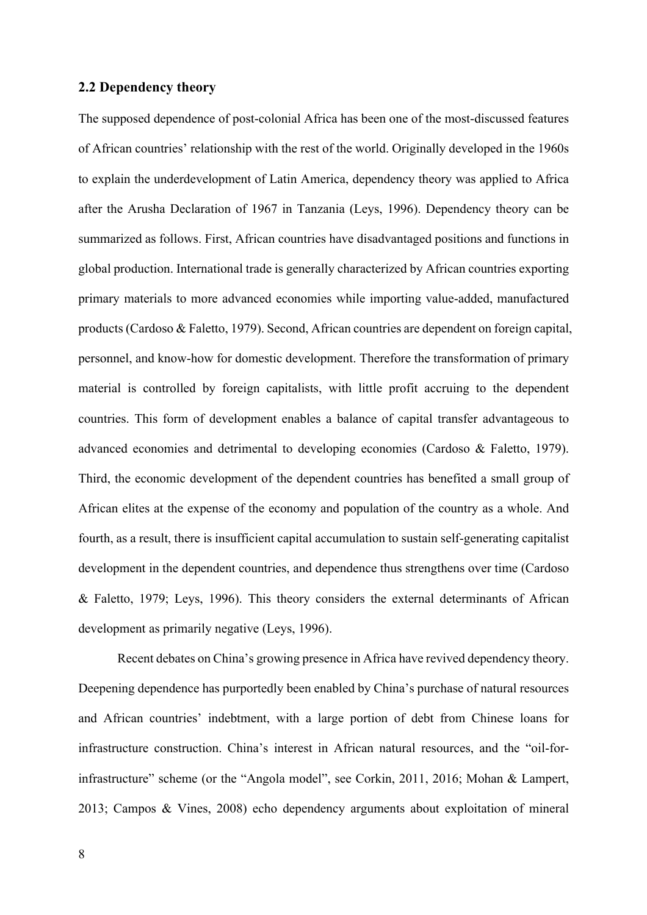## 2.2 Dependency theory

The supposed dependence of post-colonial Africa has been one of the most-discussed features of African countries' relationship with the rest of the world. Originally developed in the 1960s to explain the underdevelopment of Latin America, dependency theory was applied to Africa after the Arusha Declaration of 1967 in Tanzania (Leys, 1996). Dependency theory can be summarized as follows. First, African countries have disadvantaged positions and functions in global production. International trade is generally characterized by African countries exporting primary materials to more advanced economies while importing value-added, manufactured products (Cardoso & Faletto, 1979). Second, African countries are dependent on foreign capital, personnel, and know-how for domestic development. Therefore the transformation of primary material is controlled by foreign capitalists, with little profit accruing to the dependent countries. This form of development enables a balance of capital transfer advantageous to advanced economies and detrimental to developing economies (Cardoso & Faletto, 1979). Third, the economic development of the dependent countries has benefited a small group of African elites at the expense of the economy and population of the country as a whole. And fourth, as a result, there is insufficient capital accumulation to sustain self-generating capitalist development in the dependent countries, and dependence thus strengthens over time (Cardoso & Faletto, 1979; Leys, 1996). This theory considers the external determinants of African development as primarily negative (Leys, 1996).

Recent debates on China's growing presence in Africa have revived dependency theory. Deepening dependence has purportedly been enabled by China's purchase of natural resources and African countries' indebtment, with a large portion of debt from Chinese loans for infrastructure construction. China's interest in African natural resources, and the "oil-for-infrastructure" scheme (or the "Angola model", see Corkin, 2011, 2016; Mohan & Lampert, 2013; Campos & Vines, 2008) echo dependency arguments about exploitation of mineral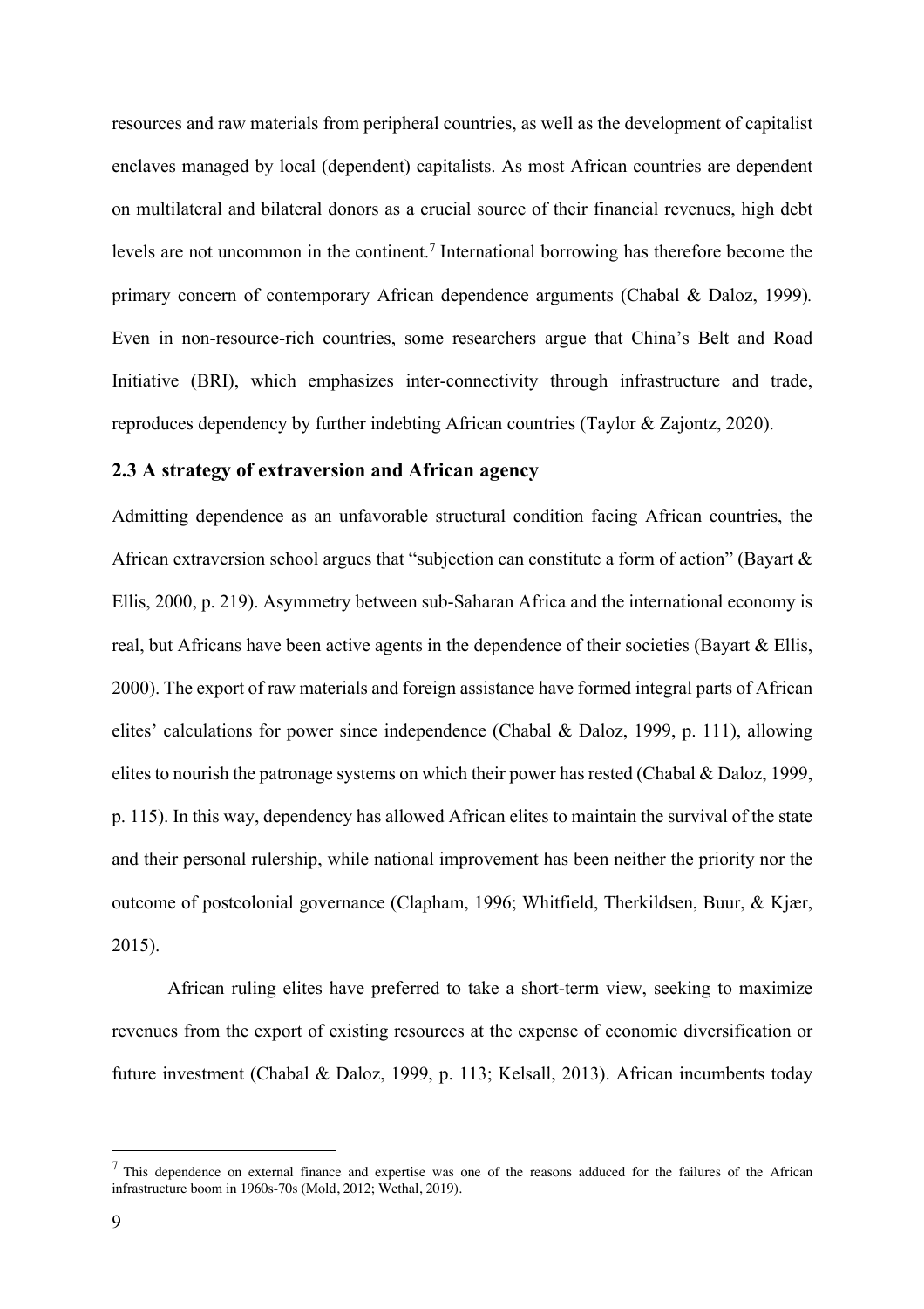resources and raw materials from peripheral countries, as well as the development of capitalist enclaves managed by local (dependent) capitalists. As most African countries are dependent on multilateral and bilateral donors as a crucial source of their financial revenues, high debt levels are not uncommon in the continent.[7] International borrowing has therefore become the primary concern of contemporary African dependence arguments (Chabal & Daloz, 1999). Even in non-resource-rich countries, some researchers argue that China's Belt and Road Initiative (BRI), which emphasizes inter-connectivity through infrastructure and trade, reproduces dependency by further indebting African countries (Taylor & Zajontz, 2020).

### 2.3 A strategy of extraversion and African agency

Admitting dependence as an unfavorable structural condition facing African countries, the African extraversion school argues that "subjection can constitute a form of action" (Bayart & Ellis, 2000, p. 219). Asymmetry between sub-Saharan Africa and the international economy is real, but Africans have been active agents in the dependence of their societies (Bayart & Ellis, 2000). The export of raw materials and foreign assistance have formed integral parts of African elites' calculations for power since independence (Chabal & Daloz, 1999, p. 111), allowing elites to nourish the patronage systems on which their power has rested (Chabal & Daloz, 1999, p. 115). In this way, dependency has allowed African elites to maintain the survival of the state and their personal rulership, while national improvement has been neither the priority nor the outcome of postcolonial governance (Clapham, 1996; Whitfield, Therkildsen, Buur, & Kjær, 2015).

African ruling elites have preferred to take a short-term view, seeking to maximize revenues from the export of existing resources at the expense of economic diversification or future investment (Chabal & Daloz, 1999, p. 113; Kelsall, 2013). African incumbents today

---

[7] This dependence on external finance and expertise was one of the reasons adduced for the failures of the African infrastructure boom in 1960s-70s (Mold, 2012; Wethal, 2019).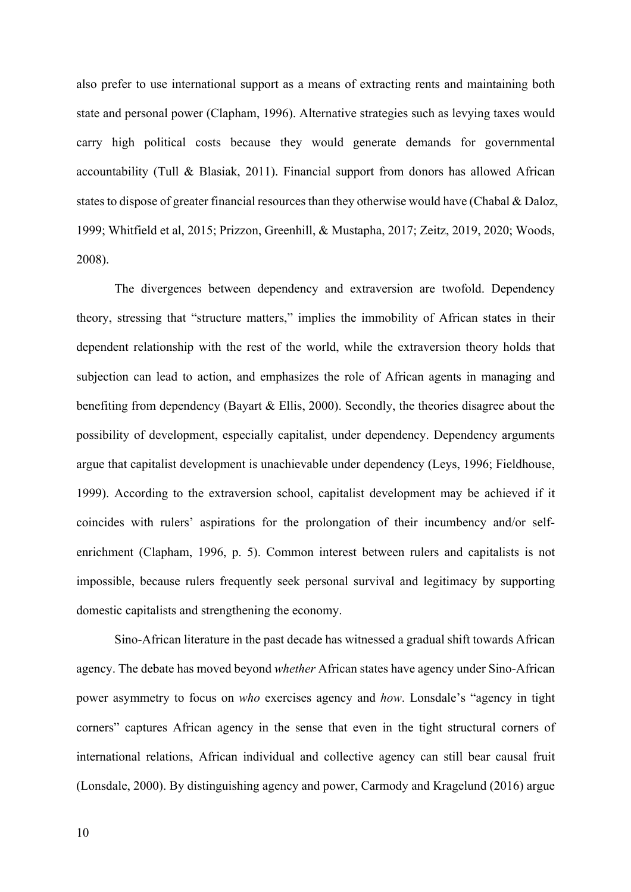also prefer to use international support as a means of extracting rents and maintaining both state and personal power (Clapham, 1996). Alternative strategies such as levying taxes would carry high political costs because they would generate demands for governmental accountability (Tull & Blasiak, 2011). Financial support from donors has allowed African states to dispose of greater financial resources than they otherwise would have (Chabal & Daloz, 1999; Whitfield et al, 2015; Prizzon, Greenhill, & Mustapha, 2017; Zeitz, 2019, 2020; Woods, 2008).

The divergences between dependency and extraversion are twofold. Dependency theory, stressing that "structure matters," implies the immobility of African states in their dependent relationship with the rest of the world, while the extraversion theory holds that subjection can lead to action, and emphasizes the role of African agents in managing and benefiting from dependency (Bayart & Ellis, 2000). Secondly, the theories disagree about the possibility of development, especially capitalist, under dependency. Dependency arguments argue that capitalist development is unachievable under dependency (Leys, 1996; Fieldhouse, 1999). According to the extraversion school, capitalist development may be achieved if it coincides with rulers' aspirations for the prolongation of their incumbency and/or self-enrichment (Clapham, 1996, p. 5). Common interest between rulers and capitalists is not impossible, because rulers frequently seek personal survival and legitimacy by supporting domestic capitalists and strengthening the economy.

Sino-African literature in the past decade has witnessed a gradual shift towards African agency. The debate has moved beyond *whether* African states have agency under Sino-African power asymmetry to focus on *who* exercises agency and *how*. Lonsdale's "agency in tight corners" captures African agency in the sense that even in the tight structural corners of international relations, African individual and collective agency can still bear causal fruit (Lonsdale, 2000). By distinguishing agency and power, Carmody and Kragelund (2016) argue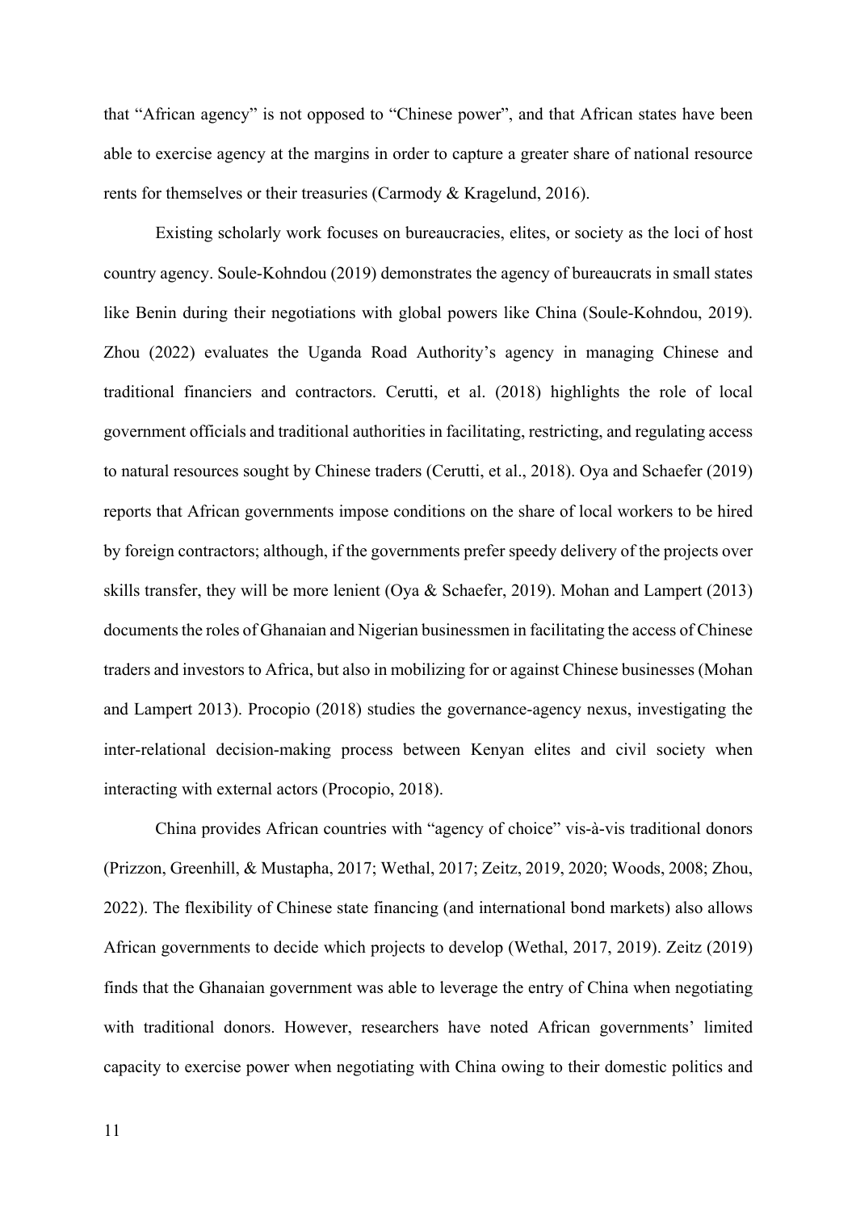that “African agency” is not opposed to “Chinese power”, and that African states have been able to exercise agency at the margins in order to capture a greater share of national resource rents for themselves or their treasuries (Carmody & Kragelund, 2016).

Existing scholarly work focuses on bureaucracies, elites, or society as the loci of host country agency. Soule-Kohndou (2019) demonstrates the agency of bureaucrats in small states like Benin during their negotiations with global powers like China (Soule-Kohndou, 2019). Zhou (2022) evaluates the Uganda Road Authority’s agency in managing Chinese and traditional financiers and contractors. Cerutti, et al. (2018) highlights the role of local government officials and traditional authorities in facilitating, restricting, and regulating access to natural resources sought by Chinese traders (Cerutti, et al., 2018). Oya and Schaefer (2019) reports that African governments impose conditions on the share of local workers to be hired by foreign contractors; although, if the governments prefer speedy delivery of the projects over skills transfer, they will be more lenient (Oya & Schaefer, 2019). Mohan and Lampert (2013) documents the roles of Ghanaian and Nigerian businessmen in facilitating the access of Chinese traders and investors to Africa, but also in mobilizing for or against Chinese businesses (Mohan and Lampert 2013). Procopio (2018) studies the governance-agency nexus, investigating the inter-relational decision-making process between Kenyan elites and civil society when interacting with external actors (Procopio, 2018).

China provides African countries with “agency of choice” vis-à-vis traditional donors (Prizzon, Greenhill, & Mustapha, 2017; Wethal, 2017; Zeitz, 2019, 2020; Woods, 2008; Zhou, 2022). The flexibility of Chinese state financing (and international bond markets) also allows African governments to decide which projects to develop (Wethal, 2017, 2019). Zeitz (2019) finds that the Ghanaian government was able to leverage the entry of China when negotiating with traditional donors. However, researchers have noted African governments’ limited capacity to exercise power when negotiating with China owing to their domestic politics and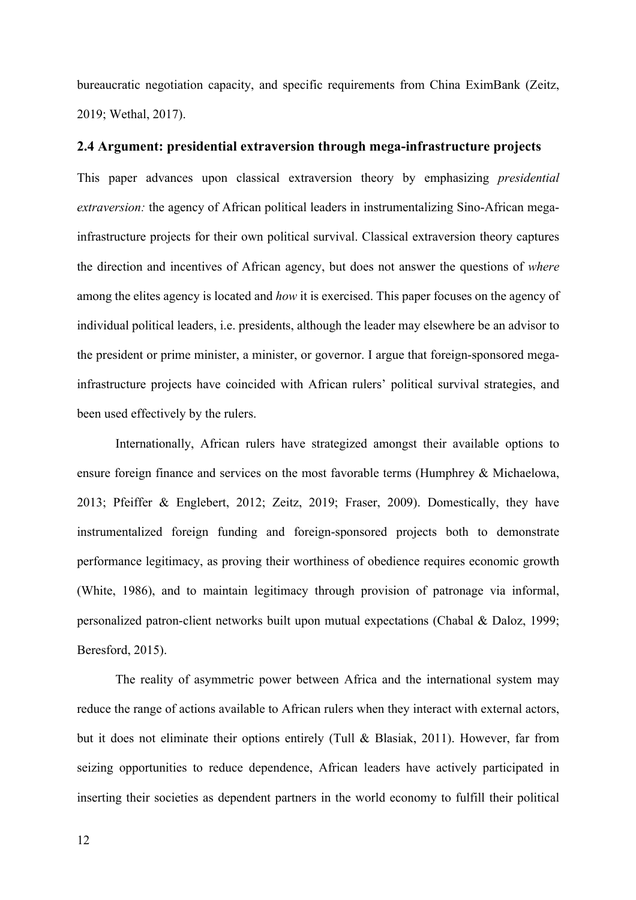bureaucratic negotiation capacity, and specific requirements from China EximBank (Zeitz, 2019; Wethal, 2017).

### 2.4 Argument: presidential extraversion through mega-infrastructure projects

This paper advances upon classical extraversion theory by emphasizing *presidential extraversion:* the agency of African political leaders in instrumentalizing Sino-African mega-infrastructure projects for their own political survival. Classical extraversion theory captures the direction and incentives of African agency, but does not answer the questions of *where* among the elites agency is located and *how* it is exercised. This paper focuses on the agency of individual political leaders, i.e. presidents, although the leader may elsewhere be an advisor to the president or prime minister, a minister, or governor. I argue that foreign-sponsored mega-infrastructure projects have coincided with African rulers' political survival strategies, and been used effectively by the rulers.

Internationally, African rulers have strategized amongst their available options to ensure foreign finance and services on the most favorable terms (Humphrey & Michaelowa, 2013; Pfeiffer & Englebert, 2012; Zeitz, 2019; Fraser, 2009). Domestically, they have instrumentalized foreign funding and foreign-sponsored projects both to demonstrate performance legitimacy, as proving their worthiness of obedience requires economic growth (White, 1986), and to maintain legitimacy through provision of patronage via informal, personalized patron-client networks built upon mutual expectations (Chabal & Daloz, 1999; Beresford, 2015).

The reality of asymmetric power between Africa and the international system may reduce the range of actions available to African rulers when they interact with external actors, but it does not eliminate their options entirely (Tull & Blasiak, 2011). However, far from seizing opportunities to reduce dependence, African leaders have actively participated in inserting their societies as dependent partners in the world economy to fulfill their political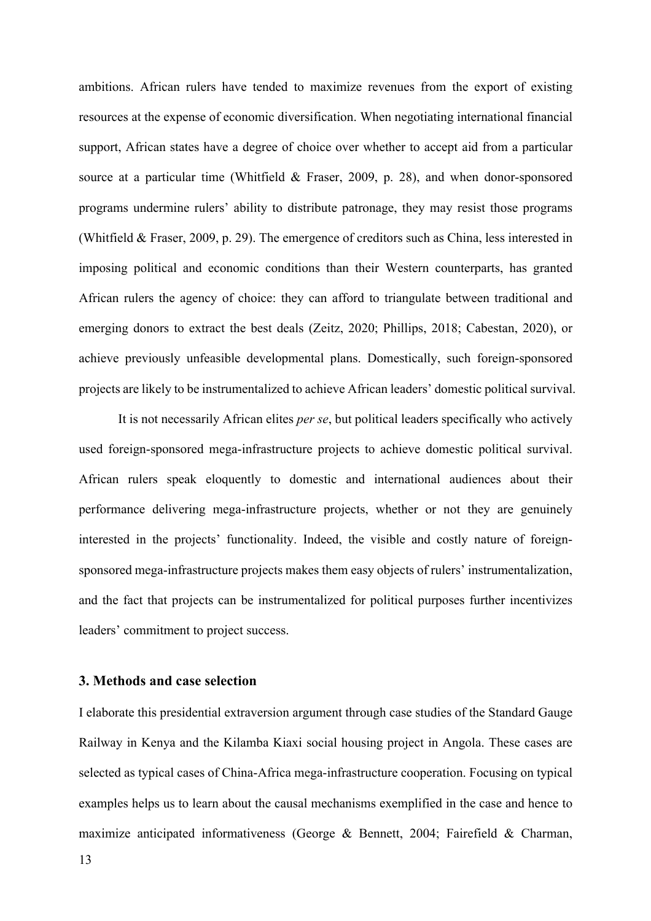ambitions. African rulers have tended to maximize revenues from the export of existing resources at the expense of economic diversification. When negotiating international financial support, African states have a degree of choice over whether to accept aid from a particular source at a particular time (Whitfield & Fraser, 2009, p. 28), and when donor-sponsored programs undermine rulers' ability to distribute patronage, they may resist those programs (Whitfield & Fraser, 2009, p. 29). The emergence of creditors such as China, less interested in imposing political and economic conditions than their Western counterparts, has granted African rulers the agency of choice: they can afford to triangulate between traditional and emerging donors to extract the best deals (Zeitz, 2020; Phillips, 2018; Cabestan, 2020), or achieve previously unfeasible developmental plans. Domestically, such foreign-sponsored projects are likely to be instrumentalized to achieve African leaders' domestic political survival.

It is not necessarily African elites *per se*, but political leaders specifically who actively used foreign-sponsored mega-infrastructure projects to achieve domestic political survival. African rulers speak eloquently to domestic and international audiences about their performance delivering mega-infrastructure projects, whether or not they are genuinely interested in the projects' functionality. Indeed, the visible and costly nature of foreign-sponsored mega-infrastructure projects makes them easy objects of rulers' instrumentalization, and the fact that projects can be instrumentalized for political purposes further incentivizes leaders' commitment to project success.

## 3. Methods and case selection

I elaborate this presidential extraversion argument through case studies of the Standard Gauge Railway in Kenya and the Kilamba Kiaxi social housing project in Angola. These cases are selected as typical cases of China-Africa mega-infrastructure cooperation. Focusing on typical examples helps us to learn about the causal mechanisms exemplified in the case and hence to maximize anticipated informativeness (George & Bennett, 2004; Fairefield & Charman,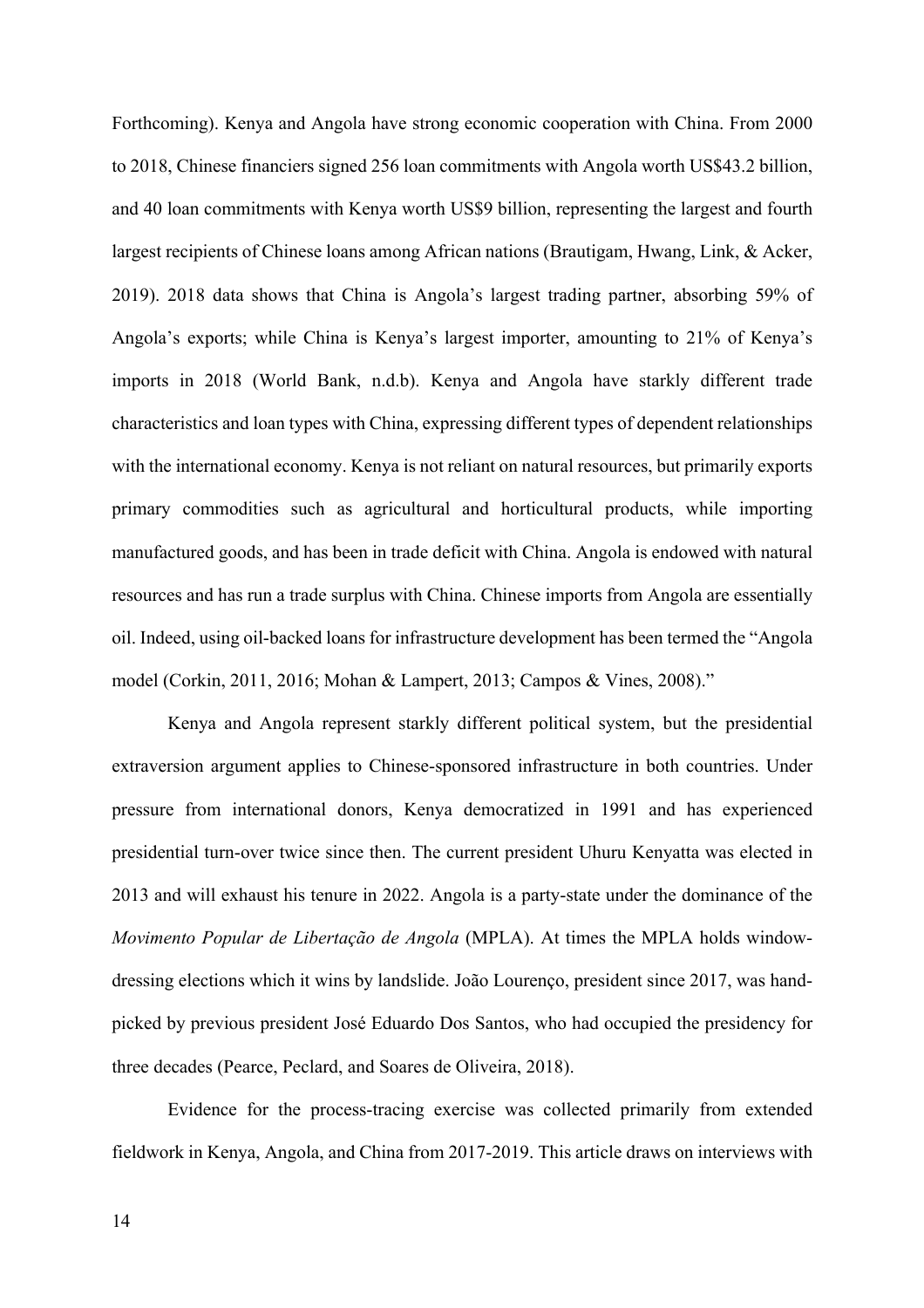Forthcoming). Kenya and Angola have strong economic cooperation with China. From 2000 to 2018, Chinese financiers signed 256 loan commitments with Angola worth US$43.2 billion, and 40 loan commitments with Kenya worth US$9 billion, representing the largest and fourth largest recipients of Chinese loans among African nations (Brautigam, Hwang, Link, & Acker, 2019). 2018 data shows that China is Angola's largest trading partner, absorbing 59% of Angola's exports; while China is Kenya's largest importer, amounting to 21% of Kenya's imports in 2018 (World Bank, n.d.b). Kenya and Angola have starkly different trade characteristics and loan types with China, expressing different types of dependent relationships with the international economy. Kenya is not reliant on natural resources, but primarily exports primary commodities such as agricultural and horticultural products, while importing manufactured goods, and has been in trade deficit with China. Angola is endowed with natural resources and has run a trade surplus with China. Chinese imports from Angola are essentially oil. Indeed, using oil-backed loans for infrastructure development has been termed the "Angola model (Corkin, 2011, 2016; Mohan & Lampert, 2013; Campos & Vines, 2008)."

Kenya and Angola represent starkly different political system, but the presidential extraversion argument applies to Chinese-sponsored infrastructure in both countries. Under pressure from international donors, Kenya democratized in 1991 and has experienced presidential turn-over twice since then. The current president Uhuru Kenyatta was elected in 2013 and will exhaust his tenure in 2022. Angola is a party-state under the dominance of the *Movimento Popular de Libertação de Angola* (MPLA). At times the MPLA holds window-dressing elections which it wins by landslide. João Lourenço, president since 2017, was hand-picked by previous president José Eduardo Dos Santos, who had occupied the presidency for three decades (Pearce, Peclard, and Soares de Oliveira, 2018).

Evidence for the process-tracing exercise was collected primarily from extended fieldwork in Kenya, Angola, and China from 2017-2019. This article draws on interviews with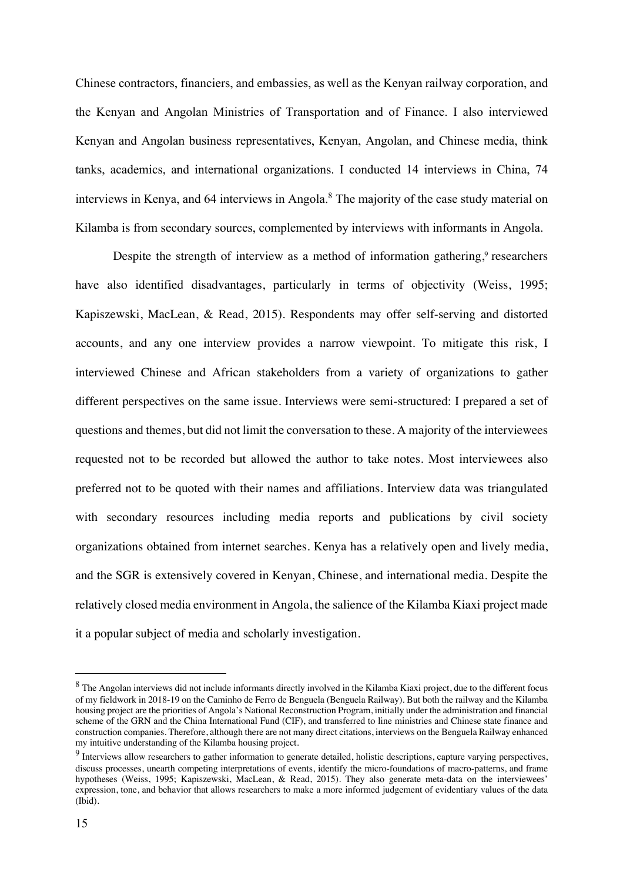Chinese contractors, financiers, and embassies, as well as the Kenyan railway corporation, and the Kenyan and Angolan Ministries of Transportation and of Finance. I also interviewed Kenyan and Angolan business representatives, Kenyan, Angolan, and Chinese media, think tanks, academics, and international organizations. I conducted 14 interviews in China, 74 interviews in Kenya, and 64 interviews in Angola.[8] The majority of the case study material on Kilamba is from secondary sources, complemented by interviews with informants in Angola.

Despite the strength of interview as a method of information gathering,[9] researchers have also identified disadvantages, particularly in terms of objectivity (Weiss, 1995; Kapiszewski, MacLean, & Read, 2015). Respondents may offer self-serving and distorted accounts, and any one interview provides a narrow viewpoint. To mitigate this risk, I interviewed Chinese and African stakeholders from a variety of organizations to gather different perspectives on the same issue. Interviews were semi-structured: I prepared a set of questions and themes, but did not limit the conversation to these. A majority of the interviewees requested not to be recorded but allowed the author to take notes. Most interviewees also preferred not to be quoted with their names and affiliations. Interview data was triangulated with secondary resources including media reports and publications by civil society organizations obtained from internet searches. Kenya has a relatively open and lively media, and the SGR is extensively covered in Kenyan, Chinese, and international media. Despite the relatively closed media environment in Angola, the salience of the Kilamba Kiaxi project made it a popular subject of media and scholarly investigation.

---

[8] The Angolan interviews did not include informants directly involved in the Kilamba Kiaxi project, due to the different focus of my fieldwork in 2018-19 on the Caminho de Ferro de Benguela (Benguela Railway). But both the railway and the Kilamba housing project are the priorities of Angola's National Reconstruction Program, initially under the administration and financial scheme of the GRN and the China International Fund (CIF), and transferred to line ministries and Chinese state finance and construction companies. Therefore, although there are not many direct citations, interviews on the Benguela Railway enhanced my intuitive understanding of the Kilamba housing project.

[9] Interviews allow researchers to gather information to generate detailed, holistic descriptions, capture varying perspectives, discuss processes, unearth competing interpretations of events, identify the micro-foundations of macro-patterns, and frame hypotheses (Weiss, 1995; Kapiszewski, MacLean, & Read, 2015). They also generate meta-data on the interviewees' expression, tone, and behavior that allows researchers to make a more informed judgement of evidentiary values of the data (Ibid).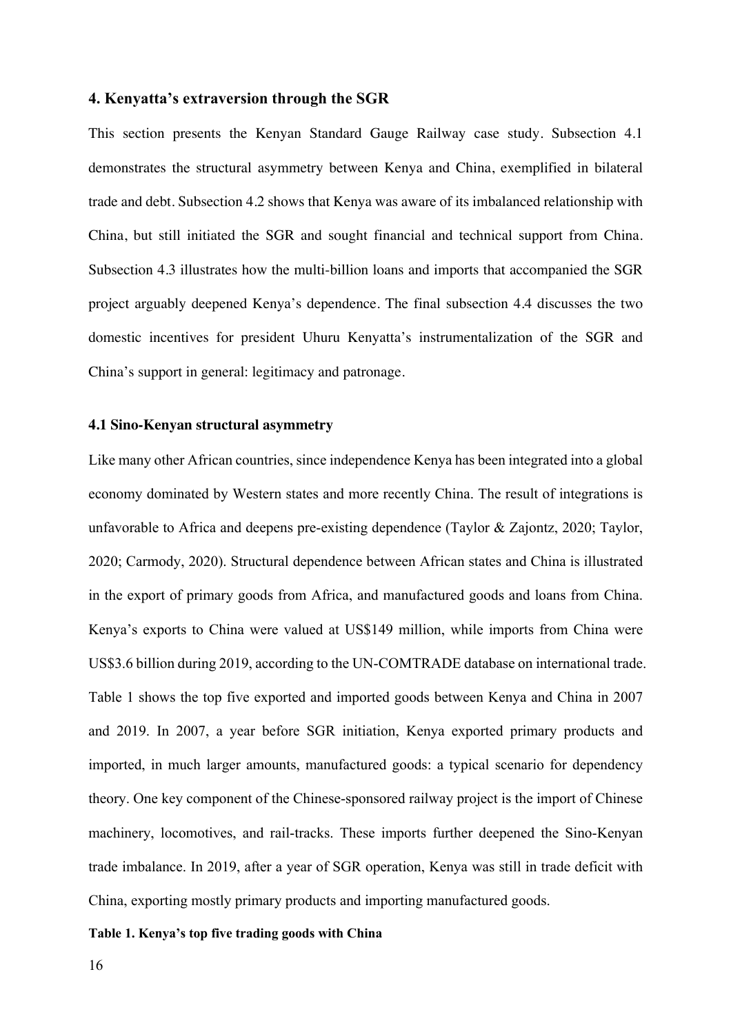## 4. Kenyatta's extraversion through the SGR

This section presents the Kenyan Standard Gauge Railway case study. Subsection 4.1 demonstrates the structural asymmetry between Kenya and China, exemplified in bilateral trade and debt. Subsection 4.2 shows that Kenya was aware of its imbalanced relationship with China, but still initiated the SGR and sought financial and technical support from China. Subsection 4.3 illustrates how the multi-billion loans and imports that accompanied the SGR project arguably deepened Kenya's dependence. The final subsection 4.4 discusses the two domestic incentives for president Uhuru Kenyatta's instrumentalization of the SGR and China's support in general: legitimacy and patronage.

### 4.1 Sino-Kenyan structural asymmetry

Like many other African countries, since independence Kenya has been integrated into a global economy dominated by Western states and more recently China. The result of integrations is unfavorable to Africa and deepens pre-existing dependence (Taylor & Zajontz, 2020; Taylor, 2020; Carmody, 2020). Structural dependence between African states and China is illustrated in the export of primary goods from Africa, and manufactured goods and loans from China. Kenya's exports to China were valued at US$149 million, while imports from China were US$3.6 billion during 2019, according to the UN-COMTRADE database on international trade. Table 1 shows the top five exported and imported goods between Kenya and China in 2007 and 2019. In 2007, a year before SGR initiation, Kenya exported primary products and imported, in much larger amounts, manufactured goods: a typical scenario for dependency theory. One key component of the Chinese-sponsored railway project is the import of Chinese machinery, locomotives, and rail-tracks. These imports further deepened the Sino-Kenyan trade imbalance. In 2019, after a year of SGR operation, Kenya was still in trade deficit with China, exporting mostly primary products and importing manufactured goods.

**Table 1. Kenya's top five trading goods with China**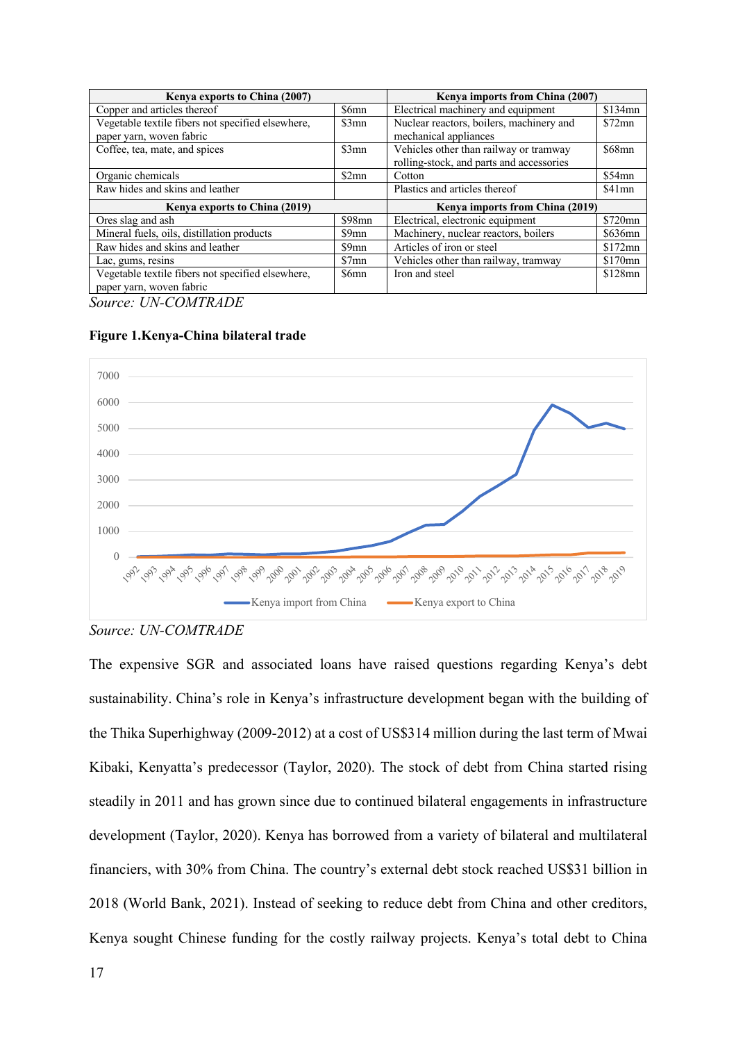| Kenya exports to China (2007) | | Kenya imports from China (2007) | |
|---|---|---|---|
| Copper and articles thereof | $6mn | Electrical machinery and equipment | $134mn |
| Vegetable textile fibers not specified elsewhere, paper yarn, woven fabric | $3mn | Nuclear reactors, boilers, machinery and mechanical appliances | $72mn |
| Coffee, tea, mate, and spices | $3mn | Vehicles other than railway or tramway rolling-stock, and parts and accessories | $68mn |
| Organic chemicals | $2mn | Cotton | $54mn |
| Raw hides and skins and leather | | Plastics and articles thereof | $41mn |
| **Kenya exports to China (2019)** | | **Kenya imports from China (2019)** | |
| Ores slag and ash | $98mn | Electrical, electronic equipment | $720mn |
| Mineral fuels, oils, distillation products | $9mn | Machinery, nuclear reactors, boilers | $636mn |
| Raw hides and skins and leather | $9mn | Articles of iron or steel | $172mn |
| Lac, gums, resins | $7mn | Vehicles other than railway, tramway | $170mn |
| Vegetable textile fibers not specified elsewhere, paper yarn, woven fabric | $6mn | Iron and steel | $128mn |

*Source: UN-COMTRADE*

**Figure 1.Kenya-China bilateral trade**

*Source: UN-COMTRADE*

The expensive SGR and associated loans have raised questions regarding Kenya's debt sustainability. China's role in Kenya's infrastructure development began with the building of the Thika Superhighway (2009-2012) at a cost of US$314 million during the last term of Mwai Kibaki, Kenyatta's predecessor (Taylor, 2020). The stock of debt from China started rising steadily in 2011 and has grown since due to continued bilateral engagements in infrastructure development (Taylor, 2020). Kenya has borrowed from a variety of bilateral and multilateral financiers, with 30% from China. The country's external debt stock reached US$31 billion in 2018 (World Bank, 2021). Instead of seeking to reduce debt from China and other creditors, Kenya sought Chinese funding for the costly railway projects. Kenya's total debt to China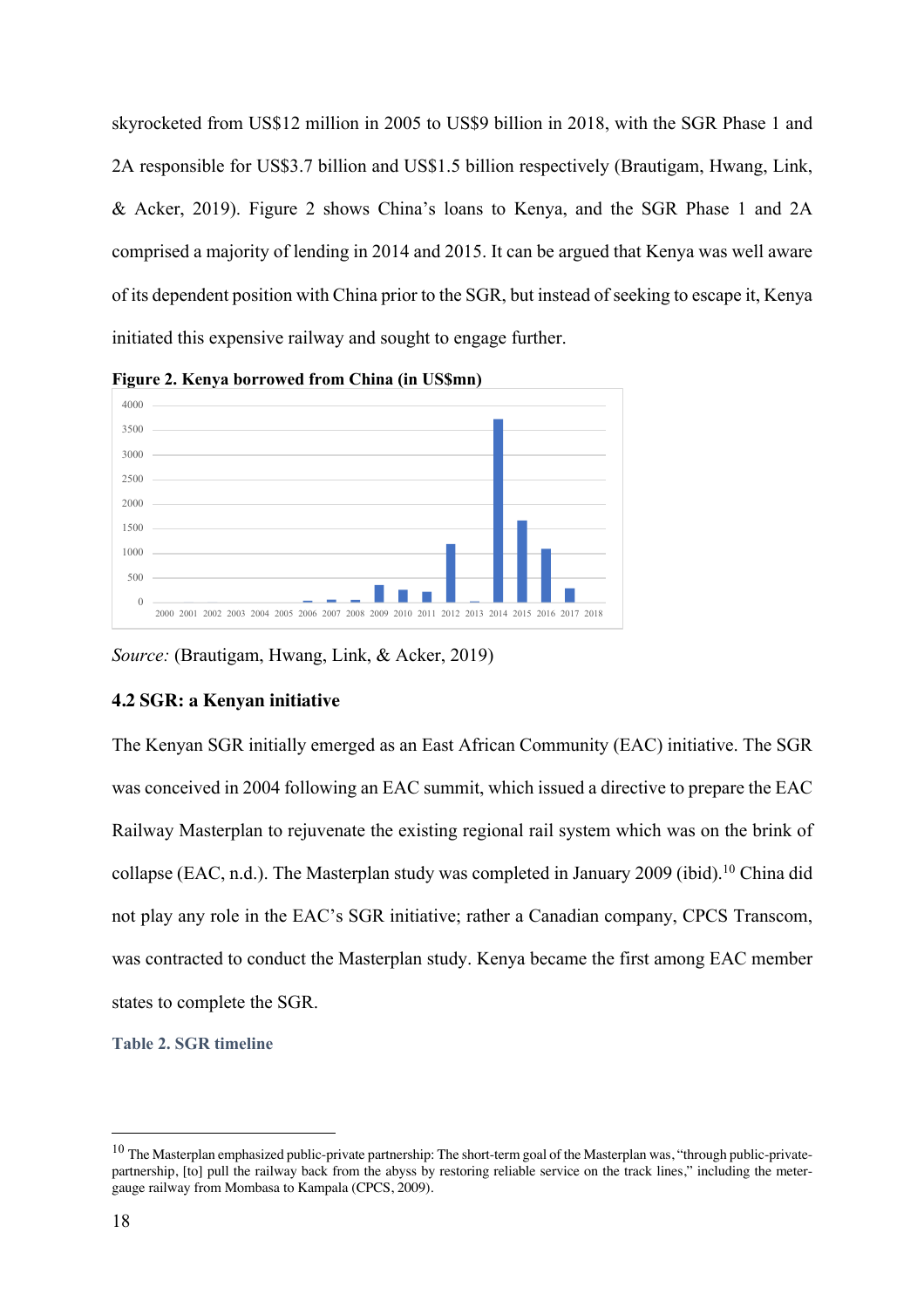skyrocketed from US$12 million in 2005 to US$9 billion in 2018, with the SGR Phase 1 and 2A responsible for US$3.7 billion and US$1.5 billion respectively (Brautigam, Hwang, Link, & Acker, 2019). Figure 2 shows China's loans to Kenya, and the SGR Phase 1 and 2A comprised a majority of lending in 2014 and 2015. It can be argued that Kenya was well aware of its dependent position with China prior to the SGR, but instead of seeking to escape it, Kenya initiated this expensive railway and sought to engage further.

**Figure 2. Kenya borrowed from China (in US$mn)**

*Source:* (Brautigam, Hwang, Link, & Acker, 2019)

### 4.2 SGR: a Kenyan initiative

The Kenyan SGR initially emerged as an East African Community (EAC) initiative. The SGR was conceived in 2004 following an EAC summit, which issued a directive to prepare the EAC Railway Masterplan to rejuvenate the existing regional rail system which was on the brink of collapse (EAC, n.d.). The Masterplan study was completed in January 2009 (ibid).[10] China did not play any role in the EAC's SGR initiative; rather a Canadian company, CPCS Transcom, was contracted to conduct the Masterplan study. Kenya became the first among EAC member states to complete the SGR.

**Table 2. SGR timeline**

[10] The Masterplan emphasized public-private partnership: The short-term goal of the Masterplan was, "through public-private-partnership, [to] pull the railway back from the abyss by restoring reliable service on the track lines," including the meter-gauge railway from Mombasa to Kampala (CPCS, 2009).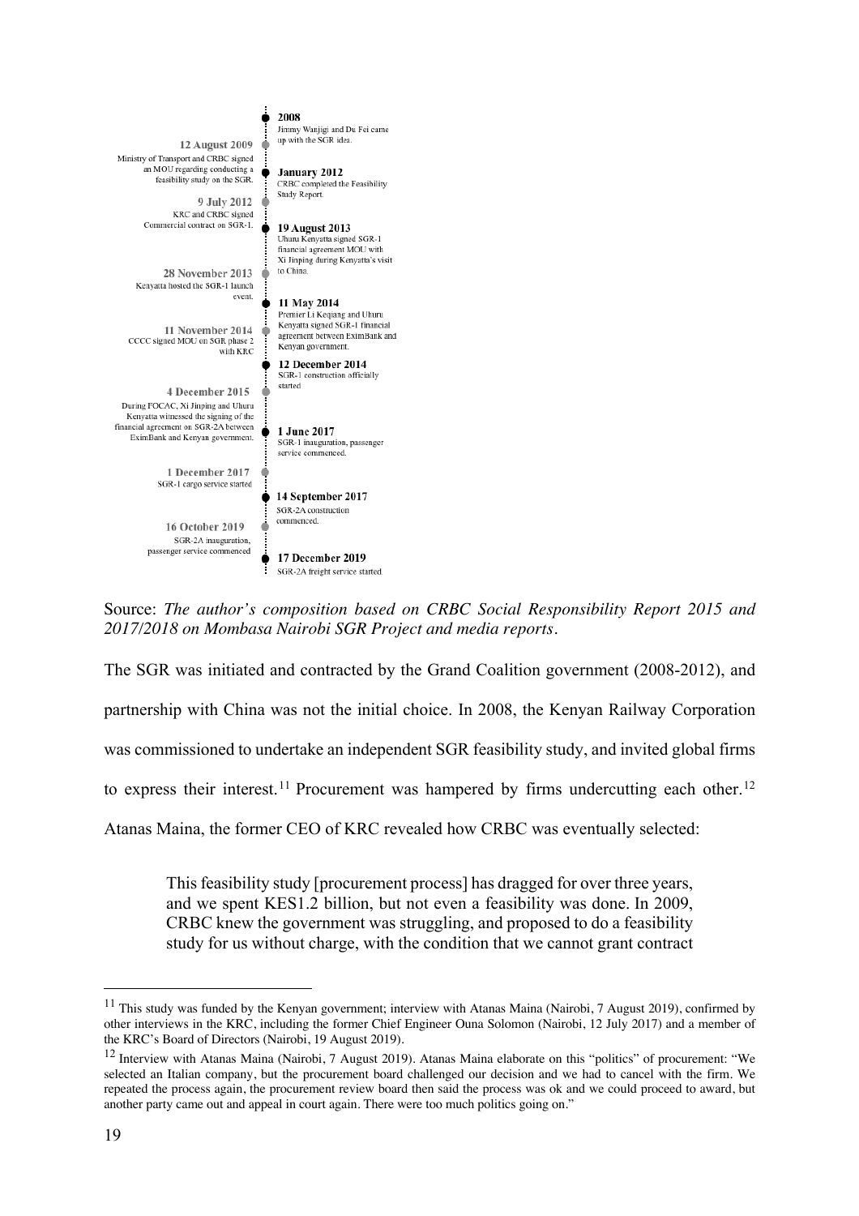- **2008** — Jimmy Wanjigi and Du Fei came up with the SGR idea.
- **12 August 2009** — Ministry of Transport and CRBC signed an MOU regarding conducting a feasibility study on the SGR.
- **January 2012** — CRBC completed the Feasibility Study Report.
- **9 July 2012** — KRC and CRBC signed Commercial contract on SGR-1.
- **19 August 2013** — Uhuru Kenyatta signed SGR-1 financial agreement MOU with Xi Jinping during Kenyatta's visit to China.
- **28 November 2013** — Kenyatta hosted the SGR-1 launch event.
- **11 May 2014** — Premier Li Keqiang and Uhuru Kenyatta signed SGR-1 financial agreement between EximBank and Kenyan government.
- **11 November 2014** — CCCC signed MOU on SGR phase 2 with KRC
- **12 December 2014** — SGR-1 construction officially started
- **4 December 2015** — During FOCAC, Xi Jinping and Uhuru Kenyatta witnessed the signing of the financial agreement on SGR-2A between EximBank and Kenyan government.
- **1 June 2017** — SGR-1 inauguration, passenger service commenced.
- **1 December 2017** — SGR-1 cargo service started
- **14 September 2017** — SGR-2A construction commenced.
- **16 October 2019** — SGR-2A inauguration, passenger service commenced
- **17 December 2019** — SGR-2A freight service started.

Source: *The author's composition based on CRBC Social Responsibility Report 2015 and 2017/2018 on Mombasa Nairobi SGR Project and media reports*.

The SGR was initiated and contracted by the Grand Coalition government (2008-2012), and partnership with China was not the initial choice. In 2008, the Kenyan Railway Corporation was commissioned to undertake an independent SGR feasibility study, and invited global firms to express their interest.[11] Procurement was hampered by firms undercutting each other.[12] Atanas Maina, the former CEO of KRC revealed how CRBC was eventually selected:

> This feasibility study [procurement process] has dragged for over three years, and we spent KES1.2 billion, but not even a feasibility was done. In 2009, CRBC knew the government was struggling, and proposed to do a feasibility study for us without charge, with the condition that we cannot grant contract

[11] This study was funded by the Kenyan government; interview with Atanas Maina (Nairobi, 7 August 2019), confirmed by other interviews in the KRC, including the former Chief Engineer Ouna Solomon (Nairobi, 12 July 2017) and a member of the KRC's Board of Directors (Nairobi, 19 August 2019).

[12] Interview with Atanas Maina (Nairobi, 7 August 2019). Atanas Maina elaborate on this "politics" of procurement: "We selected an Italian company, but the procurement board challenged our decision and we had to cancel with the firm. We repeated the process again, the procurement review board then said the process was ok and we could proceed to award, but another party came out and appeal in court again. There were too much politics going on."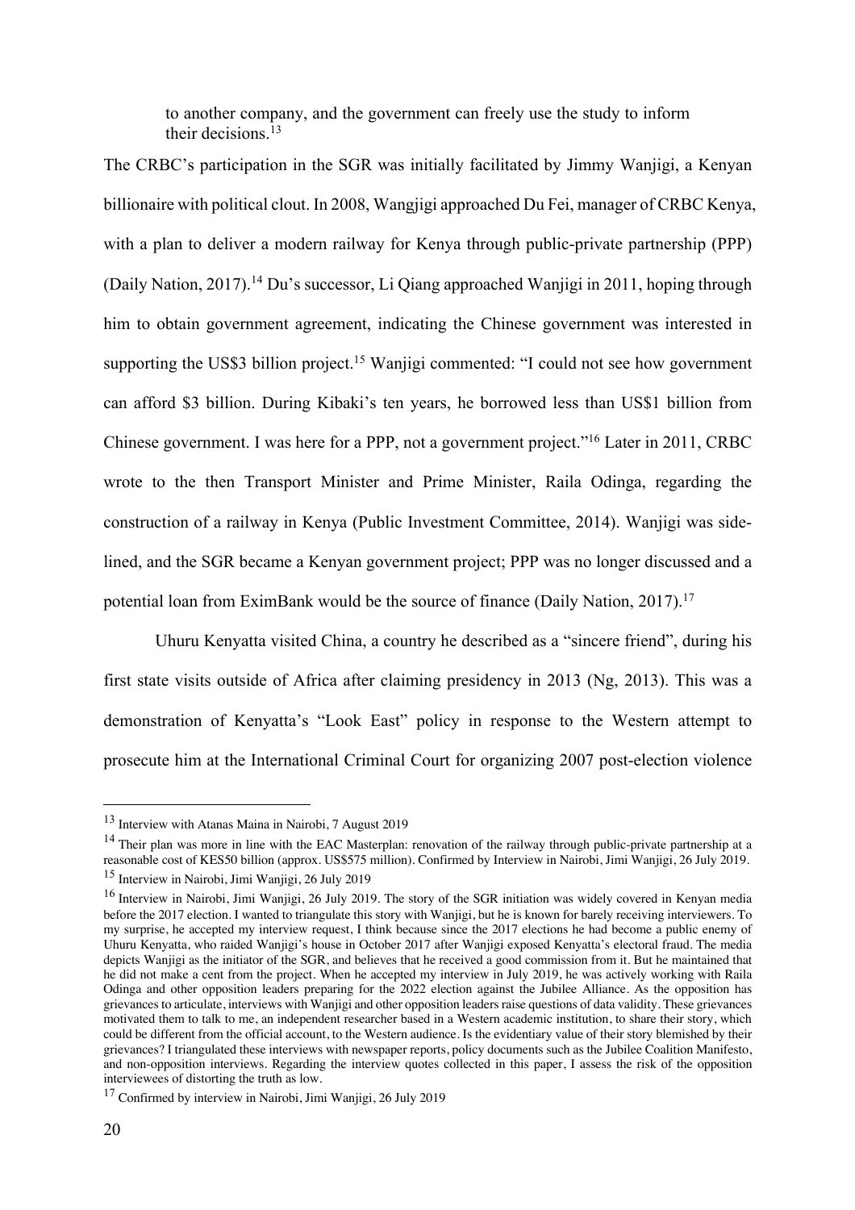to another company, and the government can freely use the study to inform their decisions.[13]

The CRBC's participation in the SGR was initially facilitated by Jimmy Wanjigi, a Kenyan billionaire with political clout. In 2008, Wangjigi approached Du Fei, manager of CRBC Kenya, with a plan to deliver a modern railway for Kenya through public-private partnership (PPP) (Daily Nation, 2017).[14] Du's successor, Li Qiang approached Wanjigi in 2011, hoping through him to obtain government agreement, indicating the Chinese government was interested in supporting the US$3 billion project.[15] Wanjigi commented: "I could not see how government can afford $3 billion. During Kibaki's ten years, he borrowed less than US$1 billion from Chinese government. I was here for a PPP, not a government project."[16] Later in 2011, CRBC wrote to the then Transport Minister and Prime Minister, Raila Odinga, regarding the construction of a railway in Kenya (Public Investment Committee, 2014). Wanjigi was side-lined, and the SGR became a Kenyan government project; PPP was no longer discussed and a potential loan from EximBank would be the source of finance (Daily Nation, 2017).[17]

Uhuru Kenyatta visited China, a country he described as a "sincere friend", during his first state visits outside of Africa after claiming presidency in 2013 (Ng, 2013). This was a demonstration of Kenyatta's "Look East" policy in response to the Western attempt to prosecute him at the International Criminal Court for organizing 2007 post-election violence

---

[13] Interview with Atanas Maina in Nairobi, 7 August 2019

[14] Their plan was more in line with the EAC Masterplan: renovation of the railway through public-private partnership at a reasonable cost of KES50 billion (approx. US$575 million). Confirmed by Interview in Nairobi, Jimi Wanjigi, 26 July 2019.

[15] Interview in Nairobi, Jimi Wanjigi, 26 July 2019

[16] Interview in Nairobi, Jimi Wanjigi, 26 July 2019. The story of the SGR initiation was widely covered in Kenyan media before the 2017 election. I wanted to triangulate this story with Wanjigi, but he is known for barely receiving interviewers. To my surprise, he accepted my interview request, I think because since the 2017 elections he had become a public enemy of Uhuru Kenyatta, who raided Wanjigi's house in October 2017 after Wanjigi exposed Kenyatta's electoral fraud. The media depicts Wanjigi as the initiator of the SGR, and believes that he received a good commission from it. But he maintained that he did not make a cent from the project. When he accepted my interview in July 2019, he was actively working with Raila Odinga and other opposition leaders preparing for the 2022 election against the Jubilee Alliance. As the opposition has grievances to articulate, interviews with Wanjigi and other opposition leaders raise questions of data validity. These grievances motivated them to talk to me, an independent researcher based in a Western academic institution, to share their story, which could be different from the official account, to the Western audience. Is the evidentiary value of their story blemished by their grievances? I triangulated these interviews with newspaper reports, policy documents such as the Jubilee Coalition Manifesto, and non-opposition interviews. Regarding the interview quotes collected in this paper, I assess the risk of the opposition interviewees of distorting the truth as low.

[17] Confirmed by interview in Nairobi, Jimi Wanjigi, 26 July 2019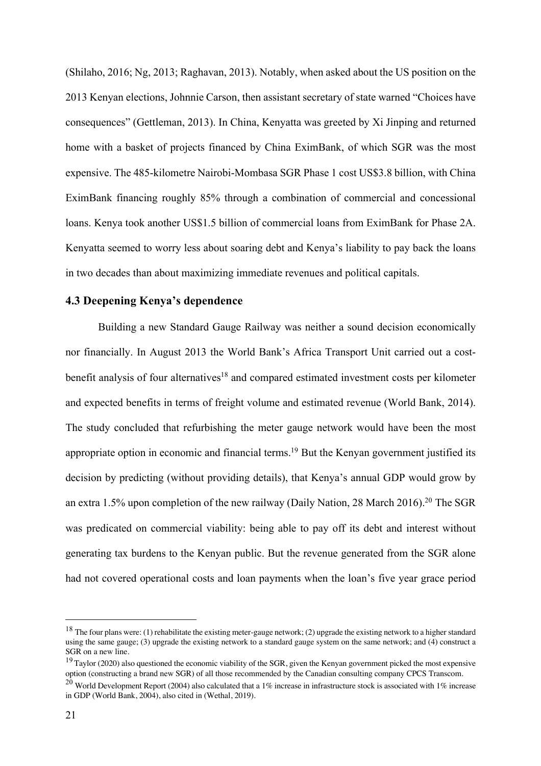(Shilaho, 2016; Ng, 2013; Raghavan, 2013). Notably, when asked about the US position on the 2013 Kenyan elections, Johnnie Carson, then assistant secretary of state warned "Choices have consequences" (Gettleman, 2013). In China, Kenyatta was greeted by Xi Jinping and returned home with a basket of projects financed by China EximBank, of which SGR was the most expensive. The 485-kilometre Nairobi-Mombasa SGR Phase 1 cost US$3.8 billion, with China EximBank financing roughly 85% through a combination of commercial and concessional loans. Kenya took another US$1.5 billion of commercial loans from EximBank for Phase 2A. Kenyatta seemed to worry less about soaring debt and Kenya's liability to pay back the loans in two decades than about maximizing immediate revenues and political capitals.

### 4.3 Deepening Kenya's dependence

Building a new Standard Gauge Railway was neither a sound decision economically nor financially. In August 2013 the World Bank's Africa Transport Unit carried out a cost-benefit analysis of four alternatives[18] and compared estimated investment costs per kilometer and expected benefits in terms of freight volume and estimated revenue (World Bank, 2014). The study concluded that refurbishing the meter gauge network would have been the most appropriate option in economic and financial terms.[19] But the Kenyan government justified its decision by predicting (without providing details), that Kenya's annual GDP would grow by an extra 1.5% upon completion of the new railway (Daily Nation, 28 March 2016).[20] The SGR was predicated on commercial viability: being able to pay off its debt and interest without generating tax burdens to the Kenyan public. But the revenue generated from the SGR alone had not covered operational costs and loan payments when the loan's five year grace period

---

[18] The four plans were: (1) rehabilitate the existing meter-gauge network; (2) upgrade the existing network to a higher standard using the same gauge; (3) upgrade the existing network to a standard gauge system on the same network; and (4) construct a SGR on a new line.

[19] Taylor (2020) also questioned the economic viability of the SGR, given the Kenyan government picked the most expensive option (constructing a brand new SGR) of all those recommended by the Canadian consulting company CPCS Transcom.

[20] World Development Report (2004) also calculated that a 1% increase in infrastructure stock is associated with 1% increase in GDP (World Bank, 2004), also cited in (Wethal, 2019).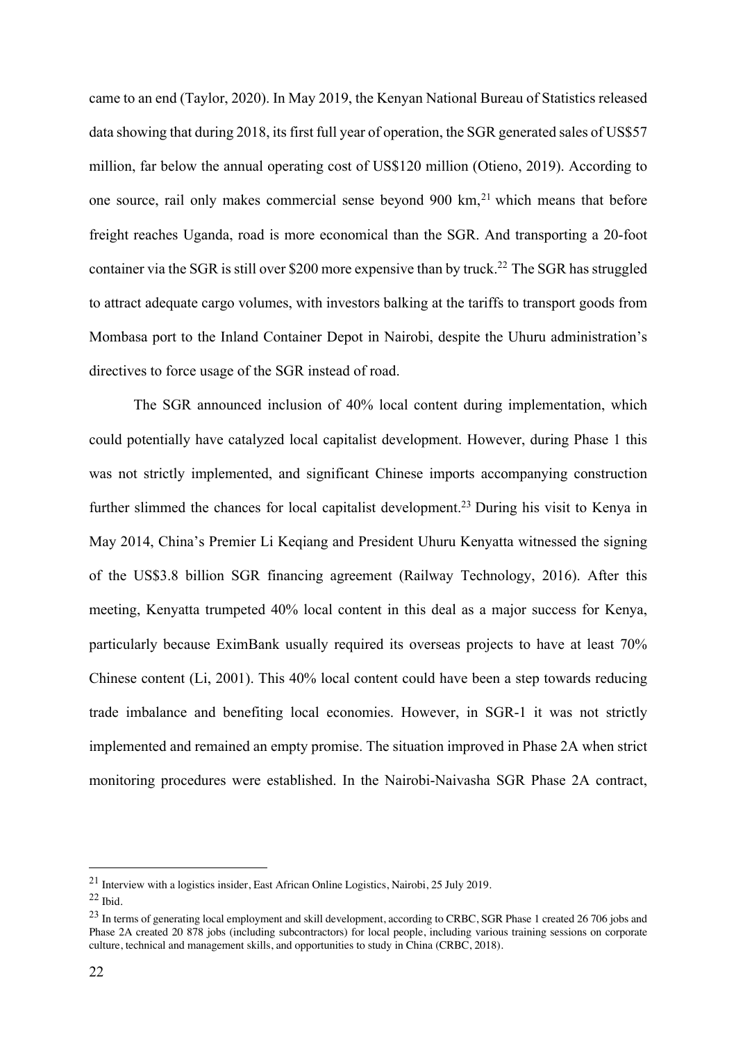came to an end (Taylor, 2020). In May 2019, the Kenyan National Bureau of Statistics released data showing that during 2018, its first full year of operation, the SGR generated sales of US$57 million, far below the annual operating cost of US$120 million (Otieno, 2019). According to one source, rail only makes commercial sense beyond 900 km,[21] which means that before freight reaches Uganda, road is more economical than the SGR. And transporting a 20-foot container via the SGR is still over $200 more expensive than by truck.[22] The SGR has struggled to attract adequate cargo volumes, with investors balking at the tariffs to transport goods from Mombasa port to the Inland Container Depot in Nairobi, despite the Uhuru administration's directives to force usage of the SGR instead of road.

The SGR announced inclusion of 40% local content during implementation, which could potentially have catalyzed local capitalist development. However, during Phase 1 this was not strictly implemented, and significant Chinese imports accompanying construction further slimmed the chances for local capitalist development.[23] During his visit to Kenya in May 2014, China's Premier Li Keqiang and President Uhuru Kenyatta witnessed the signing of the US$3.8 billion SGR financing agreement (Railway Technology, 2016). After this meeting, Kenyatta trumpeted 40% local content in this deal as a major success for Kenya, particularly because EximBank usually required its overseas projects to have at least 70% Chinese content (Li, 2001). This 40% local content could have been a step towards reducing trade imbalance and benefiting local economies. However, in SGR-1 it was not strictly implemented and remained an empty promise. The situation improved in Phase 2A when strict monitoring procedures were established. In the Nairobi-Naivasha SGR Phase 2A contract,

---

[21] Interview with a logistics insider, East African Online Logistics, Nairobi, 25 July 2019.

[22] Ibid.

[23] In terms of generating local employment and skill development, according to CRBC, SGR Phase 1 created 26 706 jobs and Phase 2A created 20 878 jobs (including subcontractors) for local people, including various training sessions on corporate culture, technical and management skills, and opportunities to study in China (CRBC, 2018).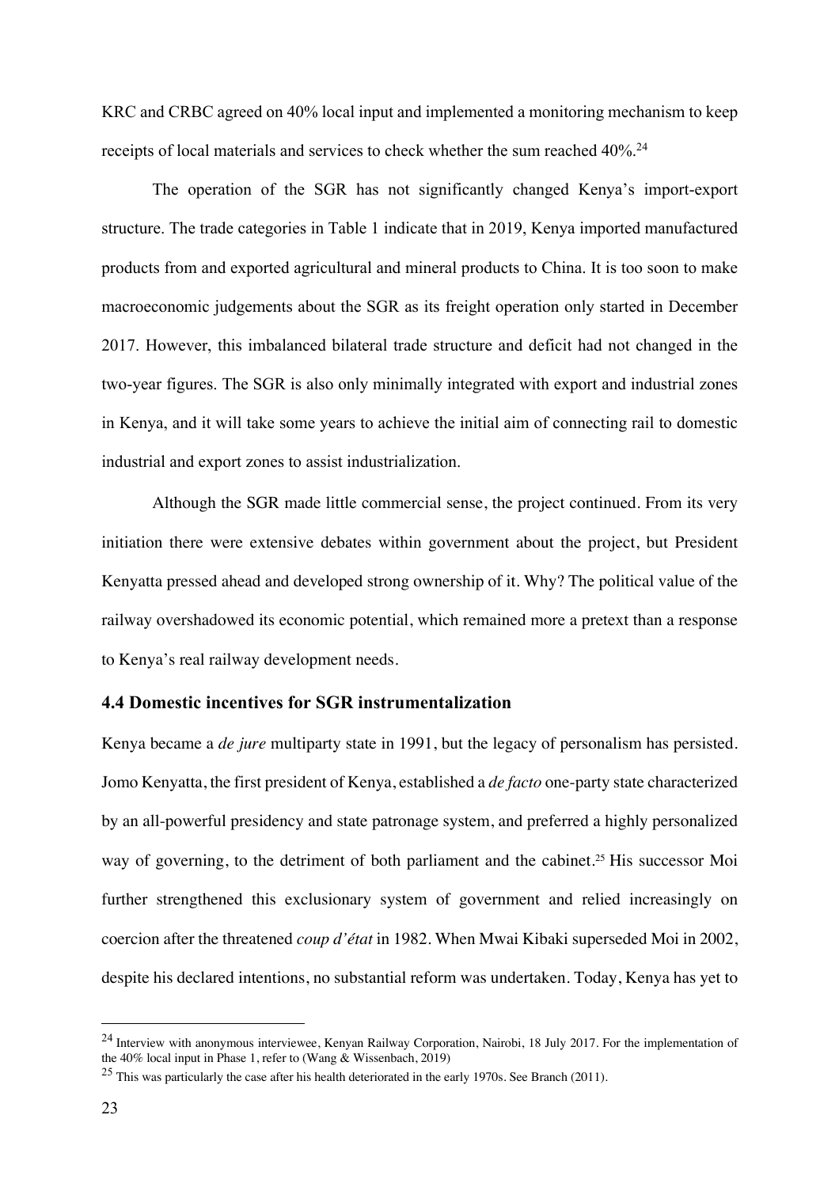KRC and CRBC agreed on 40% local input and implemented a monitoring mechanism to keep receipts of local materials and services to check whether the sum reached 40%.[24]

The operation of the SGR has not significantly changed Kenya's import-export structure. The trade categories in Table 1 indicate that in 2019, Kenya imported manufactured products from and exported agricultural and mineral products to China. It is too soon to make macroeconomic judgements about the SGR as its freight operation only started in December 2017. However, this imbalanced bilateral trade structure and deficit had not changed in the two-year figures. The SGR is also only minimally integrated with export and industrial zones in Kenya, and it will take some years to achieve the initial aim of connecting rail to domestic industrial and export zones to assist industrialization.

Although the SGR made little commercial sense, the project continued. From its very initiation there were extensive debates within government about the project, but President Kenyatta pressed ahead and developed strong ownership of it. Why? The political value of the railway overshadowed its economic potential, which remained more a pretext than a response to Kenya's real railway development needs.

### 4.4 Domestic incentives for SGR instrumentalization

Kenya became a *de jure* multiparty state in 1991, but the legacy of personalism has persisted. Jomo Kenyatta, the first president of Kenya, established a *de facto* one-party state characterized by an all-powerful presidency and state patronage system, and preferred a highly personalized way of governing, to the detriment of both parliament and the cabinet.[25] His successor Moi further strengthened this exclusionary system of government and relied increasingly on coercion after the threatened *coup d'état* in 1982. When Mwai Kibaki superseded Moi in 2002, despite his declared intentions, no substantial reform was undertaken. Today, Kenya has yet to

---

[24] Interview with anonymous interviewee, Kenyan Railway Corporation, Nairobi, 18 July 2017. For the implementation of the 40% local input in Phase 1, refer to (Wang & Wissenbach, 2019)

[25] This was particularly the case after his health deteriorated in the early 1970s. See Branch (2011).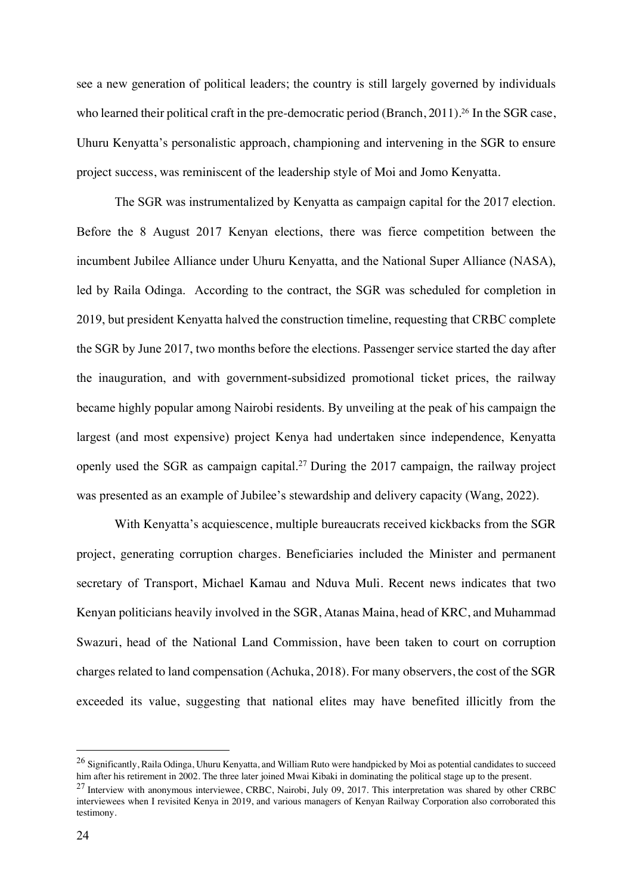see a new generation of political leaders; the country is still largely governed by individuals who learned their political craft in the pre-democratic period (Branch, 2011).[26] In the SGR case, Uhuru Kenyatta's personalistic approach, championing and intervening in the SGR to ensure project success, was reminiscent of the leadership style of Moi and Jomo Kenyatta.

The SGR was instrumentalized by Kenyatta as campaign capital for the 2017 election. Before the 8 August 2017 Kenyan elections, there was fierce competition between the incumbent Jubilee Alliance under Uhuru Kenyatta, and the National Super Alliance (NASA), led by Raila Odinga. According to the contract, the SGR was scheduled for completion in 2019, but president Kenyatta halved the construction timeline, requesting that CRBC complete the SGR by June 2017, two months before the elections. Passenger service started the day after the inauguration, and with government-subsidized promotional ticket prices, the railway became highly popular among Nairobi residents. By unveiling at the peak of his campaign the largest (and most expensive) project Kenya had undertaken since independence, Kenyatta openly used the SGR as campaign capital.[27] During the 2017 campaign, the railway project was presented as an example of Jubilee's stewardship and delivery capacity (Wang, 2022).

With Kenyatta's acquiescence, multiple bureaucrats received kickbacks from the SGR project, generating corruption charges. Beneficiaries included the Minister and permanent secretary of Transport, Michael Kamau and Nduva Muli. Recent news indicates that two Kenyan politicians heavily involved in the SGR, Atanas Maina, head of KRC, and Muhammad Swazuri, head of the National Land Commission, have been taken to court on corruption charges related to land compensation (Achuka, 2018). For many observers, the cost of the SGR exceeded its value, suggesting that national elites may have benefited illicitly from the

---

[26] Significantly, Raila Odinga, Uhuru Kenyatta, and William Ruto were handpicked by Moi as potential candidates to succeed him after his retirement in 2002. The three later joined Mwai Kibaki in dominating the political stage up to the present.

[27] Interview with anonymous interviewee, CRBC, Nairobi, July 09, 2017. This interpretation was shared by other CRBC interviewees when I revisited Kenya in 2019, and various managers of Kenyan Railway Corporation also corroborated this testimony.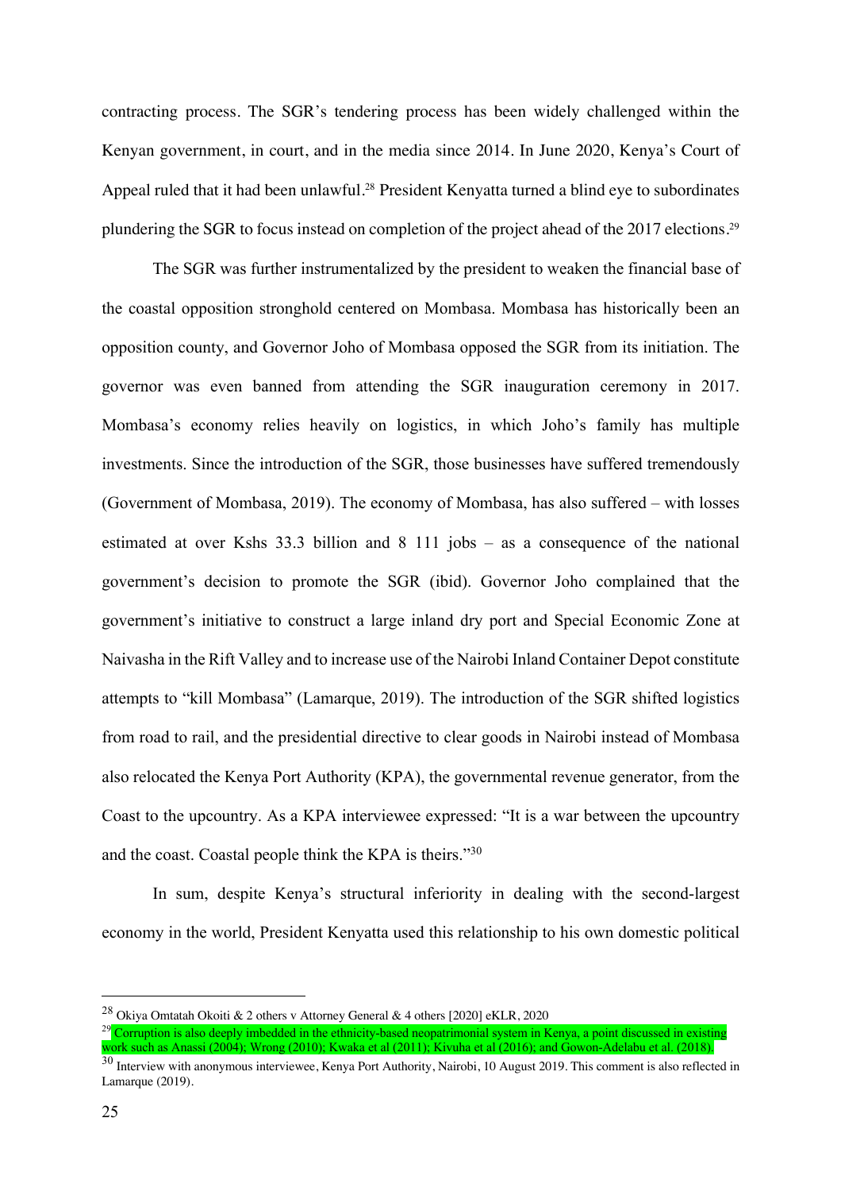contracting process. The SGR's tendering process has been widely challenged within the Kenyan government, in court, and in the media since 2014. In June 2020, Kenya's Court of Appeal ruled that it had been unlawful.[28] President Kenyatta turned a blind eye to subordinates plundering the SGR to focus instead on completion of the project ahead of the 2017 elections.[29]

The SGR was further instrumentalized by the president to weaken the financial base of the coastal opposition stronghold centered on Mombasa. Mombasa has historically been an opposition county, and Governor Joho of Mombasa opposed the SGR from its initiation. The governor was even banned from attending the SGR inauguration ceremony in 2017. Mombasa's economy relies heavily on logistics, in which Joho's family has multiple investments. Since the introduction of the SGR, those businesses have suffered tremendously (Government of Mombasa, 2019). The economy of Mombasa, has also suffered – with losses estimated at over Kshs 33.3 billion and 8 111 jobs – as a consequence of the national government's decision to promote the SGR (ibid). Governor Joho complained that the government's initiative to construct a large inland dry port and Special Economic Zone at Naivasha in the Rift Valley and to increase use of the Nairobi Inland Container Depot constitute attempts to "kill Mombasa" (Lamarque, 2019). The introduction of the SGR shifted logistics from road to rail, and the presidential directive to clear goods in Nairobi instead of Mombasa also relocated the Kenya Port Authority (KPA), the governmental revenue generator, from the Coast to the upcountry. As a KPA interviewee expressed: "It is a war between the upcountry and the coast. Coastal people think the KPA is theirs."[30]

In sum, despite Kenya's structural inferiority in dealing with the second-largest economy in the world, President Kenyatta used this relationship to his own domestic political

---

[28] Okiya Omtatah Okoiti & 2 others v Attorney General & 4 others [2020] eKLR, 2020

[29] Corruption is also deeply imbedded in the ethnicity-based neopatrimonial system in Kenya, a point discussed in existing work such as Anassi (2004); Wrong (2010); Kwaka et al (2011); Kivuha et al (2016); and Gowon-Adelabu et al. (2018).

[30] Interview with anonymous interviewee, Kenya Port Authority, Nairobi, 10 August 2019. This comment is also reflected in Lamarque (2019).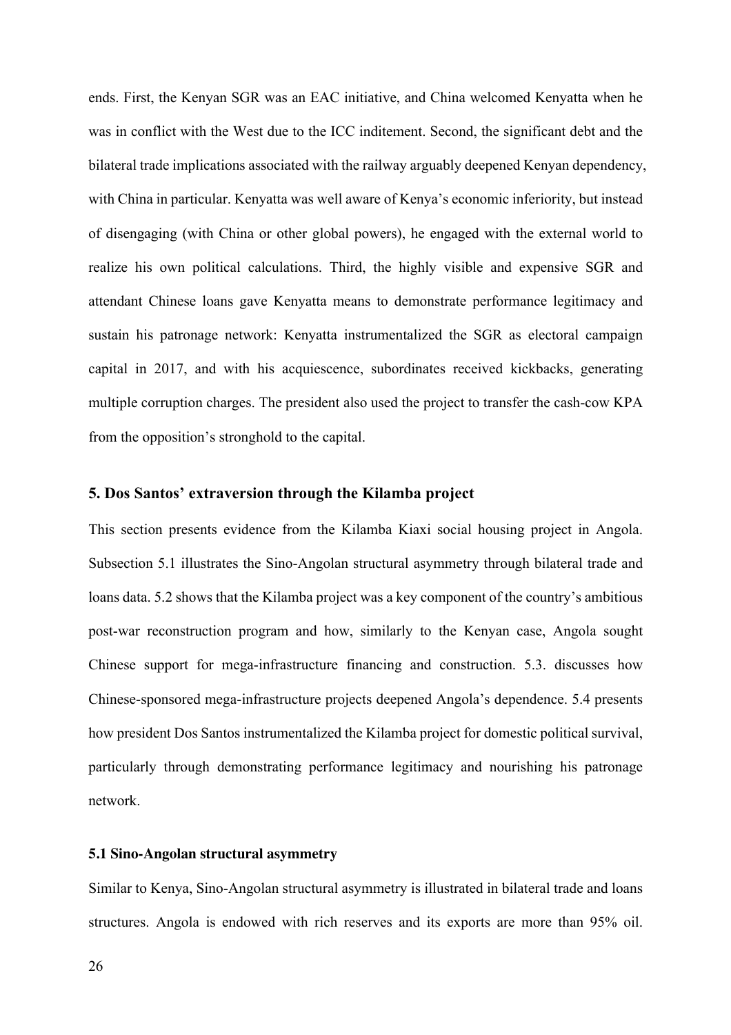ends. First, the Kenyan SGR was an EAC initiative, and China welcomed Kenyatta when he was in conflict with the West due to the ICC inditement. Second, the significant debt and the bilateral trade implications associated with the railway arguably deepened Kenyan dependency, with China in particular. Kenyatta was well aware of Kenya's economic inferiority, but instead of disengaging (with China or other global powers), he engaged with the external world to realize his own political calculations. Third, the highly visible and expensive SGR and attendant Chinese loans gave Kenyatta means to demonstrate performance legitimacy and sustain his patronage network: Kenyatta instrumentalized the SGR as electoral campaign capital in 2017, and with his acquiescence, subordinates received kickbacks, generating multiple corruption charges. The president also used the project to transfer the cash-cow KPA from the opposition's stronghold to the capital.

## 5. Dos Santos' extraversion through the Kilamba project

This section presents evidence from the Kilamba Kiaxi social housing project in Angola. Subsection 5.1 illustrates the Sino-Angolan structural asymmetry through bilateral trade and loans data. 5.2 shows that the Kilamba project was a key component of the country's ambitious post-war reconstruction program and how, similarly to the Kenyan case, Angola sought Chinese support for mega-infrastructure financing and construction. 5.3. discusses how Chinese-sponsored mega-infrastructure projects deepened Angola's dependence. 5.4 presents how president Dos Santos instrumentalized the Kilamba project for domestic political survival, particularly through demonstrating performance legitimacy and nourishing his patronage network.

### 5.1 Sino-Angolan structural asymmetry

Similar to Kenya, Sino-Angolan structural asymmetry is illustrated in bilateral trade and loans structures. Angola is endowed with rich reserves and its exports are more than 95% oil.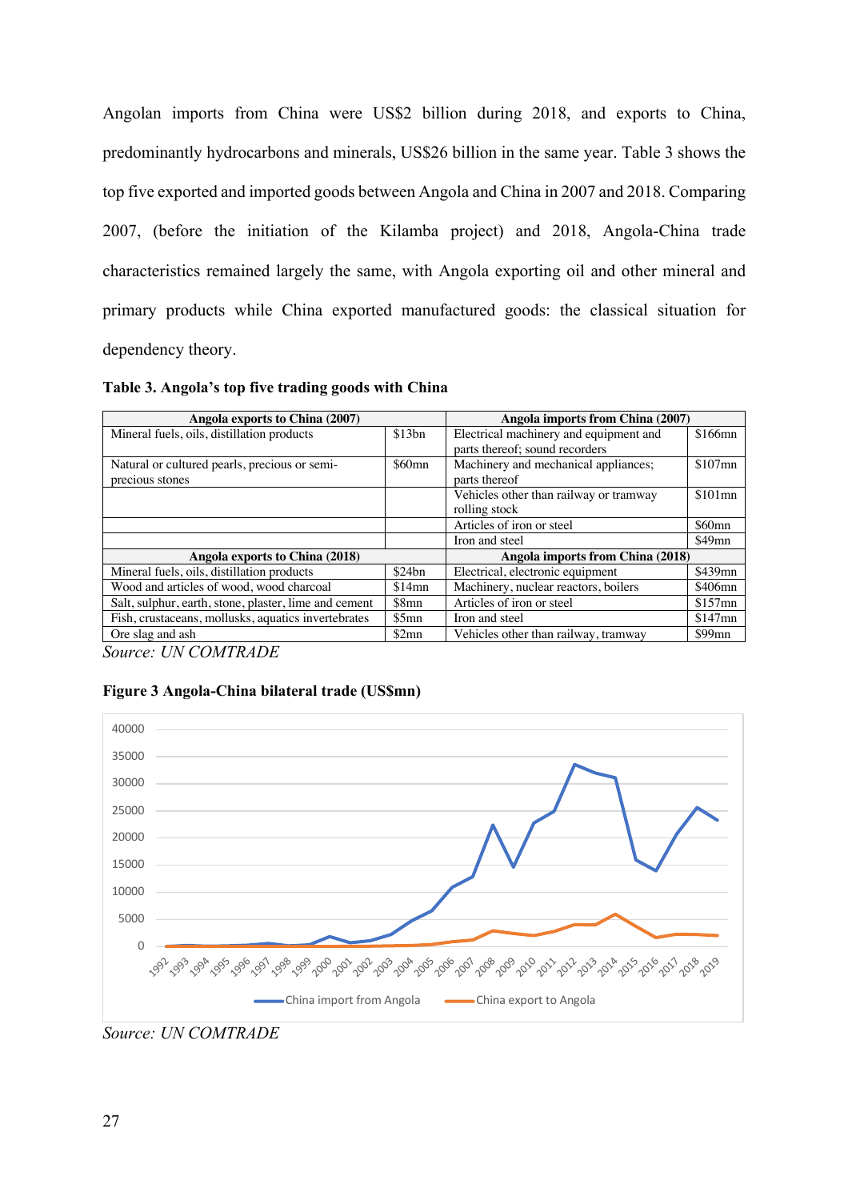Angolan imports from China were US$2 billion during 2018, and exports to China, predominantly hydrocarbons and minerals, US$26 billion in the same year. Table 3 shows the top five exported and imported goods between Angola and China in 2007 and 2018. Comparing 2007, (before the initiation of the Kilamba project) and 2018, Angola-China trade characteristics remained largely the same, with Angola exporting oil and other mineral and primary products while China exported manufactured goods: the classical situation for dependency theory.

**Table 3. Angola's top five trading goods with China**

| Angola exports to China (2007) | | Angola imports from China (2007) | |
|---|---|---|---|
| Mineral fuels, oils, distillation products | $13bn | Electrical machinery and equipment and parts thereof; sound recorders | $166mn |
| Natural or cultured pearls, precious or semi-precious stones | $60mn | Machinery and mechanical appliances; parts thereof | $107mn |
| | | Vehicles other than railway or tramway rolling stock | $101mn |
| | | Articles of iron or steel | $60mn |
| | | Iron and steel | $49mn |
| **Angola exports to China (2018)** | | **Angola imports from China (2018)** | |
| Mineral fuels, oils, distillation products | $24bn | Electrical, electronic equipment | $439mn |
| Wood and articles of wood, wood charcoal | $14mn | Machinery, nuclear reactors, boilers | $406mn |
| Salt, sulphur, earth, stone, plaster, lime and cement | $8mn | Articles of iron or steel | $157mn |
| Fish, crustaceans, mollusks, aquatics invertebrates | $5mn | Iron and steel | $147mn |
| Ore slag and ash | $2mn | Vehicles other than railway, tramway | $99mn |

*Source: UN COMTRADE*

**Figure 3 Angola-China bilateral trade (US$mn)**

*Source: UN COMTRADE*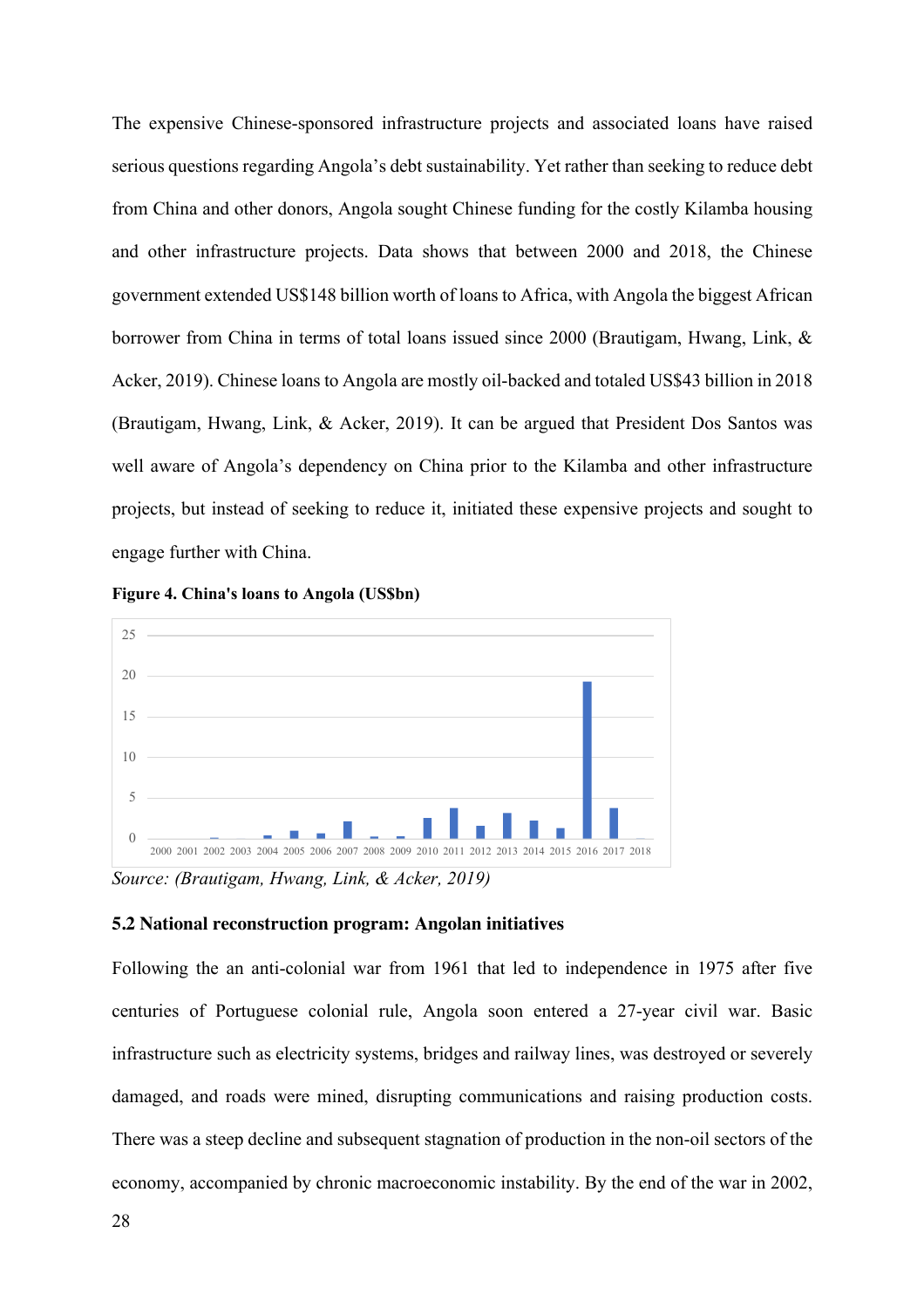The expensive Chinese-sponsored infrastructure projects and associated loans have raised serious questions regarding Angola's debt sustainability. Yet rather than seeking to reduce debt from China and other donors, Angola sought Chinese funding for the costly Kilamba housing and other infrastructure projects. Data shows that between 2000 and 2018, the Chinese government extended US$148 billion worth of loans to Africa, with Angola the biggest African borrower from China in terms of total loans issued since 2000 (Brautigam, Hwang, Link, & Acker, 2019). Chinese loans to Angola are mostly oil-backed and totaled US$43 billion in 2018 (Brautigam, Hwang, Link, & Acker, 2019). It can be argued that President Dos Santos was well aware of Angola's dependency on China prior to the Kilamba and other infrastructure projects, but instead of seeking to reduce it, initiated these expensive projects and sought to engage further with China.

**Figure 4. China's loans to Angola (US$bn)**

*Source: (Brautigam, Hwang, Link, & Acker, 2019)*

### 5.2 National reconstruction program: Angolan initiatives

Following the an anti-colonial war from 1961 that led to independence in 1975 after five centuries of Portuguese colonial rule, Angola soon entered a 27-year civil war. Basic infrastructure such as electricity systems, bridges and railway lines, was destroyed or severely damaged, and roads were mined, disrupting communications and raising production costs. There was a steep decline and subsequent stagnation of production in the non-oil sectors of the economy, accompanied by chronic macroeconomic instability. By the end of the war in 2002,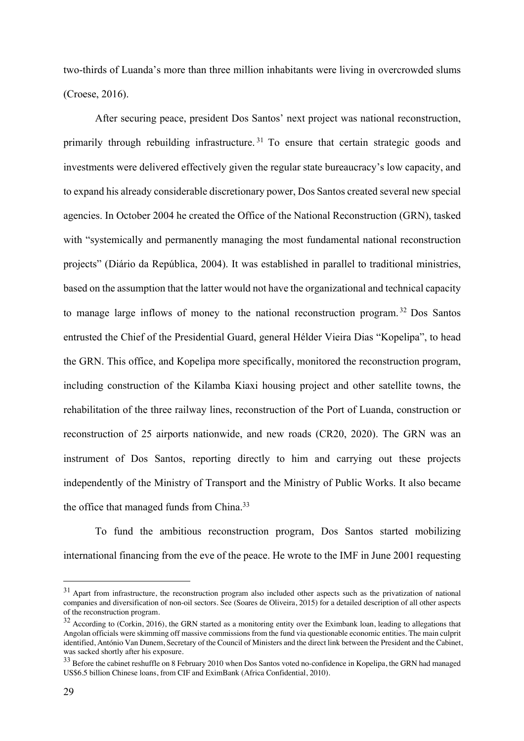two-thirds of Luanda's more than three million inhabitants were living in overcrowded slums (Croese, 2016).

After securing peace, president Dos Santos' next project was national reconstruction, primarily through rebuilding infrastructure.[31] To ensure that certain strategic goods and investments were delivered effectively given the regular state bureaucracy's low capacity, and to expand his already considerable discretionary power, Dos Santos created several new special agencies. In October 2004 he created the Office of the National Reconstruction (GRN), tasked with "systemically and permanently managing the most fundamental national reconstruction projects" (Diário da República, 2004). It was established in parallel to traditional ministries, based on the assumption that the latter would not have the organizational and technical capacity to manage large inflows of money to the national reconstruction program.[32] Dos Santos entrusted the Chief of the Presidential Guard, general Hélder Vieira Dias "Kopelipa", to head the GRN. This office, and Kopelipa more specifically, monitored the reconstruction program, including construction of the Kilamba Kiaxi housing project and other satellite towns, the rehabilitation of the three railway lines, reconstruction of the Port of Luanda, construction or reconstruction of 25 airports nationwide, and new roads (CR20, 2020). The GRN was an instrument of Dos Santos, reporting directly to him and carrying out these projects independently of the Ministry of Transport and the Ministry of Public Works. It also became the office that managed funds from China.[33]

To fund the ambitious reconstruction program, Dos Santos started mobilizing international financing from the eve of the peace. He wrote to the IMF in June 2001 requesting

---

[31] Apart from infrastructure, the reconstruction program also included other aspects such as the privatization of national companies and diversification of non-oil sectors. See (Soares de Oliveira, 2015) for a detailed description of all other aspects of the reconstruction program.

[32] According to (Corkin, 2016), the GRN started as a monitoring entity over the Eximbank loan, leading to allegations that Angolan officials were skimming off massive commissions from the fund via questionable economic entities. The main culprit identified, António Van Dunem, Secretary of the Council of Ministers and the direct link between the President and the Cabinet, was sacked shortly after his exposure.

[33] Before the cabinet reshuffle on 8 February 2010 when Dos Santos voted no-confidence in Kopelipa, the GRN had managed US$6.5 billion Chinese loans, from CIF and EximBank (Africa Confidential, 2010).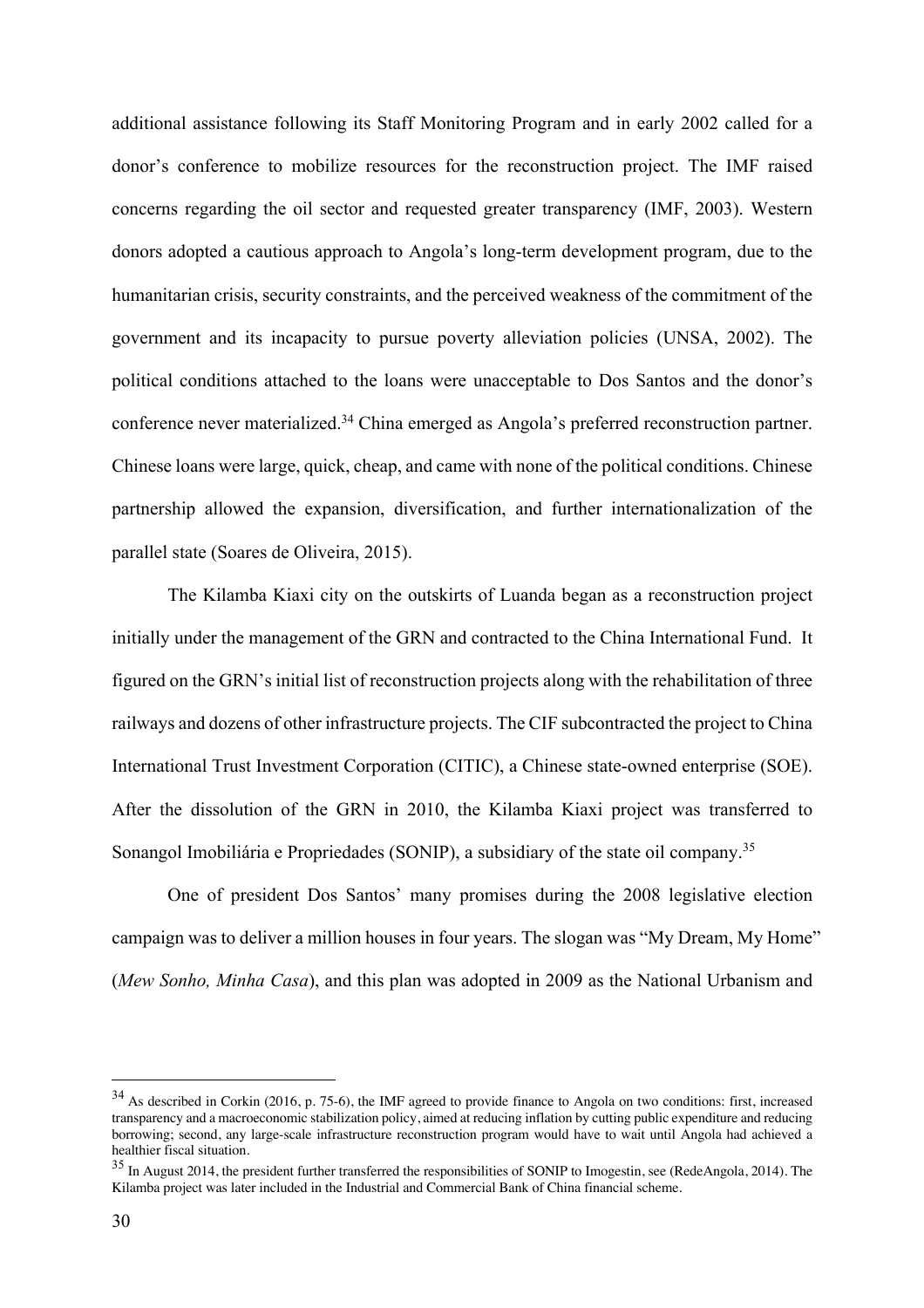additional assistance following its Staff Monitoring Program and in early 2002 called for a donor's conference to mobilize resources for the reconstruction project. The IMF raised concerns regarding the oil sector and requested greater transparency (IMF, 2003). Western donors adopted a cautious approach to Angola's long-term development program, due to the humanitarian crisis, security constraints, and the perceived weakness of the commitment of the government and its incapacity to pursue poverty alleviation policies (UNSA, 2002). The political conditions attached to the loans were unacceptable to Dos Santos and the donor's conference never materialized.[34] China emerged as Angola's preferred reconstruction partner. Chinese loans were large, quick, cheap, and came with none of the political conditions. Chinese partnership allowed the expansion, diversification, and further internationalization of the parallel state (Soares de Oliveira, 2015).

The Kilamba Kiaxi city on the outskirts of Luanda began as a reconstruction project initially under the management of the GRN and contracted to the China International Fund. It figured on the GRN's initial list of reconstruction projects along with the rehabilitation of three railways and dozens of other infrastructure projects. The CIF subcontracted the project to China International Trust Investment Corporation (CITIC), a Chinese state-owned enterprise (SOE). After the dissolution of the GRN in 2010, the Kilamba Kiaxi project was transferred to Sonangol Imobiliária e Propriedades (SONIP), a subsidiary of the state oil company.[35]

One of president Dos Santos' many promises during the 2008 legislative election campaign was to deliver a million houses in four years. The slogan was "My Dream, My Home" (*Mew Sonho, Minha Casa*), and this plan was adopted in 2009 as the National Urbanism and

---

[34] As described in Corkin (2016, p. 75-6), the IMF agreed to provide finance to Angola on two conditions: first, increased transparency and a macroeconomic stabilization policy, aimed at reducing inflation by cutting public expenditure and reducing borrowing; second, any large-scale infrastructure reconstruction program would have to wait until Angola had achieved a healthier fiscal situation.

[35] In August 2014, the president further transferred the responsibilities of SONIP to Imogestin, see (RedeAngola, 2014). The Kilamba project was later included in the Industrial and Commercial Bank of China financial scheme.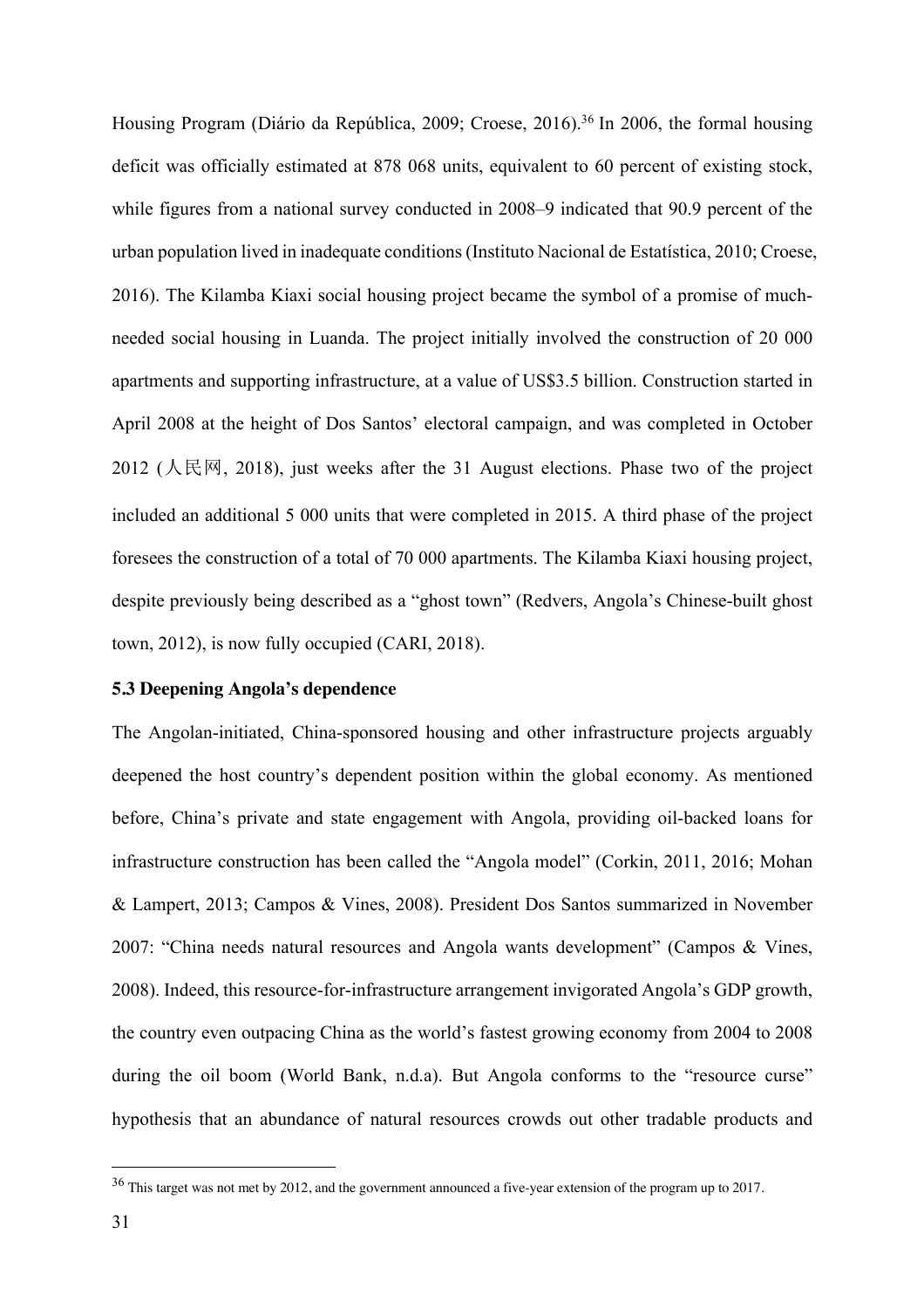Housing Program (Diário da República, 2009; Croese, 2016).[36] In 2006, the formal housing deficit was officially estimated at 878 068 units, equivalent to 60 percent of existing stock, while figures from a national survey conducted in 2008–9 indicated that 90.9 percent of the urban population lived in inadequate conditions (Instituto Nacional de Estatística, 2010; Croese, 2016). The Kilamba Kiaxi social housing project became the symbol of a promise of much-needed social housing in Luanda. The project initially involved the construction of 20 000 apartments and supporting infrastructure, at a value of US$3.5 billion. Construction started in April 2008 at the height of Dos Santos' electoral campaign, and was completed in October 2012 (人民网, 2018), just weeks after the 31 August elections. Phase two of the project included an additional 5 000 units that were completed in 2015. A third phase of the project foresees the construction of a total of 70 000 apartments. The Kilamba Kiaxi housing project, despite previously being described as a "ghost town" (Redvers, Angola's Chinese-built ghost town, 2012), is now fully occupied (CARI, 2018).

### 5.3 Deepening Angola's dependence

The Angolan-initiated, China-sponsored housing and other infrastructure projects arguably deepened the host country's dependent position within the global economy. As mentioned before, China's private and state engagement with Angola, providing oil-backed loans for infrastructure construction has been called the "Angola model" (Corkin, 2011, 2016; Mohan & Lampert, 2013; Campos & Vines, 2008). President Dos Santos summarized in November 2007: "China needs natural resources and Angola wants development" (Campos & Vines, 2008). Indeed, this resource-for-infrastructure arrangement invigorated Angola's GDP growth, the country even outpacing China as the world's fastest growing economy from 2004 to 2008 during the oil boom (World Bank, n.d.a). But Angola conforms to the "resource curse" hypothesis that an abundance of natural resources crowds out other tradable products and

---

[36] This target was not met by 2012, and the government announced a five-year extension of the program up to 2017.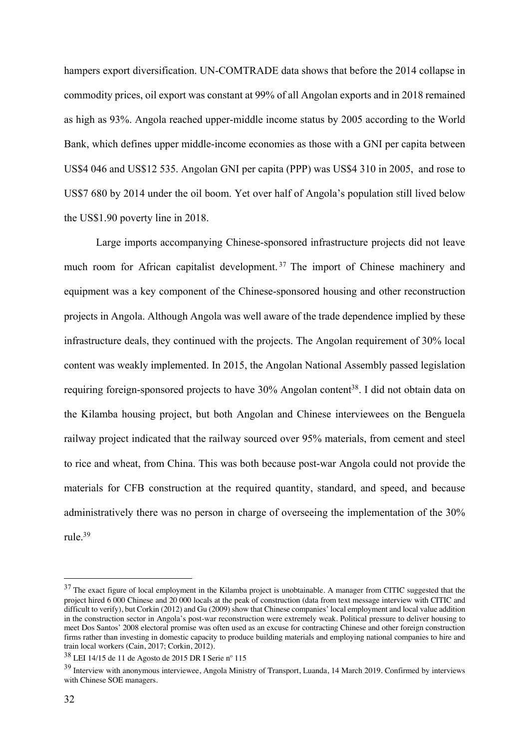hampers export diversification. UN-COMTRADE data shows that before the 2014 collapse in commodity prices, oil export was constant at 99% of all Angolan exports and in 2018 remained as high as 93%. Angola reached upper-middle income status by 2005 according to the World Bank, which defines upper middle-income economies as those with a GNI per capita between US$4 046 and US$12 535. Angolan GNI per capita (PPP) was US$4 310 in 2005, and rose to US$7 680 by 2014 under the oil boom. Yet over half of Angola's population still lived below the US$1.90 poverty line in 2018.

Large imports accompanying Chinese-sponsored infrastructure projects did not leave much room for African capitalist development.[37] The import of Chinese machinery and equipment was a key component of the Chinese-sponsored housing and other reconstruction projects in Angola. Although Angola was well aware of the trade dependence implied by these infrastructure deals, they continued with the projects. The Angolan requirement of 30% local content was weakly implemented. In 2015, the Angolan National Assembly passed legislation requiring foreign-sponsored projects to have 30% Angolan content[38]. I did not obtain data on the Kilamba housing project, but both Angolan and Chinese interviewees on the Benguela railway project indicated that the railway sourced over 95% materials, from cement and steel to rice and wheat, from China. This was both because post-war Angola could not provide the materials for CFB construction at the required quantity, standard, and speed, and because administratively there was no person in charge of overseeing the implementation of the 30% rule.[39]

---

[37] The exact figure of local employment in the Kilamba project is unobtainable. A manager from CITIC suggested that the project hired 6 000 Chinese and 20 000 locals at the peak of construction (data from text message interview with CITIC and difficult to verify), but Corkin (2012) and Gu (2009) show that Chinese companies' local employment and local value addition in the construction sector in Angola's post-war reconstruction were extremely weak. Political pressure to deliver housing to meet Dos Santos' 2008 electoral promise was often used as an excuse for contracting Chinese and other foreign construction firms rather than investing in domestic capacity to produce building materials and employing national companies to hire and train local workers (Cain, 2017; Corkin, 2012).

[38] LEI 14/15 de 11 de Agosto de 2015 DR I Serie nº 115

[39] Interview with anonymous interviewee, Angola Ministry of Transport, Luanda, 14 March 2019. Confirmed by interviews with Chinese SOE managers.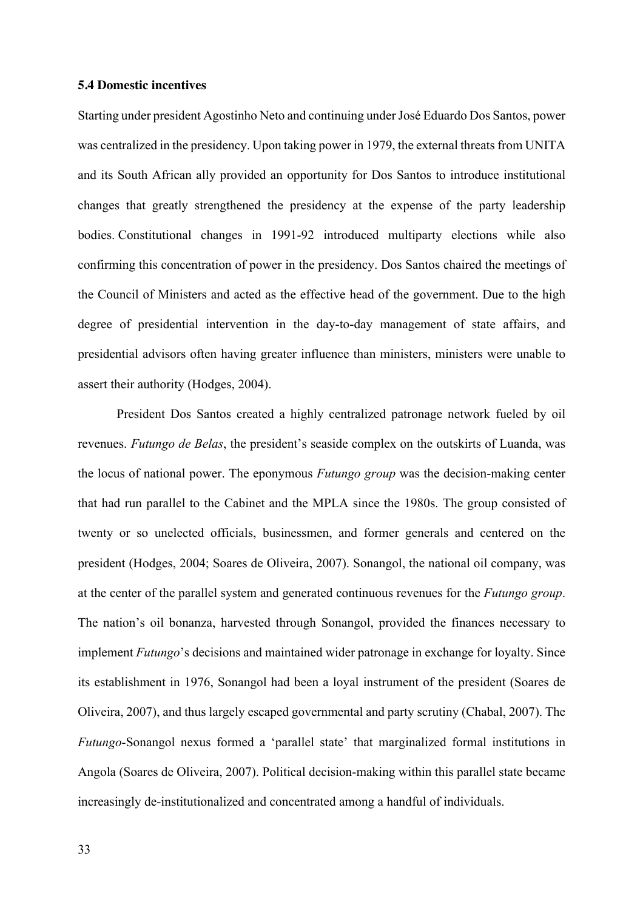### 5.4 Domestic incentives

Starting under president Agostinho Neto and continuing under José Eduardo Dos Santos, power was centralized in the presidency. Upon taking power in 1979, the external threats from UNITA and its South African ally provided an opportunity for Dos Santos to introduce institutional changes that greatly strengthened the presidency at the expense of the party leadership bodies. Constitutional changes in 1991-92 introduced multiparty elections while also confirming this concentration of power in the presidency. Dos Santos chaired the meetings of the Council of Ministers and acted as the effective head of the government. Due to the high degree of presidential intervention in the day-to-day management of state affairs, and presidential advisors often having greater influence than ministers, ministers were unable to assert their authority (Hodges, 2004).

President Dos Santos created a highly centralized patronage network fueled by oil revenues. *Futungo de Belas*, the president's seaside complex on the outskirts of Luanda, was the locus of national power. The eponymous *Futungo group* was the decision-making center that had run parallel to the Cabinet and the MPLA since the 1980s. The group consisted of twenty or so unelected officials, businessmen, and former generals and centered on the president (Hodges, 2004; Soares de Oliveira, 2007). Sonangol, the national oil company, was at the center of the parallel system and generated continuous revenues for the *Futungo group*. The nation's oil bonanza, harvested through Sonangol, provided the finances necessary to implement *Futungo*'s decisions and maintained wider patronage in exchange for loyalty. Since its establishment in 1976, Sonangol had been a loyal instrument of the president (Soares de Oliveira, 2007), and thus largely escaped governmental and party scrutiny (Chabal, 2007). The *Futungo*-Sonangol nexus formed a 'parallel state' that marginalized formal institutions in Angola (Soares de Oliveira, 2007). Political decision-making within this parallel state became increasingly de-institutionalized and concentrated among a handful of individuals.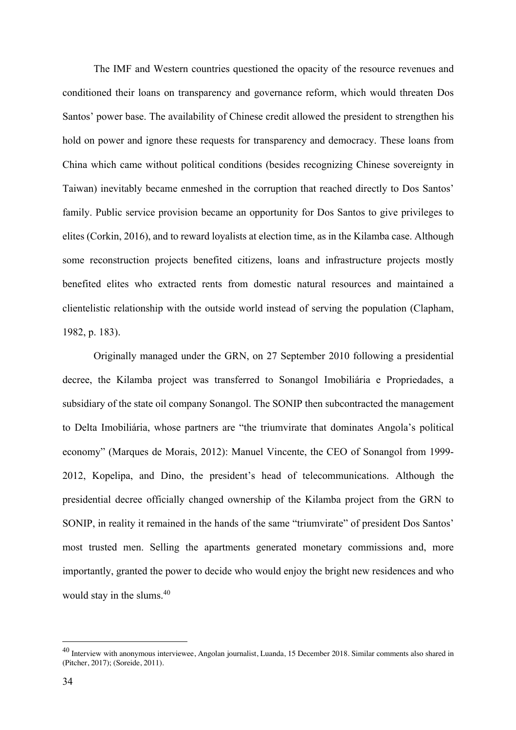The IMF and Western countries questioned the opacity of the resource revenues and conditioned their loans on transparency and governance reform, which would threaten Dos Santos' power base. The availability of Chinese credit allowed the president to strengthen his hold on power and ignore these requests for transparency and democracy. These loans from China which came without political conditions (besides recognizing Chinese sovereignty in Taiwan) inevitably became enmeshed in the corruption that reached directly to Dos Santos' family. Public service provision became an opportunity for Dos Santos to give privileges to elites (Corkin, 2016), and to reward loyalists at election time, as in the Kilamba case. Although some reconstruction projects benefited citizens, loans and infrastructure projects mostly benefited elites who extracted rents from domestic natural resources and maintained a clientelistic relationship with the outside world instead of serving the population (Clapham, 1982, p. 183).

Originally managed under the GRN, on 27 September 2010 following a presidential decree, the Kilamba project was transferred to Sonangol Imobiliária e Propriedades, a subsidiary of the state oil company Sonangol. The SONIP then subcontracted the management to Delta Imobiliária, whose partners are "the triumvirate that dominates Angola's political economy" (Marques de Morais, 2012): Manuel Vincente, the CEO of Sonangol from 1999-2012, Kopelipa, and Dino, the president's head of telecommunications. Although the presidential decree officially changed ownership of the Kilamba project from the GRN to SONIP, in reality it remained in the hands of the same "triumvirate" of president Dos Santos' most trusted men. Selling the apartments generated monetary commissions and, more importantly, granted the power to decide who would enjoy the bright new residences and who would stay in the slums.[40]

---

[40] Interview with anonymous interviewee, Angolan journalist, Luanda, 15 December 2018. Similar comments also shared in (Pitcher, 2017); (Soreide, 2011).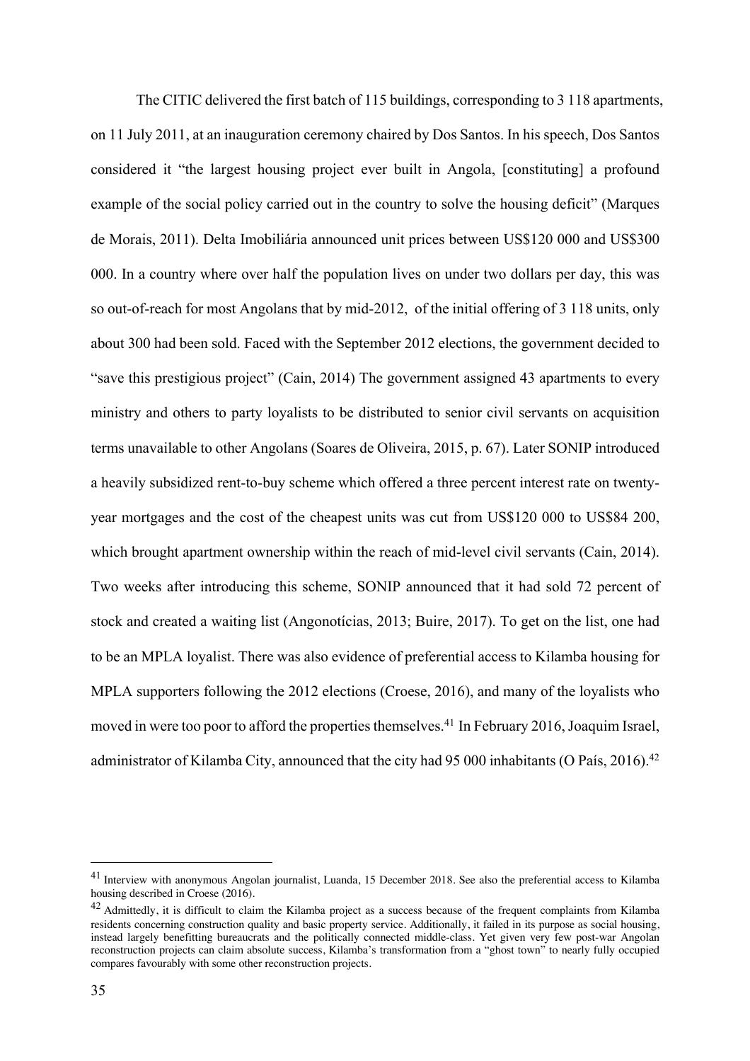The CITIC delivered the first batch of 115 buildings, corresponding to 3 118 apartments, on 11 July 2011, at an inauguration ceremony chaired by Dos Santos. In his speech, Dos Santos considered it "the largest housing project ever built in Angola, [constituting] a profound example of the social policy carried out in the country to solve the housing deficit" (Marques de Morais, 2011). Delta Imobiliária announced unit prices between US$120 000 and US$300 000. In a country where over half the population lives on under two dollars per day, this was so out-of-reach for most Angolans that by mid-2012, of the initial offering of 3 118 units, only about 300 had been sold. Faced with the September 2012 elections, the government decided to "save this prestigious project" (Cain, 2014) The government assigned 43 apartments to every ministry and others to party loyalists to be distributed to senior civil servants on acquisition terms unavailable to other Angolans (Soares de Oliveira, 2015, p. 67). Later SONIP introduced a heavily subsidized rent-to-buy scheme which offered a three percent interest rate on twenty-year mortgages and the cost of the cheapest units was cut from US$120 000 to US$84 200, which brought apartment ownership within the reach of mid-level civil servants (Cain, 2014). Two weeks after introducing this scheme, SONIP announced that it had sold 72 percent of stock and created a waiting list (Angonotícias, 2013; Buire, 2017). To get on the list, one had to be an MPLA loyalist. There was also evidence of preferential access to Kilamba housing for MPLA supporters following the 2012 elections (Croese, 2016), and many of the loyalists who moved in were too poor to afford the properties themselves.[41] In February 2016, Joaquim Israel, administrator of Kilamba City, announced that the city had 95 000 inhabitants (O País, 2016).[42]

---

[41] Interview with anonymous Angolan journalist, Luanda, 15 December 2018. See also the preferential access to Kilamba housing described in Croese (2016).

[42] Admittedly, it is difficult to claim the Kilamba project as a success because of the frequent complaints from Kilamba residents concerning construction quality and basic property service. Additionally, it failed in its purpose as social housing, instead largely benefitting bureaucrats and the politically connected middle-class. Yet given very few post-war Angolan reconstruction projects can claim absolute success, Kilamba's transformation from a "ghost town" to nearly fully occupied compares favourably with some other reconstruction projects.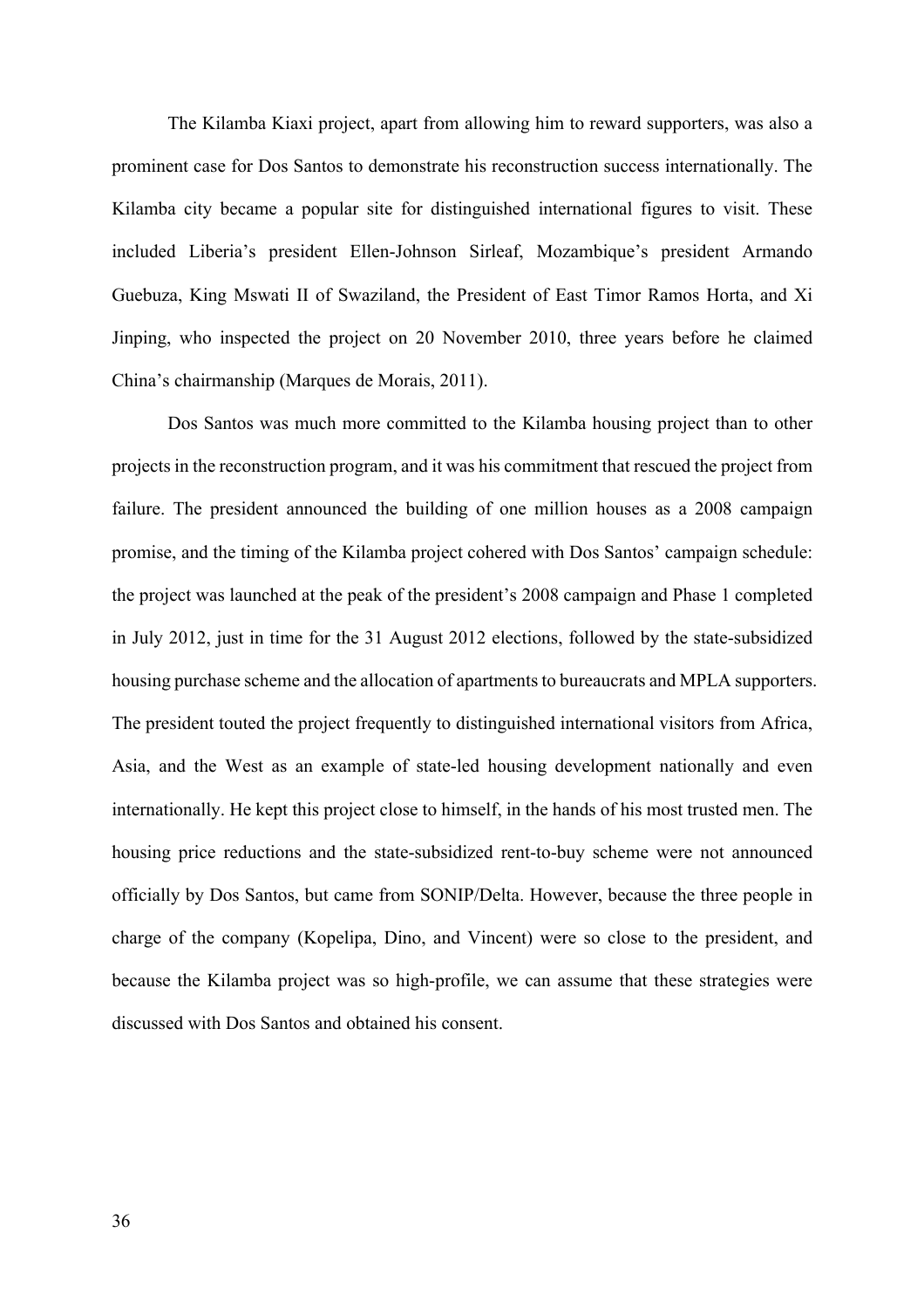The Kilamba Kiaxi project, apart from allowing him to reward supporters, was also a prominent case for Dos Santos to demonstrate his reconstruction success internationally. The Kilamba city became a popular site for distinguished international figures to visit. These included Liberia's president Ellen-Johnson Sirleaf, Mozambique's president Armando Guebuza, King Mswati II of Swaziland, the President of East Timor Ramos Horta, and Xi Jinping, who inspected the project on 20 November 2010, three years before he claimed China's chairmanship (Marques de Morais, 2011).

Dos Santos was much more committed to the Kilamba housing project than to other projects in the reconstruction program, and it was his commitment that rescued the project from failure. The president announced the building of one million houses as a 2008 campaign promise, and the timing of the Kilamba project cohered with Dos Santos' campaign schedule: the project was launched at the peak of the president's 2008 campaign and Phase 1 completed in July 2012, just in time for the 31 August 2012 elections, followed by the state-subsidized housing purchase scheme and the allocation of apartments to bureaucrats and MPLA supporters. The president touted the project frequently to distinguished international visitors from Africa, Asia, and the West as an example of state-led housing development nationally and even internationally. He kept this project close to himself, in the hands of his most trusted men. The housing price reductions and the state-subsidized rent-to-buy scheme were not announced officially by Dos Santos, but came from SONIP/Delta. However, because the three people in charge of the company (Kopelipa, Dino, and Vincent) were so close to the president, and because the Kilamba project was so high-profile, we can assume that these strategies were discussed with Dos Santos and obtained his consent.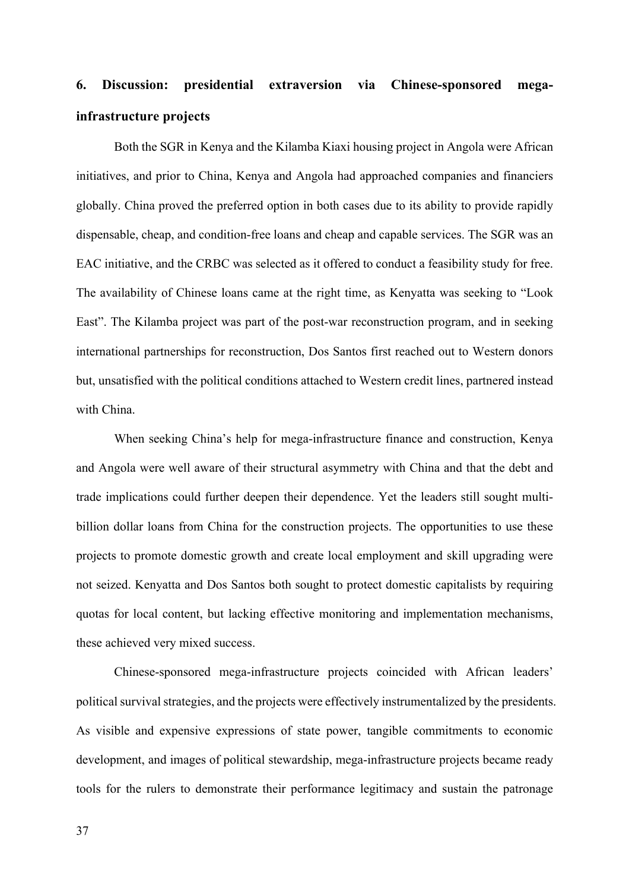## 6. Discussion: presidential extraversion via Chinese-sponsored mega-infrastructure projects

Both the SGR in Kenya and the Kilamba Kiaxi housing project in Angola were African initiatives, and prior to China, Kenya and Angola had approached companies and financiers globally. China proved the preferred option in both cases due to its ability to provide rapidly dispensable, cheap, and condition-free loans and cheap and capable services. The SGR was an EAC initiative, and the CRBC was selected as it offered to conduct a feasibility study for free. The availability of Chinese loans came at the right time, as Kenyatta was seeking to "Look East". The Kilamba project was part of the post-war reconstruction program, and in seeking international partnerships for reconstruction, Dos Santos first reached out to Western donors but, unsatisfied with the political conditions attached to Western credit lines, partnered instead with China.

When seeking China's help for mega-infrastructure finance and construction, Kenya and Angola were well aware of their structural asymmetry with China and that the debt and trade implications could further deepen their dependence. Yet the leaders still sought multi-billion dollar loans from China for the construction projects. The opportunities to use these projects to promote domestic growth and create local employment and skill upgrading were not seized. Kenyatta and Dos Santos both sought to protect domestic capitalists by requiring quotas for local content, but lacking effective monitoring and implementation mechanisms, these achieved very mixed success.

Chinese-sponsored mega-infrastructure projects coincided with African leaders' political survival strategies, and the projects were effectively instrumentalized by the presidents. As visible and expensive expressions of state power, tangible commitments to economic development, and images of political stewardship, mega-infrastructure projects became ready tools for the rulers to demonstrate their performance legitimacy and sustain the patronage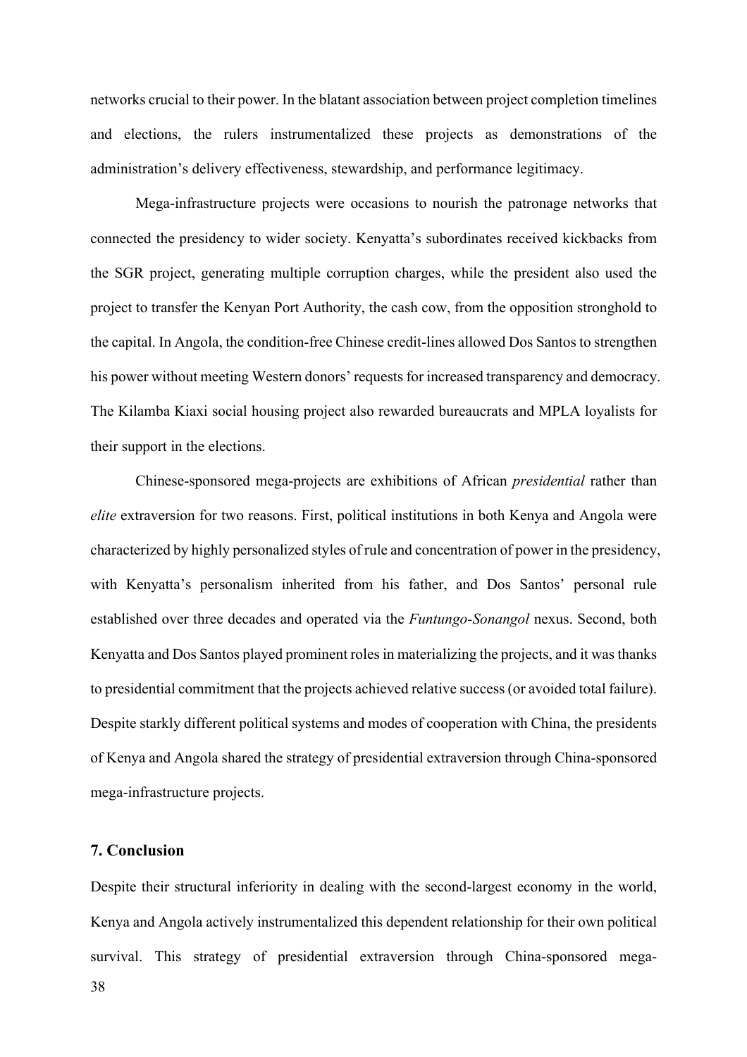networks crucial to their power. In the blatant association between project completion timelines and elections, the rulers instrumentalized these projects as demonstrations of the administration's delivery effectiveness, stewardship, and performance legitimacy.

Mega-infrastructure projects were occasions to nourish the patronage networks that connected the presidency to wider society. Kenyatta's subordinates received kickbacks from the SGR project, generating multiple corruption charges, while the president also used the project to transfer the Kenyan Port Authority, the cash cow, from the opposition stronghold to the capital. In Angola, the condition-free Chinese credit-lines allowed Dos Santos to strengthen his power without meeting Western donors' requests for increased transparency and democracy. The Kilamba Kiaxi social housing project also rewarded bureaucrats and MPLA loyalists for their support in the elections.

Chinese-sponsored mega-projects are exhibitions of African *presidential* rather than *elite* extraversion for two reasons. First, political institutions in both Kenya and Angola were characterized by highly personalized styles of rule and concentration of power in the presidency, with Kenyatta's personalism inherited from his father, and Dos Santos' personal rule established over three decades and operated via the *Funtungo-Sonangol* nexus. Second, both Kenyatta and Dos Santos played prominent roles in materializing the projects, and it was thanks to presidential commitment that the projects achieved relative success (or avoided total failure). Despite starkly different political systems and modes of cooperation with China, the presidents of Kenya and Angola shared the strategy of presidential extraversion through China-sponsored mega-infrastructure projects.

## 7. Conclusion

Despite their structural inferiority in dealing with the second-largest economy in the world, Kenya and Angola actively instrumentalized this dependent relationship for their own political survival. This strategy of presidential extraversion through China-sponsored mega-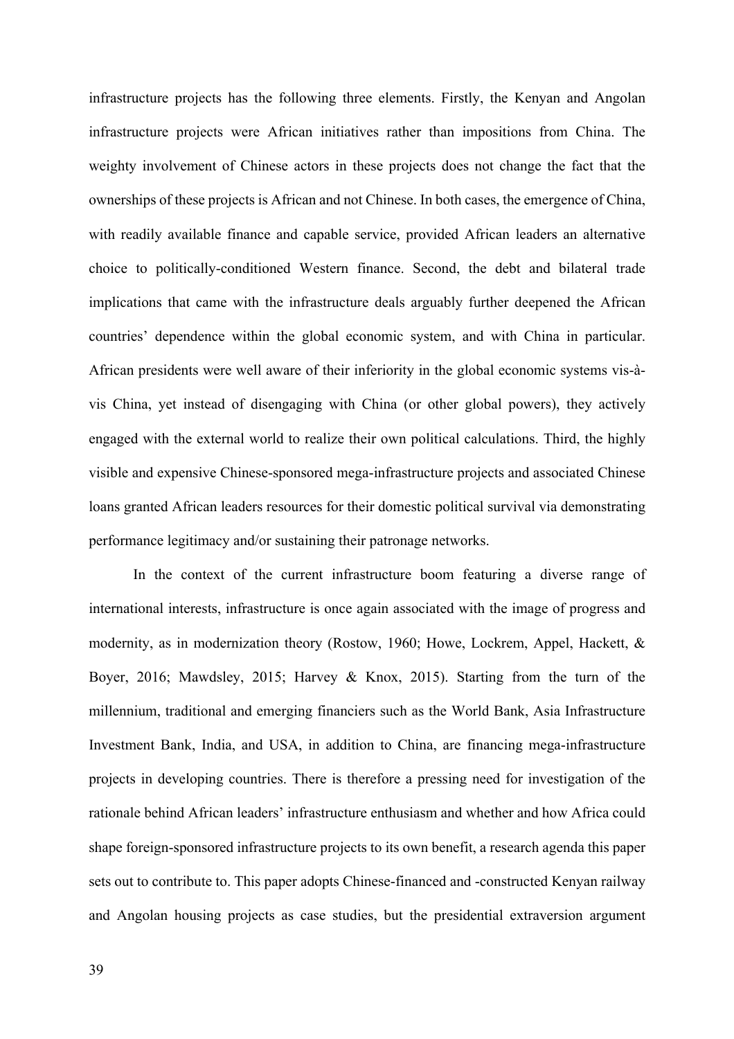infrastructure projects has the following three elements. Firstly, the Kenyan and Angolan infrastructure projects were African initiatives rather than impositions from China. The weighty involvement of Chinese actors in these projects does not change the fact that the ownerships of these projects is African and not Chinese. In both cases, the emergence of China, with readily available finance and capable service, provided African leaders an alternative choice to politically-conditioned Western finance. Second, the debt and bilateral trade implications that came with the infrastructure deals arguably further deepened the African countries' dependence within the global economic system, and with China in particular. African presidents were well aware of their inferiority in the global economic systems vis-à-vis China, yet instead of disengaging with China (or other global powers), they actively engaged with the external world to realize their own political calculations. Third, the highly visible and expensive Chinese-sponsored mega-infrastructure projects and associated Chinese loans granted African leaders resources for their domestic political survival via demonstrating performance legitimacy and/or sustaining their patronage networks.

In the context of the current infrastructure boom featuring a diverse range of international interests, infrastructure is once again associated with the image of progress and modernity, as in modernization theory (Rostow, 1960; Howe, Lockrem, Appel, Hackett, & Boyer, 2016; Mawdsley, 2015; Harvey & Knox, 2015). Starting from the turn of the millennium, traditional and emerging financiers such as the World Bank, Asia Infrastructure Investment Bank, India, and USA, in addition to China, are financing mega-infrastructure projects in developing countries. There is therefore a pressing need for investigation of the rationale behind African leaders' infrastructure enthusiasm and whether and how Africa could shape foreign-sponsored infrastructure projects to its own benefit, a research agenda this paper sets out to contribute to. This paper adopts Chinese-financed and -constructed Kenyan railway and Angolan housing projects as case studies, but the presidential extraversion argument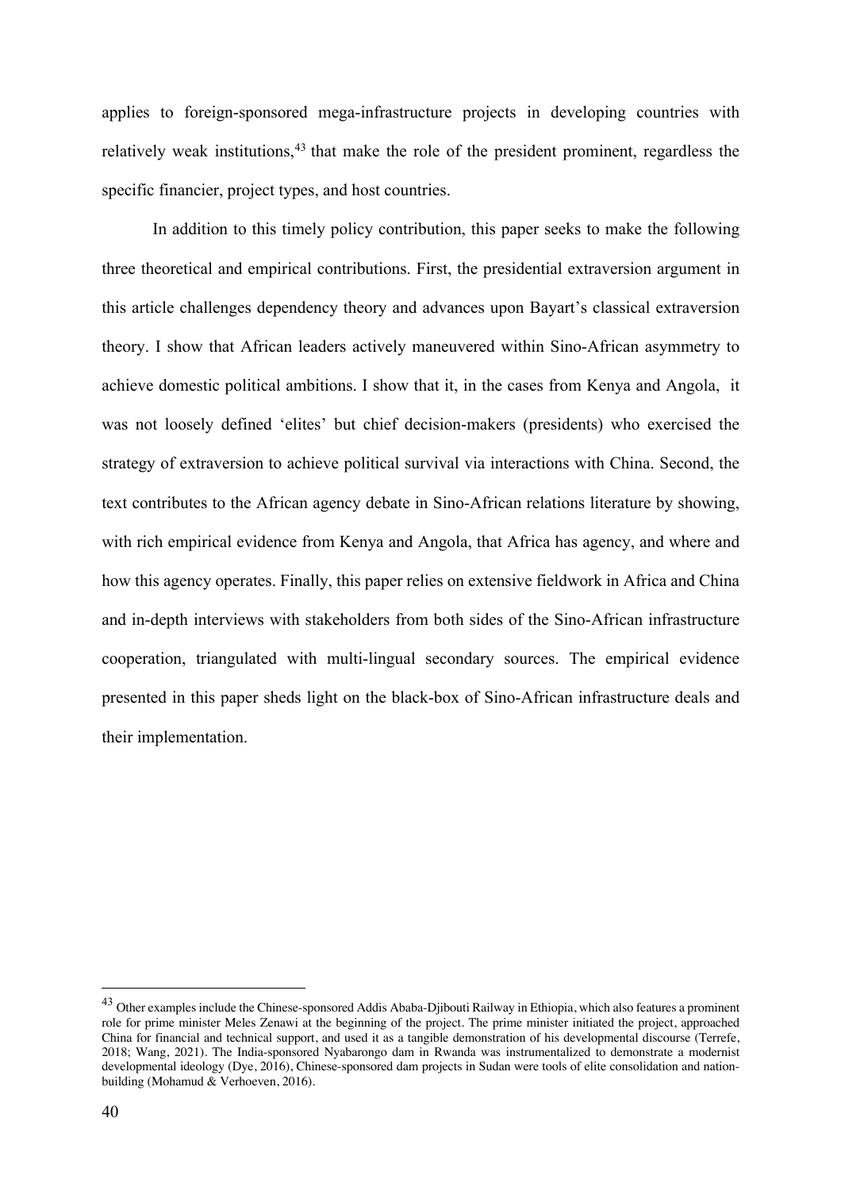applies to foreign-sponsored mega-infrastructure projects in developing countries with relatively weak institutions,[43] that make the role of the president prominent, regardless the specific financier, project types, and host countries.

In addition to this timely policy contribution, this paper seeks to make the following three theoretical and empirical contributions. First, the presidential extraversion argument in this article challenges dependency theory and advances upon Bayart's classical extraversion theory. I show that African leaders actively maneuvered within Sino-African asymmetry to achieve domestic political ambitions. I show that it, in the cases from Kenya and Angola, it was not loosely defined 'elites' but chief decision-makers (presidents) who exercised the strategy of extraversion to achieve political survival via interactions with China. Second, the text contributes to the African agency debate in Sino-African relations literature by showing, with rich empirical evidence from Kenya and Angola, that Africa has agency, and where and how this agency operates. Finally, this paper relies on extensive fieldwork in Africa and China and in-depth interviews with stakeholders from both sides of the Sino-African infrastructure cooperation, triangulated with multi-lingual secondary sources. The empirical evidence presented in this paper sheds light on the black-box of Sino-African infrastructure deals and their implementation.

---

[43] Other examples include the Chinese-sponsored Addis Ababa-Djibouti Railway in Ethiopia, which also features a prominent role for prime minister Meles Zenawi at the beginning of the project. The prime minister initiated the project, approached China for financial and technical support, and used it as a tangible demonstration of his developmental discourse (Terrefe, 2018; Wang, 2021). The India-sponsored Nyabarongo dam in Rwanda was instrumentalized to demonstrate a modernist developmental ideology (Dye, 2016), Chinese-sponsored dam projects in Sudan were tools of elite consolidation and nation-building (Mohamud & Verhoeven, 2016).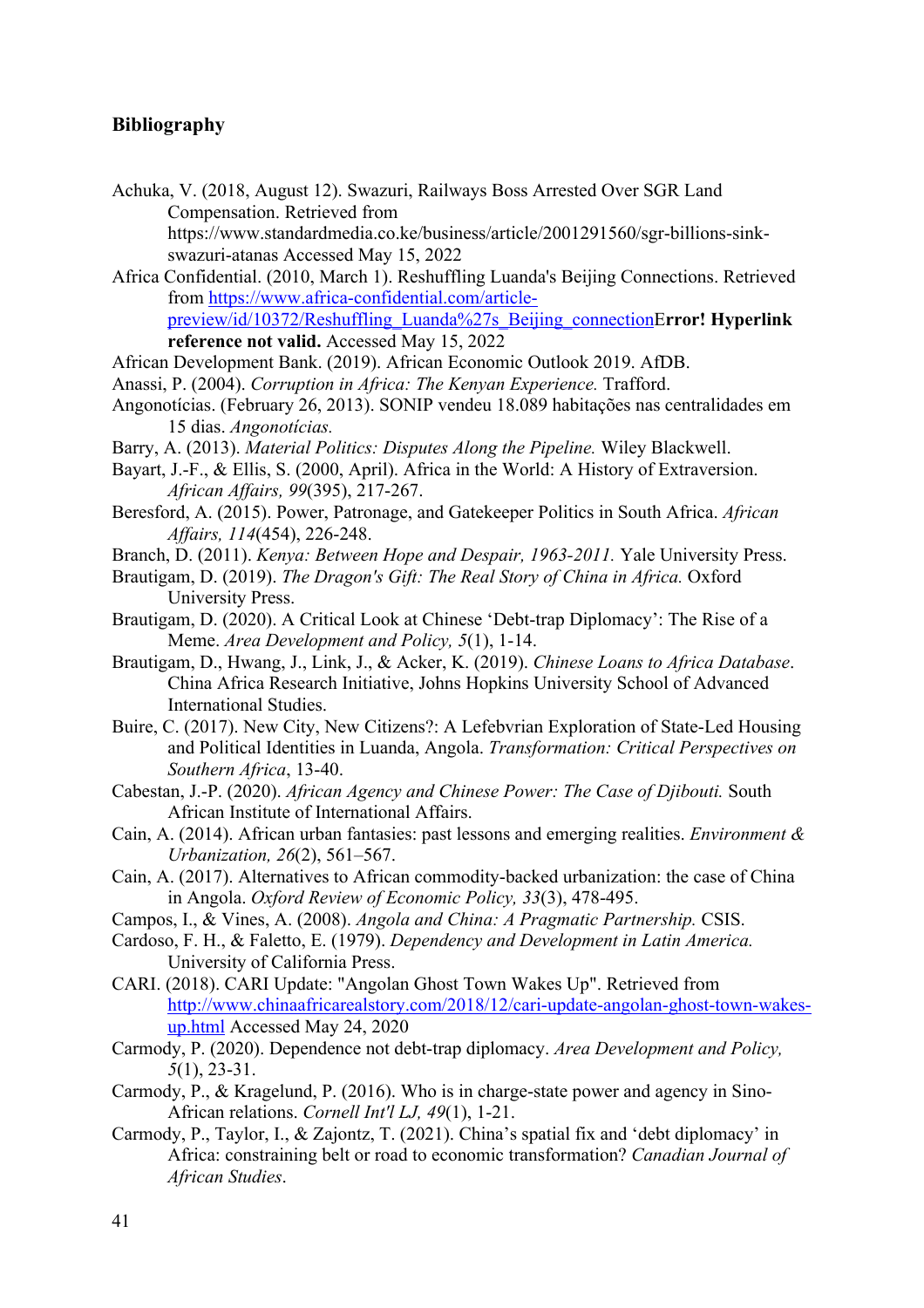## Bibliography

Achuka, V. (2018, August 12). Swazuri, Railways Boss Arrested Over SGR Land Compensation. Retrieved from https://www.standardmedia.co.ke/business/article/2001291560/sgr-billions-sink-swazuri-atanas Accessed May 15, 2022

Africa Confidential. (2010, March 1). Reshuffling Luanda's Beijing Connections. Retrieved from https://www.africa-confidential.com/article-preview/id/10372/Reshuffling_Luanda%27s_Beijing_connectionE**rror! Hyperlink reference not valid.** Accessed May 15, 2022

African Development Bank. (2019). African Economic Outlook 2019. AfDB.

Anassi, P. (2004). *Corruption in Africa: The Kenyan Experience.* Trafford.

Angonotícias. (February 26, 2013). SONIP vendeu 18.089 habitações nas centralidades em 15 dias. *Angonotícias.*

Barry, A. (2013). *Material Politics: Disputes Along the Pipeline.* Wiley Blackwell.

Bayart, J.-F., & Ellis, S. (2000, April). Africa in the World: A History of Extraversion. *African Affairs, 99*(395), 217-267.

Beresford, A. (2015). Power, Patronage, and Gatekeeper Politics in South Africa. *African Affairs, 114*(454), 226-248.

Branch, D. (2011). *Kenya: Between Hope and Despair, 1963-2011.* Yale University Press.

Brautigam, D. (2019). *The Dragon's Gift: The Real Story of China in Africa.* Oxford University Press.

Brautigam, D. (2020). A Critical Look at Chinese 'Debt-trap Diplomacy': The Rise of a Meme. *Area Development and Policy, 5*(1), 1-14.

Brautigam, D., Hwang, J., Link, J., & Acker, K. (2019). *Chinese Loans to Africa Database*. China Africa Research Initiative, Johns Hopkins University School of Advanced International Studies.

Buire, C. (2017). New City, New Citizens?: A Lefebvrian Exploration of State-Led Housing and Political Identities in Luanda, Angola. *Transformation: Critical Perspectives on Southern Africa*, 13-40.

Cabestan, J.-P. (2020). *African Agency and Chinese Power: The Case of Djibouti.* South African Institute of International Affairs.

Cain, A. (2014). African urban fantasies: past lessons and emerging realities. *Environment & Urbanization, 26*(2), 561–567.

Cain, A. (2017). Alternatives to African commodity-backed urbanization: the case of China in Angola. *Oxford Review of Economic Policy, 33*(3), 478-495.

Campos, I., & Vines, A. (2008). *Angola and China: A Pragmatic Partnership.* CSIS.

Cardoso, F. H., & Faletto, E. (1979). *Dependency and Development in Latin America.* University of California Press.

CARI. (2018). CARI Update: "Angolan Ghost Town Wakes Up". Retrieved from http://www.chinaafricarealstory.com/2018/12/cari-update-angolan-ghost-town-wakes-up.html Accessed May 24, 2020

Carmody, P. (2020). Dependence not debt-trap diplomacy. *Area Development and Policy, 5*(1), 23-31.

Carmody, P., & Kragelund, P. (2016). Who is in charge-state power and agency in Sino-African relations. *Cornell Int'l LJ, 49*(1), 1-21.

Carmody, P., Taylor, I., & Zajontz, T. (2021). China's spatial fix and 'debt diplomacy' in Africa: constraining belt or road to economic transformation? *Canadian Journal of African Studies*.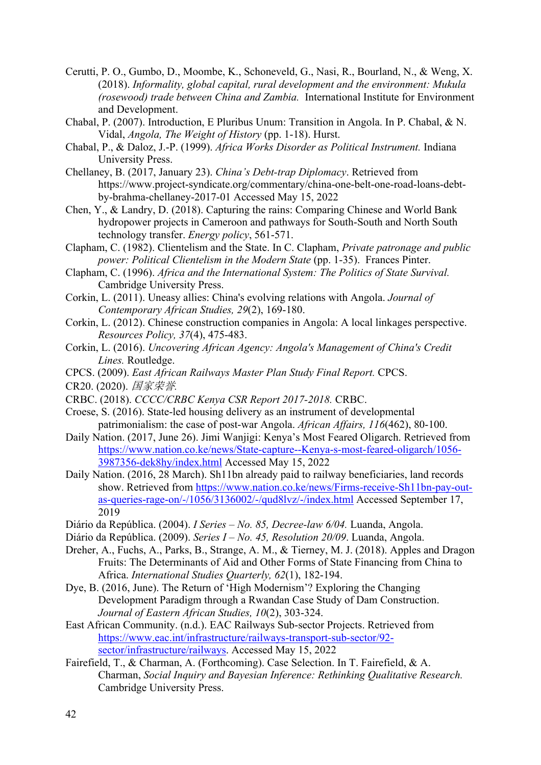Cerutti, P. O., Gumbo, D., Moombe, K., Schoneveld, G., Nasi, R., Bourland, N., & Weng, X. (2018). *Informality, global capital, rural development and the environment: Mukula (rosewood) trade between China and Zambia.* International Institute for Environment and Development.

Chabal, P. (2007). Introduction, E Pluribus Unum: Transition in Angola. In P. Chabal, & N. Vidal, *Angola, The Weight of History* (pp. 1-18). Hurst.

Chabal, P., & Daloz, J.-P. (1999). *Africa Works Disorder as Political Instrument.* Indiana University Press.

Chellaney, B. (2017, January 23). *China's Debt-trap Diplomacy*. Retrieved from https://www.project-syndicate.org/commentary/china-one-belt-one-road-loans-debt-by-brahma-chellaney-2017-01 Accessed May 15, 2022

Chen, Y., & Landry, D. (2018). Capturing the rains: Comparing Chinese and World Bank hydropower projects in Cameroon and pathways for South-South and North South technology transfer. *Energy policy*, 561-571.

Clapham, C. (1982). Clientelism and the State. In C. Clapham, *Private patronage and public power: Political Clientelism in the Modern State* (pp. 1-35). Frances Pinter.

Clapham, C. (1996). *Africa and the International System: The Politics of State Survival.* Cambridge University Press.

Corkin, L. (2011). Uneasy allies: China's evolving relations with Angola. *Journal of Contemporary African Studies, 29*(2), 169-180.

Corkin, L. (2012). Chinese construction companies in Angola: A local linkages perspective. *Resources Policy, 37*(4), 475-483.

Corkin, L. (2016). *Uncovering African Agency: Angola's Management of China's Credit Lines.* Routledge.

CPCS. (2009). *East African Railways Master Plan Study Final Report.* CPCS.

CR20. (2020). *国家荣誉.*

CRBC. (2018). *CCCC/CRBC Kenya CSR Report 2017-2018.* CRBC.

Croese, S. (2016). State-led housing delivery as an instrument of developmental patrimonialism: the case of post-war Angola. *African Affairs, 116*(462), 80-100.

Daily Nation. (2017, June 26). Jimi Wanjigi: Kenya's Most Feared Oligarch. Retrieved from https://www.nation.co.ke/news/State-capture--Kenya-s-most-feared-oligarch/1056-3987356-dek8hy/index.html Accessed May 15, 2022

Daily Nation. (2016, 28 March). Sh11bn already paid to railway beneficiaries, land records show. Retrieved from https://www.nation.co.ke/news/Firms-receive-Sh11bn-pay-out-as-queries-rage-on/-/1056/3136002/-/qud8lvz/-/index.html Accessed September 17, 2019

Diário da República. (2004). *I Series – No. 85, Decree-law 6/04.* Luanda, Angola.

Diário da República. (2009). *Series I – No. 45, Resolution 20/09*. Luanda, Angola.

Dreher, A., Fuchs, A., Parks, B., Strange, A. M., & Tierney, M. J. (2018). Apples and Dragon Fruits: The Determinants of Aid and Other Forms of State Financing from China to Africa. *International Studies Quarterly, 62*(1), 182-194.

Dye, B. (2016, June). The Return of 'High Modernism'? Exploring the Changing Development Paradigm through a Rwandan Case Study of Dam Construction. *Journal of Eastern African Studies, 10*(2), 303-324.

East African Community. (n.d.). EAC Railways Sub-sector Projects. Retrieved from https://www.eac.int/infrastructure/railways-transport-sub-sector/92-sector/infrastructure/railways. Accessed May 15, 2022

Fairefield, T., & Charman, A. (Forthcoming). Case Selection. In T. Fairefield, & A. Charman, *Social Inquiry and Bayesian Inference: Rethinking Qualitative Research.* Cambridge University Press.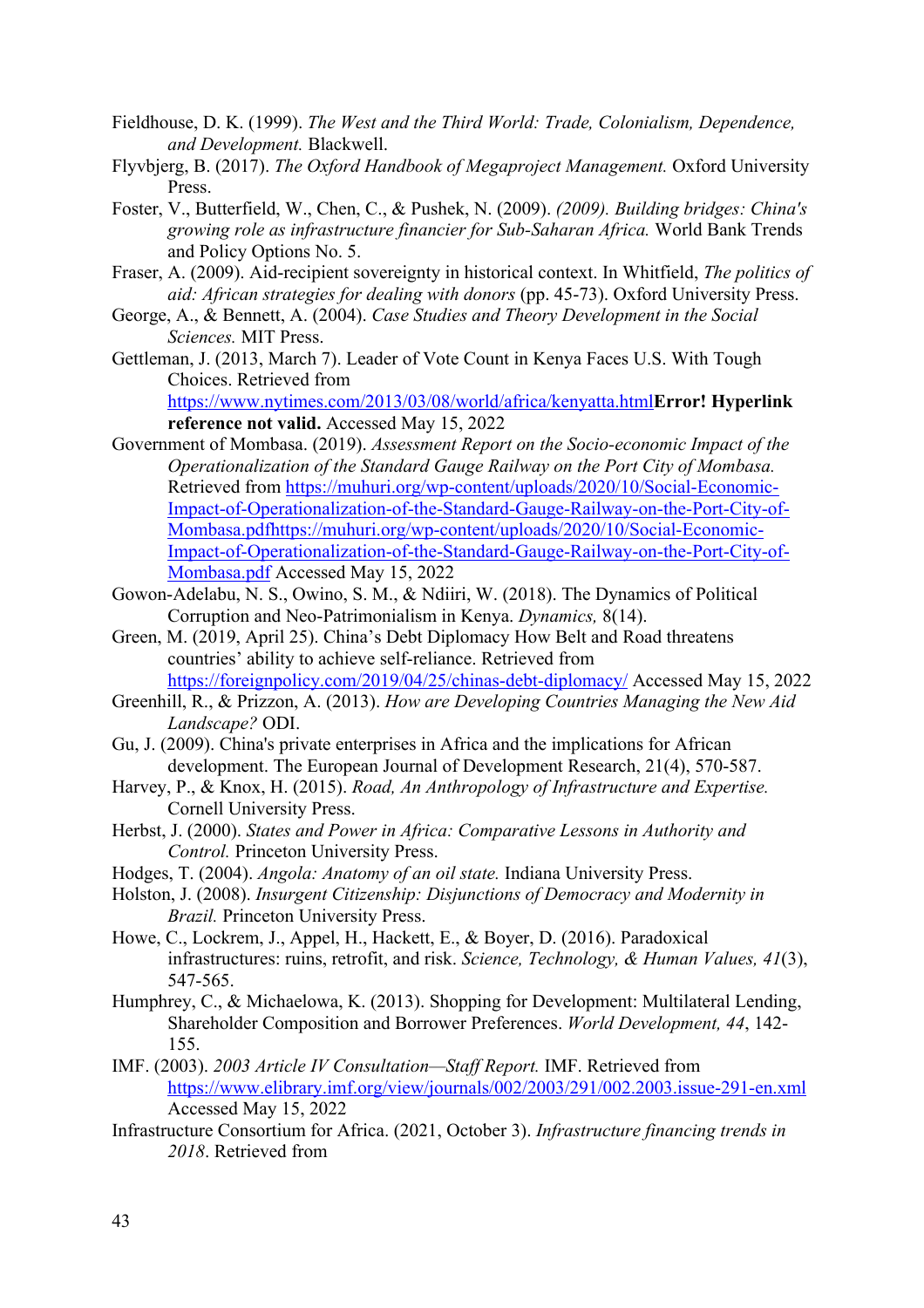Fieldhouse, D. K. (1999). *The West and the Third World: Trade, Colonialism, Dependence, and Development.* Blackwell.

Flyvbjerg, B. (2017). *The Oxford Handbook of Megaproject Management.* Oxford University Press.

Foster, V., Butterfield, W., Chen, C., & Pushek, N. (2009). *(2009). Building bridges: China's growing role as infrastructure financier for Sub-Saharan Africa.* World Bank Trends and Policy Options No. 5.

Fraser, A. (2009). Aid-recipient sovereignty in historical context. In Whitfield, *The politics of aid: African strategies for dealing with donors* (pp. 45-73). Oxford University Press.

George, A., & Bennett, A. (2004). *Case Studies and Theory Development in the Social Sciences.* MIT Press.

Gettleman, J. (2013, March 7). Leader of Vote Count in Kenya Faces U.S. With Tough Choices. Retrieved from https://www.nytimes.com/2013/03/08/world/africa/kenyatta.html**Error! Hyperlink reference not valid.** Accessed May 15, 2022

Government of Mombasa. (2019). *Assessment Report on the Socio-economic Impact of the Operationalization of the Standard Gauge Railway on the Port City of Mombasa.* Retrieved from https://muhuri.org/wp-content/uploads/2020/10/Social-Economic-Impact-of-Operationalization-of-the-Standard-Gauge-Railway-on-the-Port-City-of-Mombasa.pdfhttps://muhuri.org/wp-content/uploads/2020/10/Social-Economic-Impact-of-Operationalization-of-the-Standard-Gauge-Railway-on-the-Port-City-of-Mombasa.pdf Accessed May 15, 2022

Gowon-Adelabu, N. S., Owino, S. M., & Ndiiri, W. (2018). The Dynamics of Political Corruption and Neo-Patrimonialism in Kenya. *Dynamics,* 8(14).

Green, M. (2019, April 25). China's Debt Diplomacy How Belt and Road threatens countries' ability to achieve self-reliance. Retrieved from https://foreignpolicy.com/2019/04/25/chinas-debt-diplomacy/ Accessed May 15, 2022

Greenhill, R., & Prizzon, A. (2013). *How are Developing Countries Managing the New Aid Landscape?* ODI.

Gu, J. (2009). China's private enterprises in Africa and the implications for African development. The European Journal of Development Research, 21(4), 570-587.

Harvey, P., & Knox, H. (2015). *Road, An Anthropology of Infrastructure and Expertise.* Cornell University Press.

Herbst, J. (2000). *States and Power in Africa: Comparative Lessons in Authority and Control.* Princeton University Press.

Hodges, T. (2004). *Angola: Anatomy of an oil state.* Indiana University Press.

Holston, J. (2008). *Insurgent Citizenship: Disjunctions of Democracy and Modernity in Brazil.* Princeton University Press.

Howe, C., Lockrem, J., Appel, H., Hackett, E., & Boyer, D. (2016). Paradoxical infrastructures: ruins, retrofit, and risk. *Science, Technology, & Human Values, 41*(3), 547-565.

Humphrey, C., & Michaelowa, K. (2013). Shopping for Development: Multilateral Lending, Shareholder Composition and Borrower Preferences. *World Development, 44*, 142-155.

IMF. (2003). *2003 Article IV Consultation—Staff Report.* IMF. Retrieved from https://www.elibrary.imf.org/view/journals/002/2003/291/002.2003.issue-291-en.xml Accessed May 15, 2022

Infrastructure Consortium for Africa. (2021, October 3). *Infrastructure financing trends in 2018*. Retrieved from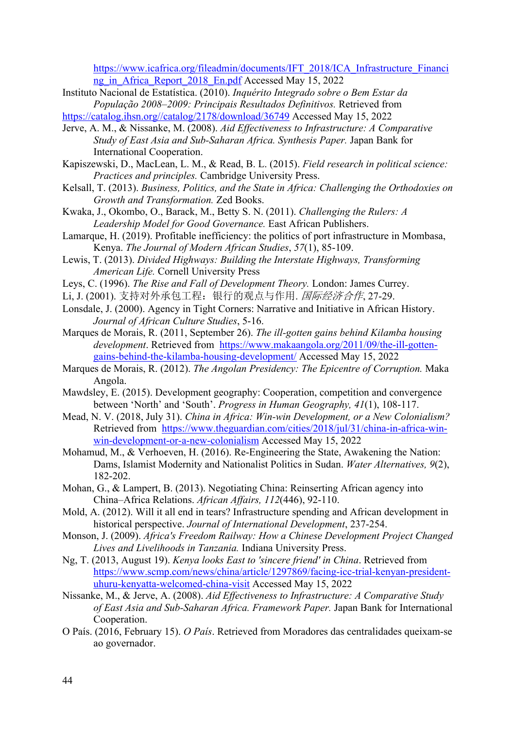https://www.icafrica.org/fileadmin/documents/IFT_2018/ICA_Infrastructure_Financing_in_Africa_Report_2018_En.pdf Accessed May 15, 2022

Instituto Nacional de Estatística. (2010). *Inquérito Integrado sobre o Bem Estar da População 2008–2009: Principais Resultados Definitivos.* Retrieved from https://catalog.ihsn.org//catalog/2178/download/36749 Accessed May 15, 2022

Jerve, A. M., & Nissanke, M. (2008). *Aid Effectiveness to Infrastructure: A Comparative Study of East Asia and Sub-Saharan Africa. Synthesis Paper.* Japan Bank for International Cooperation.

Kapiszewski, D., MacLean, L. M., & Read, B. L. (2015). *Field research in political science: Practices and principles.* Cambridge University Press.

Kelsall, T. (2013). *Business, Politics, and the State in Africa: Challenging the Orthodoxies on Growth and Transformation.* Zed Books.

Kwaka, J., Okombo, O., Barack, M., Betty S. N. (2011). *Challenging the Rulers: A Leadership Model for Good Governance.* East African Publishers.

Lamarque, H. (2019). Profitable inefficiency: the politics of port infrastructure in Mombasa, Kenya. *The Journal of Modern African Studies*, *57*(1), 85-109.

Lewis, T. (2013). *Divided Highways: Building the Interstate Highways, Transforming American Life.* Cornell University Press

Leys, C. (1996). *The Rise and Fall of Development Theory.* London: James Currey.

Li, J. (2001). 支持对外承包工程：银行的观点与作用. *国际经济合作*, 27-29.

Lonsdale, J. (2000). Agency in Tight Corners: Narrative and Initiative in African History. *Journal of African Culture Studies*, 5-16.

Marques de Morais, R. (2011, September 26). *The ill-gotten gains behind Kilamba housing development*. Retrieved from https://www.makaangola.org/2011/09/the-ill-gotten-gains-behind-the-kilamba-housing-development/ Accessed May 15, 2022

Marques de Morais, R. (2012). *The Angolan Presidency: The Epicentre of Corruption.* Maka Angola.

Mawdsley, E. (2015). Development geography: Cooperation, competition and convergence between 'North' and 'South'. *Progress in Human Geography, 41*(1), 108-117.

Mead, N. V. (2018, July 31). *China in Africa: Win-win Development, or a New Colonialism?* Retrieved from https://www.theguardian.com/cities/2018/jul/31/china-in-africa-win-win-development-or-a-new-colonialism Accessed May 15, 2022

Mohamud, M., & Verhoeven, H. (2016). Re-Engineering the State, Awakening the Nation: Dams, Islamist Modernity and Nationalist Politics in Sudan. *Water Alternatives, 9*(2), 182-202.

Mohan, G., & Lampert, B. (2013). Negotiating China: Reinserting African agency into China–Africa Relations. *African Affairs, 112*(446), 92-110.

Mold, A. (2012). Will it all end in tears? Infrastructure spending and African development in historical perspective. *Journal of International Development*, 237-254.

Monson, J. (2009). *Africa's Freedom Railway: How a Chinese Development Project Changed Lives and Livelihoods in Tanzania.* Indiana University Press.

Ng, T. (2013, August 19). *Kenya looks East to 'sincere friend' in China*. Retrieved from https://www.scmp.com/news/china/article/1297869/facing-icc-trial-kenyan-president-uhuru-kenyatta-welcomed-china-visit Accessed May 15, 2022

Nissanke, M., & Jerve, A. (2008). *Aid Effectiveness to Infrastructure: A Comparative Study of East Asia and Sub-Saharan Africa. Framework Paper.* Japan Bank for International Cooperation.

O País. (2016, February 15). *O País*. Retrieved from Moradores das centralidades queixam-se ao governador.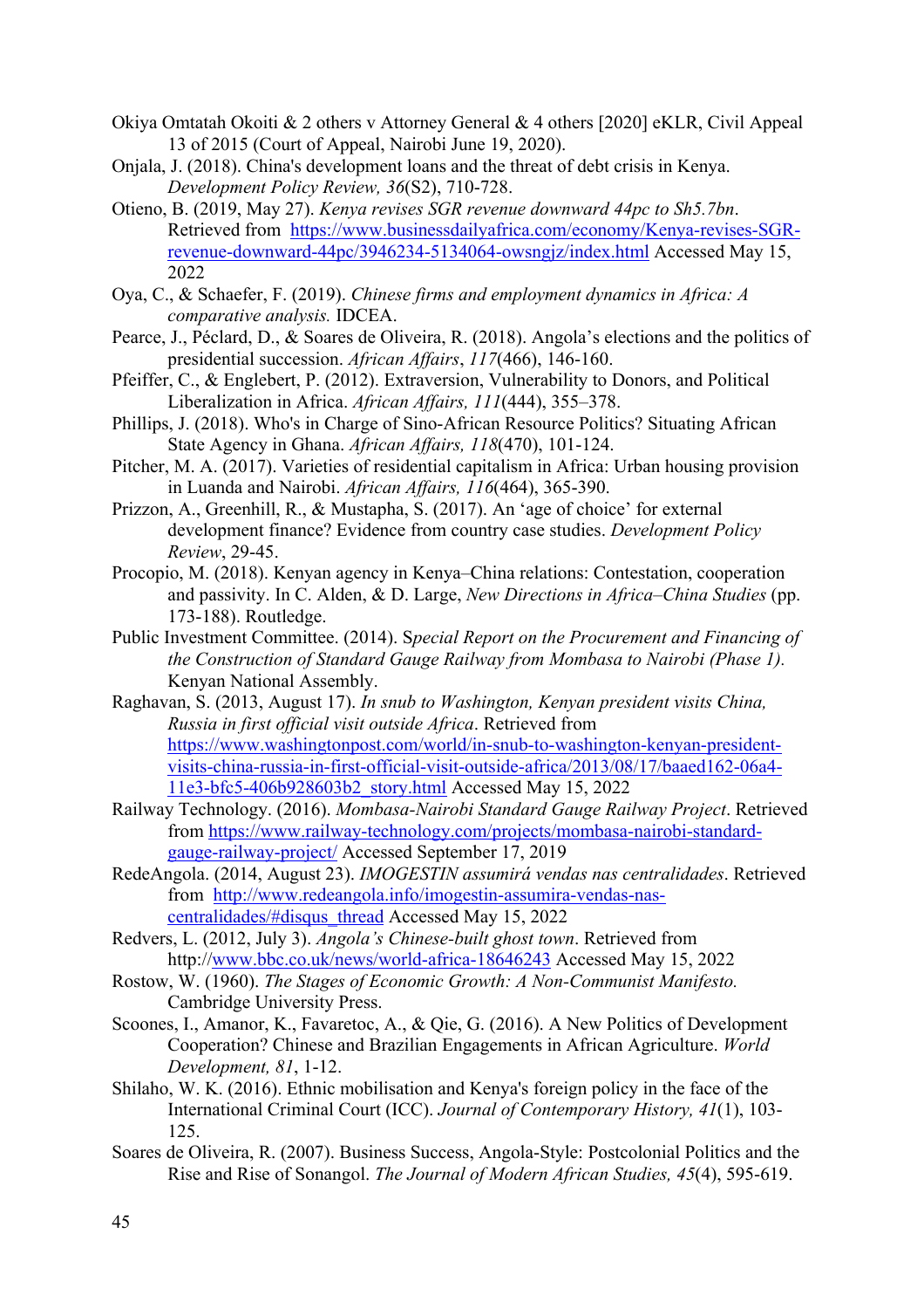Okiya Omtatah Okoiti & 2 others v Attorney General & 4 others [2020] eKLR, Civil Appeal 13 of 2015 (Court of Appeal, Nairobi June 19, 2020).

Onjala, J. (2018). China's development loans and the threat of debt crisis in Kenya. *Development Policy Review, 36*(S2), 710-728.

Otieno, B. (2019, May 27). *Kenya revises SGR revenue downward 44pc to Sh5.7bn*. Retrieved from https://www.businessdailyafrica.com/economy/Kenya-revises-SGR-revenue-downward-44pc/3946234-5134064-owsngjz/index.html Accessed May 15, 2022

Oya, C., & Schaefer, F. (2019). *Chinese firms and employment dynamics in Africa: A comparative analysis.* IDCEA.

Pearce, J., Péclard, D., & Soares de Oliveira, R. (2018). Angola's elections and the politics of presidential succession. *African Affairs*, *117*(466), 146-160.

Pfeiffer, C., & Englebert, P. (2012). Extraversion, Vulnerability to Donors, and Political Liberalization in Africa. *African Affairs, 111*(444), 355–378.

Phillips, J. (2018). Who's in Charge of Sino-African Resource Politics? Situating African State Agency in Ghana. *African Affairs, 118*(470), 101-124.

Pitcher, M. A. (2017). Varieties of residential capitalism in Africa: Urban housing provision in Luanda and Nairobi. *African Affairs, 116*(464), 365-390.

Prizzon, A., Greenhill, R., & Mustapha, S. (2017). An 'age of choice' for external development finance? Evidence from country case studies. *Development Policy Review*, 29-45.

Procopio, M. (2018). Kenyan agency in Kenya–China relations: Contestation, cooperation and passivity. In C. Alden, & D. Large, *New Directions in Africa–China Studies* (pp. 173-188). Routledge.

Public Investment Committee. (2014). S*pecial Report on the Procurement and Financing of the Construction of Standard Gauge Railway from Mombasa to Nairobi (Phase 1).* Kenyan National Assembly.

Raghavan, S. (2013, August 17). *In snub to Washington, Kenyan president visits China, Russia in first official visit outside Africa*. Retrieved from https://www.washingtonpost.com/world/in-snub-to-washington-kenyan-president-visits-china-russia-in-first-official-visit-outside-africa/2013/08/17/baaed162-06a4-11e3-bfc5-406b928603b2_story.html Accessed May 15, 2022

Railway Technology. (2016). *Mombasa-Nairobi Standard Gauge Railway Project*. Retrieved from https://www.railway-technology.com/projects/mombasa-nairobi-standard-gauge-railway-project/ Accessed September 17, 2019

RedeAngola. (2014, August 23). *IMOGESTIN assumirá vendas nas centralidades*. Retrieved from http://www.redeangola.info/imogestin-assumira-vendas-nas-centralidades/#disqus_thread Accessed May 15, 2022

Redvers, L. (2012, July 3). *Angola's Chinese-built ghost town*. Retrieved from http://www.bbc.co.uk/news/world-africa-18646243 Accessed May 15, 2022

Rostow, W. (1960). *The Stages of Economic Growth: A Non-Communist Manifesto.* Cambridge University Press.

Scoones, I., Amanor, K., Favaretoc, A., & Qie, G. (2016). A New Politics of Development Cooperation? Chinese and Brazilian Engagements in African Agriculture. *World Development, 81*, 1-12.

Shilaho, W. K. (2016). Ethnic mobilisation and Kenya's foreign policy in the face of the International Criminal Court (ICC). *Journal of Contemporary History, 41*(1), 103-125.

Soares de Oliveira, R. (2007). Business Success, Angola-Style: Postcolonial Politics and the Rise and Rise of Sonangol. *The Journal of Modern African Studies, 45*(4), 595-619.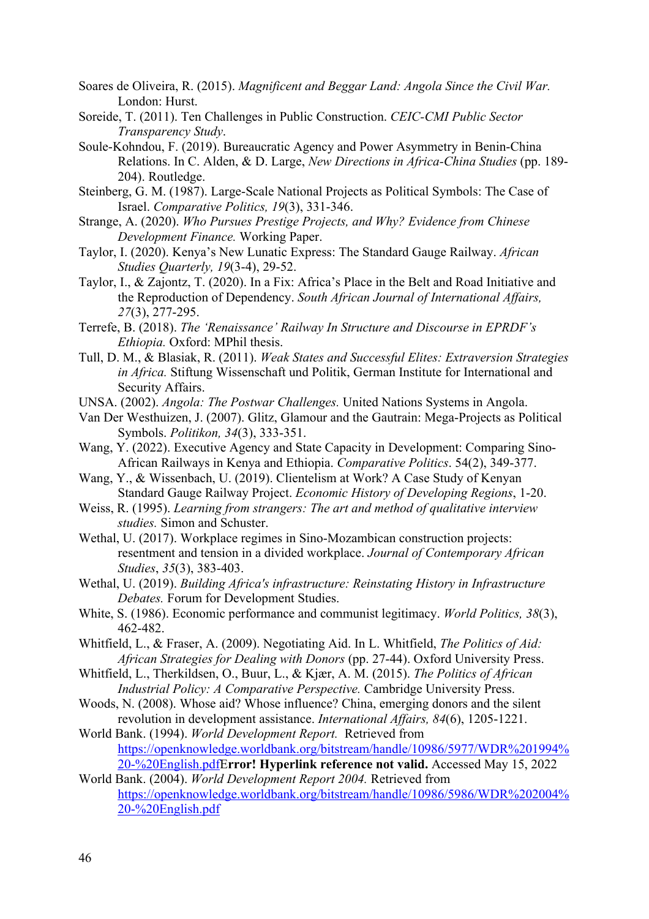Soares de Oliveira, R. (2015). *Magnificent and Beggar Land: Angola Since the Civil War.* London: Hurst.

Soreide, T. (2011). Ten Challenges in Public Construction. *CEIC-CMI Public Sector Transparency Study*.

Soule-Kohndou, F. (2019). Bureaucratic Agency and Power Asymmetry in Benin-China Relations. In C. Alden, & D. Large, *New Directions in Africa-China Studies* (pp. 189-204). Routledge.

Steinberg, G. M. (1987). Large-Scale National Projects as Political Symbols: The Case of Israel. *Comparative Politics, 19*(3), 331-346.

Strange, A. (2020). *Who Pursues Prestige Projects, and Why? Evidence from Chinese Development Finance.* Working Paper.

Taylor, I. (2020). Kenya's New Lunatic Express: The Standard Gauge Railway. *African Studies Quarterly, 19*(3-4), 29-52.

Taylor, I., & Zajontz, T. (2020). In a Fix: Africa's Place in the Belt and Road Initiative and the Reproduction of Dependency. *South African Journal of International Affairs, 27*(3), 277-295.

Terrefe, B. (2018). *The 'Renaissance' Railway In Structure and Discourse in EPRDF's Ethiopia.* Oxford: MPhil thesis.

Tull, D. M., & Blasiak, R. (2011). *Weak States and Successful Elites: Extraversion Strategies in Africa.* Stiftung Wissenschaft und Politik, German Institute for International and Security Affairs.

UNSA. (2002). *Angola: The Postwar Challenges.* United Nations Systems in Angola.

Van Der Westhuizen, J. (2007). Glitz, Glamour and the Gautrain: Mega-Projects as Political Symbols. *Politikon, 34*(3), 333-351.

Wang, Y. (2022). Executive Agency and State Capacity in Development: Comparing Sino-African Railways in Kenya and Ethiopia. *Comparative Politics*. 54(2), 349-377.

Wang, Y., & Wissenbach, U. (2019). Clientelism at Work? A Case Study of Kenyan Standard Gauge Railway Project. *Economic History of Developing Regions*, 1-20.

Weiss, R. (1995). *Learning from strangers: The art and method of qualitative interview studies.* Simon and Schuster.

Wethal, U. (2017). Workplace regimes in Sino-Mozambican construction projects: resentment and tension in a divided workplace. *Journal of Contemporary African Studies*, *35*(3), 383-403.

Wethal, U. (2019). *Building Africa's infrastructure: Reinstating History in Infrastructure Debates.* Forum for Development Studies.

White, S. (1986). Economic performance and communist legitimacy. *World Politics, 38*(3), 462-482.

Whitfield, L., & Fraser, A. (2009). Negotiating Aid. In L. Whitfield, *The Politics of Aid: African Strategies for Dealing with Donors* (pp. 27-44). Oxford University Press.

Whitfield, L., Therkildsen, O., Buur, L., & Kjær, A. M. (2015). *The Politics of African Industrial Policy: A Comparative Perspective.* Cambridge University Press.

Woods, N. (2008). Whose aid? Whose influence? China, emerging donors and the silent revolution in development assistance. *International Affairs, 84*(6), 1205-1221.

World Bank. (1994). *World Development Report.* Retrieved from https://openknowledge.worldbank.org/bitstream/handle/10986/5977/WDR%201994%20-%20English.pdf**Error! Hyperlink reference not valid.** Accessed May 15, 2022

World Bank. (2004). *World Development Report 2004.* Retrieved from https://openknowledge.worldbank.org/bitstream/handle/10986/5986/WDR%202004%20-%20English.pdf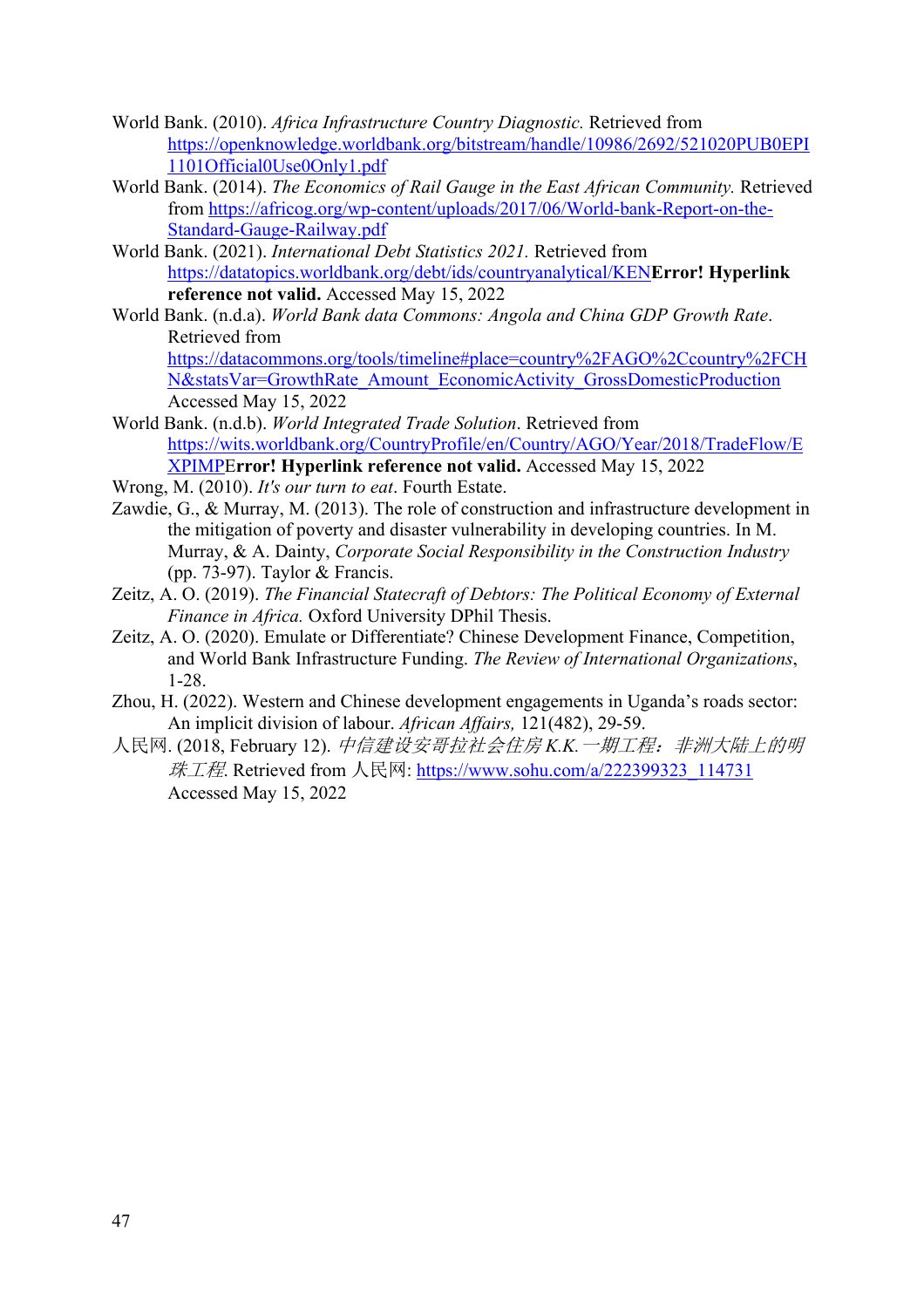World Bank. (2010). *Africa Infrastructure Country Diagnostic.* Retrieved from https://openknowledge.worldbank.org/bitstream/handle/10986/2692/521020PUB0EPI1101Official0Use0Only1.pdf

World Bank. (2014). *The Economics of Rail Gauge in the East African Community.* Retrieved from https://africog.org/wp-content/uploads/2017/06/World-bank-Report-on-the-Standard-Gauge-Railway.pdf

World Bank. (2021). *International Debt Statistics 2021.* Retrieved from https://datatopics.worldbank.org/debt/ids/countryanalytical/KEN**Error! Hyperlink reference not valid.** Accessed May 15, 2022

World Bank. (n.d.a). *World Bank data Commons: Angola and China GDP Growth Rate*. Retrieved from https://datacommons.org/tools/timeline#place=country%2FAGO%2Ccountry%2FCHN&statsVar=GrowthRate_Amount_EconomicActivity_GrossDomesticProduction Accessed May 15, 2022

World Bank. (n.d.b). *World Integrated Trade Solution*. Retrieved from https://wits.worldbank.org/CountryProfile/en/Country/AGO/Year/2018/TradeFlow/EXPIMPE**rror! Hyperlink reference not valid.** Accessed May 15, 2022

Wrong, M. (2010). *It's our turn to eat*. Fourth Estate.

Zawdie, G., & Murray, M. (2013). The role of construction and infrastructure development in the mitigation of poverty and disaster vulnerability in developing countries. In M. Murray, & A. Dainty, *Corporate Social Responsibility in the Construction Industry* (pp. 73-97). Taylor & Francis.

Zeitz, A. O. (2019). *The Financial Statecraft of Debtors: The Political Economy of External Finance in Africa.* Oxford University DPhil Thesis.

Zeitz, A. O. (2020). Emulate or Differentiate? Chinese Development Finance, Competition, and World Bank Infrastructure Funding. *The Review of International Organizations*, 1-28.

Zhou, H. (2022). Western and Chinese development engagements in Uganda's roads sector: An implicit division of labour. *African Affairs,* 121(482), 29-59.

人民网. (2018, February 12). *中信建设安哥拉社会住房 K.K. 一期工程：非洲大陆上的明珠工程.* Retrieved from 人民网: https://www.sohu.com/a/222399323_114731 Accessed May 15, 2022